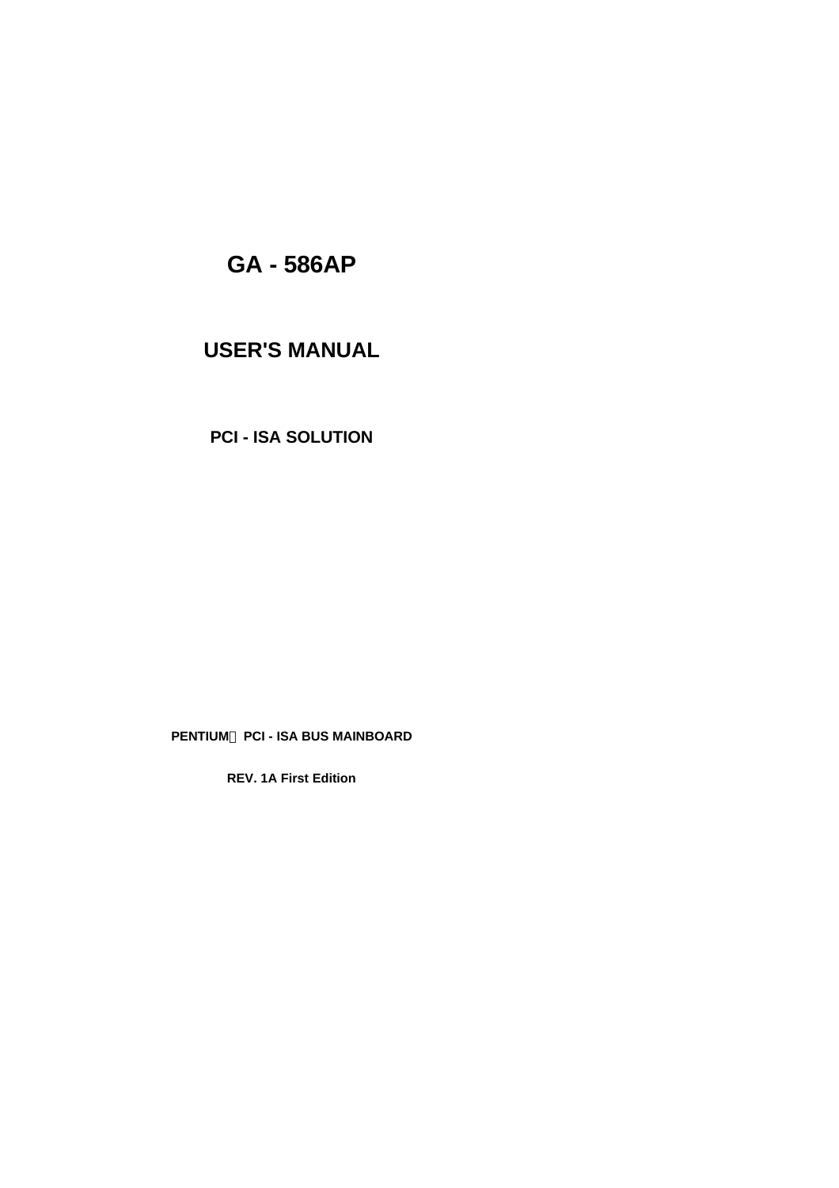# GA - 586AP

## USER'S MANUAL

### PCI - ISA SOLUTION

**PENTIUM PCI - ISA BUS MAINBOARD**

**REV. 1A First Edition**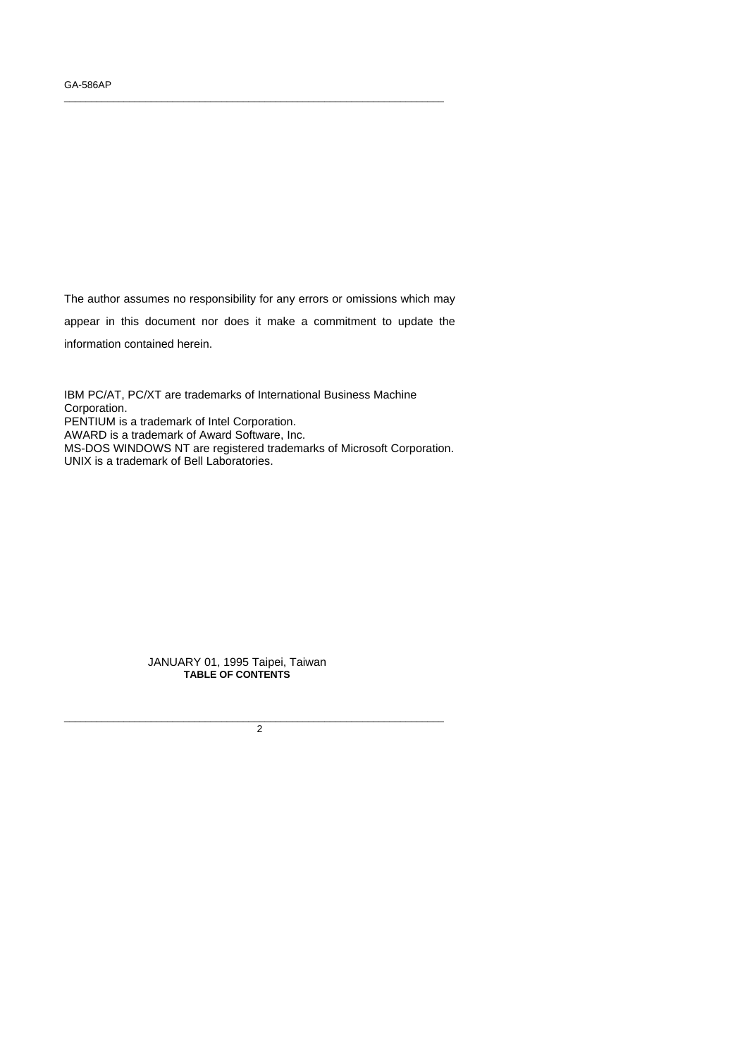The author assumes no responsibility for any errors or omissions which may appear in this document nor does it make a commitment to update the information contained herein.

IBM PC/AT, PC/XT are trademarks of International Business Machine Corporation.
PENTIUM is a trademark of Intel Corporation.
AWARD is a trademark of Award Software, Inc.
MS-DOS WINDOWS NT are registered trademarks of Microsoft Corporation.
UNIX is a trademark of Bell Laboratories.

JANUARY 01, 1995 Taipei, Taiwan

**TABLE OF CONTENTS**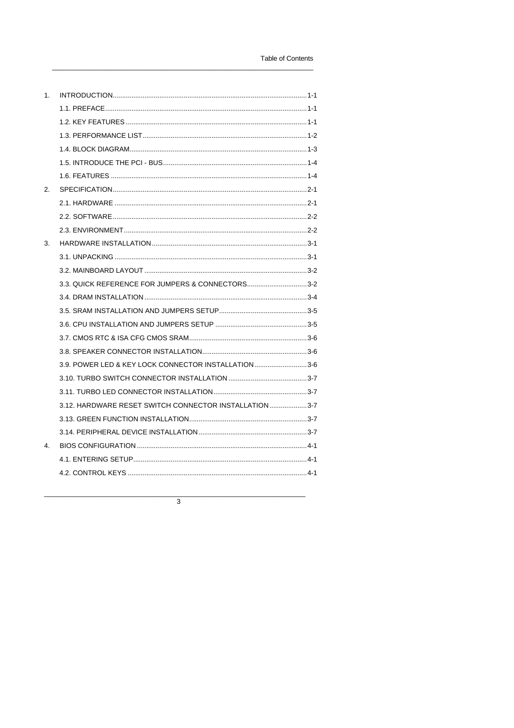# Table of Contents

1. INTRODUCTION....................................................................1-1
   - 1.1. PREFACE....................................................................1-1
   - 1.2. KEY FEATURES ............................................................1-1
   - 1.3. PERFORMANCE LIST....................................................1-2
   - 1.4. BLOCK DIAGRAM.........................................................1-3
   - 1.5. INTRODUCE THE PCI - BUS..........................................1-4
   - 1.6. FEATURES ...................................................................1-4
2. SPECIFICATION....................................................................2-1
   - 2.1. HARDWARE ................................................................2-1
   - 2.2. SOFTWARE..................................................................2-2
   - 2.3. ENVIRONMENT............................................................2-2
3. HARDWARE INSTALLATION...............................................3-1
   - 3.1. UNPACKING ................................................................3-1
   - 3.2. MAINBOARD LAYOUT .................................................3-2
   - 3.3. QUICK REFERENCE FOR JUMPERS & CONNECTORS...............................3-2
   - 3.4. DRAM INSTALLATION .................................................3-4
   - 3.5. SRAM INSTALLATION AND JUMPERS SETUP..............................3-5
   - 3.6. CPU INSTALLATION AND JUMPERS SETUP ...............................3-5
   - 3.7. CMOS RTC & ISA CFG CMOS SRAM..........................................3-6
   - 3.8. SPEAKER CONNECTOR INSTALLATION......................................3-6
   - 3.9. POWER LED & KEY LOCK CONNECTOR INSTALLATION ...........................3-6
   - 3.10. TURBO SWITCH CONNECTOR INSTALLATION .........................................3-7
   - 3.11. TURBO LED CONNECTOR INSTALLATION.................................................3-7
   - 3.12. HARDWARE RESET SWITCH CONNECTOR INSTALLATION ....................3-7
   - 3.13. GREEN FUNCTION INSTALLATION..............................................................3-7
   - 3.14. PERIPHERAL DEVICE INSTALLATION.........................................................3-7
4. BIOS CONFIGURATION ...............................................................4-1
   - 4.1. ENTERING SETUP.........................................................4-1
   - 4.2. CONTROL KEYS ...........................................................4-1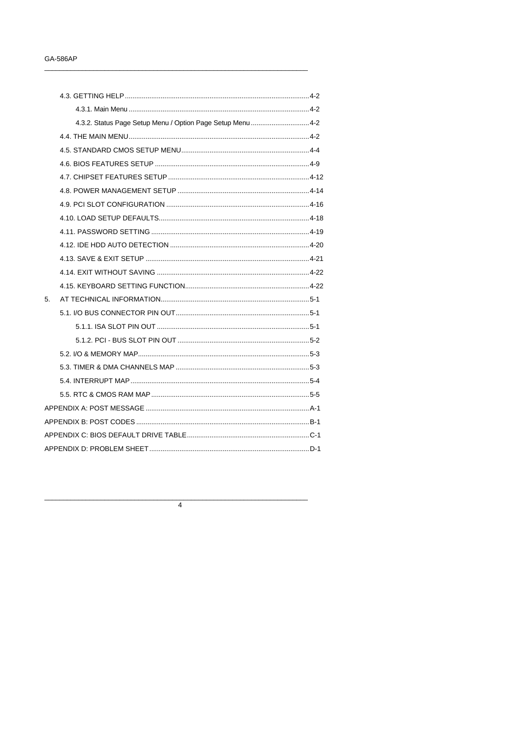- 4.3. GETTING HELP ....................................................................................... 4-2
    - 4.3.1. Main Menu ........................................................................................ 4-2
    - 4.3.2. Status Page Setup Menu / Option Page Setup Menu ............................. 4-2
- 4.4. THE MAIN MENU ........................................................................................ 4-2
- 4.5. STANDARD CMOS SETUP MENU ............................................................... 4-4
- 4.6. BIOS FEATURES SETUP ........................................................................... 4-9
- 4.7. CHIPSET FEATURES SETUP ..................................................................... 4-12
- 4.8. POWER MANAGEMENT SETUP ................................................................. 4-14
- 4.9. PCI SLOT CONFIGURATION ...................................................................... 4-16
- 4.10. LOAD SETUP DEFAULTS .......................................................................... 4-18
- 4.11. PASSWORD SETTING ............................................................................... 4-19
- 4.12. IDE HDD AUTO DETECTION ..................................................................... 4-20
- 4.13. SAVE & EXIT SETUP ................................................................................. 4-21
- 4.14. EXIT WITHOUT SAVING ............................................................................ 4-22
- 4.15. KEYBOARD SETTING FUNCTION ............................................................... 4-22

5. AT TECHNICAL INFORMATION ............................................................................ 5-1
    - 5.1. I/O BUS CONNECTOR PIN OUT .................................................................. 5-1
        - 5.1.1. ISA SLOT PIN OUT ............................................................................ 5-1
        - 5.1.2. PCI - BUS SLOT PIN OUT ................................................................... 5-2
    - 5.2. I/O & MEMORY MAP ................................................................................... 5-3
    - 5.3. TIMER & DMA CHANNELS MAP .................................................................. 5-3
    - 5.4. INTERRUPT MAP ...................................................................................... 5-4
    - 5.5. RTC & CMOS RAM MAP ............................................................................. 5-5

APPENDIX A: POST MESSAGE ................................................................................ A-1

APPENDIX B: POST CODES ...................................................................................... B-1

APPENDIX C: BIOS DEFAULT DRIVE TABLE ............................................................. C-1

APPENDIX D: PROBLEM SHEET .............................................................................. D-1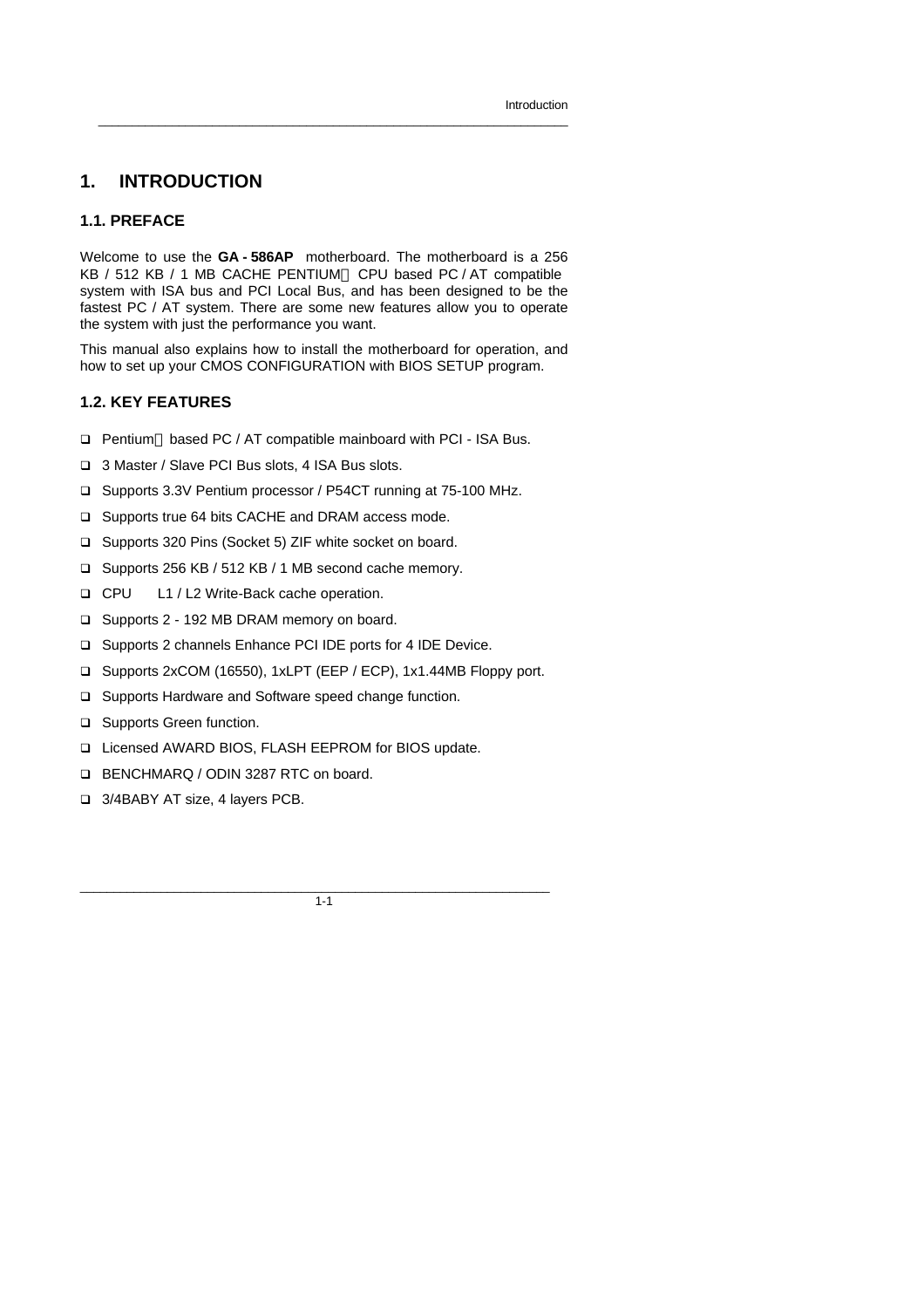# 1. INTRODUCTION

## 1.1. PREFACE

Welcome to use the **GA - 586AP** motherboard. The motherboard is a 256 KB / 512 KB / 1 MB CACHE PENTIUM CPU based PC / AT compatible system with ISA bus and PCI Local Bus, and has been designed to be the fastest PC / AT system. There are some new features allow you to operate the system with just the performance you want.

This manual also explains how to install the motherboard for operation, and how to set up your CMOS CONFIGURATION with BIOS SETUP program.

## 1.2. KEY FEATURES

- Pentium based PC / AT compatible mainboard with PCI - ISA Bus.
- 3 Master / Slave PCI Bus slots, 4 ISA Bus slots.
- Supports 3.3V Pentium processor / P54CT running at 75-100 MHz.
- Supports true 64 bits CACHE and DRAM access mode.
- Supports 320 Pins (Socket 5) ZIF white socket on board.
- Supports 256 KB / 512 KB / 1 MB second cache memory.
- CPU L1 / L2 Write-Back cache operation.
- Supports 2 - 192 MB DRAM memory on board.
- Supports 2 channels Enhance PCI IDE ports for 4 IDE Device.
- Supports 2xCOM (16550), 1xLPT (EEP / ECP), 1x1.44MB Floppy port.
- Supports Hardware and Software speed change function.
- Supports Green function.
- Licensed AWARD BIOS, FLASH EEPROM for BIOS update.
- BENCHMARQ / ODIN 3287 RTC on board.
- 3/4BABY AT size, 4 layers PCB.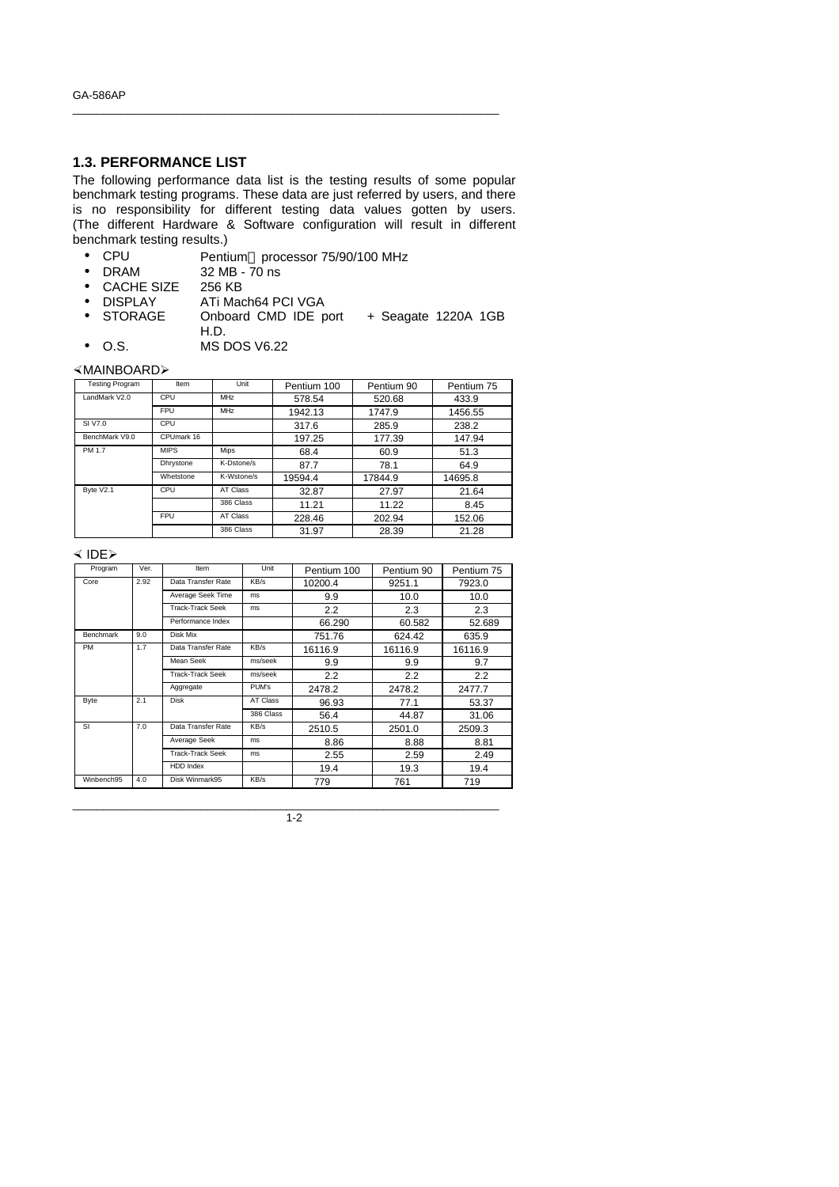## 1.3. PERFORMANCE LIST

The following performance data list is the testing results of some popular benchmark testing programs. These data are just referred by users, and there is no responsibility for different testing data values gotten by users. (The different Hardware & Software configuration will result in different benchmark testing results.)

- CPU Pentium processor 75/90/100 MHz
- DRAM 32 MB - 70 ns
- CACHE SIZE 256 KB
- DISPLAY ATi Mach64 PCI VGA
- STORAGE Onboard CMD IDE port + Seagate 1220A 1GB H.D.
- O.S. MS DOS V6.22

<MAINBOARD>

| Testing Program | Item | Unit | Pentium 100 | Pentium 90 | Pentium 75 |
|---|---|---|---|---|---|
| LandMark V2.0 | CPU | MHz | 578.54 | 520.68 | 433.9 |
| | FPU | MHz | 1942.13 | 1747.9 | 1456.55 |
| SI V7.0 | CPU | | 317.6 | 285.9 | 238.2 |
| BenchMark V9.0 | CPUmark 16 | | 197.25 | 177.39 | 147.94 |
| PM 1.7 | MIPS | Mips | 68.4 | 60.9 | 51.3 |
| | Dhrystone | K-Dstone/s | 87.7 | 78.1 | 64.9 |
| | Whetstone | K-Wstone/s | 19594.4 | 17844.9 | 14695.8 |
| Byte V2.1 | CPU | AT Class | 32.87 | 27.97 | 21.64 |
| | | 386 Class | 11.21 | 11.22 | 8.45 |
| | FPU | AT Class | 228.46 | 202.94 | 152.06 |
| | | 386 Class | 31.97 | 28.39 | 21.28 |

< IDE>

| Program | Ver. | Item | Unit | Pentium 100 | Pentium 90 | Pentium 75 |
|---|---|---|---|---|---|---|
| Core | 2.92 | Data Transfer Rate | KB/s | 10200.4 | 9251.1 | 7923.0 |
| | | Average Seek Time | ms | 9.9 | 10.0 | 10.0 |
| | | Track-Track Seek | ms | 2.2 | 2.3 | 2.3 |
| | | Performance Index | | 66.290 | 60.582 | 52.689 |
| Benchmark | 9.0 | Disk Mix | | 751.76 | 624.42 | 635.9 |
| PM | 1.7 | Data Transfer Rate | KB/s | 16116.9 | 16116.9 | 16116.9 |
| | | Mean Seek | ms/seek | 9.9 | 9.9 | 9.7 |
| | | Track-Track Seek | ms/seek | 2.2 | 2.2 | 2.2 |
| | | Aggregate | PUM's | 2478.2 | 2478.2 | 2477.7 |
| Byte | 2.1 | Disk | AT Class | 96.93 | 77.1 | 53.37 |
| | | | 386 Class | 56.4 | 44.87 | 31.06 |
| SI | 7.0 | Data Transfer Rate | KB/s | 2510.5 | 2501.0 | 2509.3 |
| | | Average Seek | ms | 8.86 | 8.88 | 8.81 |
| | | Track-Track Seek | ms | 2.55 | 2.59 | 2.49 |
| | | HDD Index | | 19.4 | 19.3 | 19.4 |
| Winbench95 | 4.0 | Disk Winmark95 | KB/s | 779 | 761 | 719 |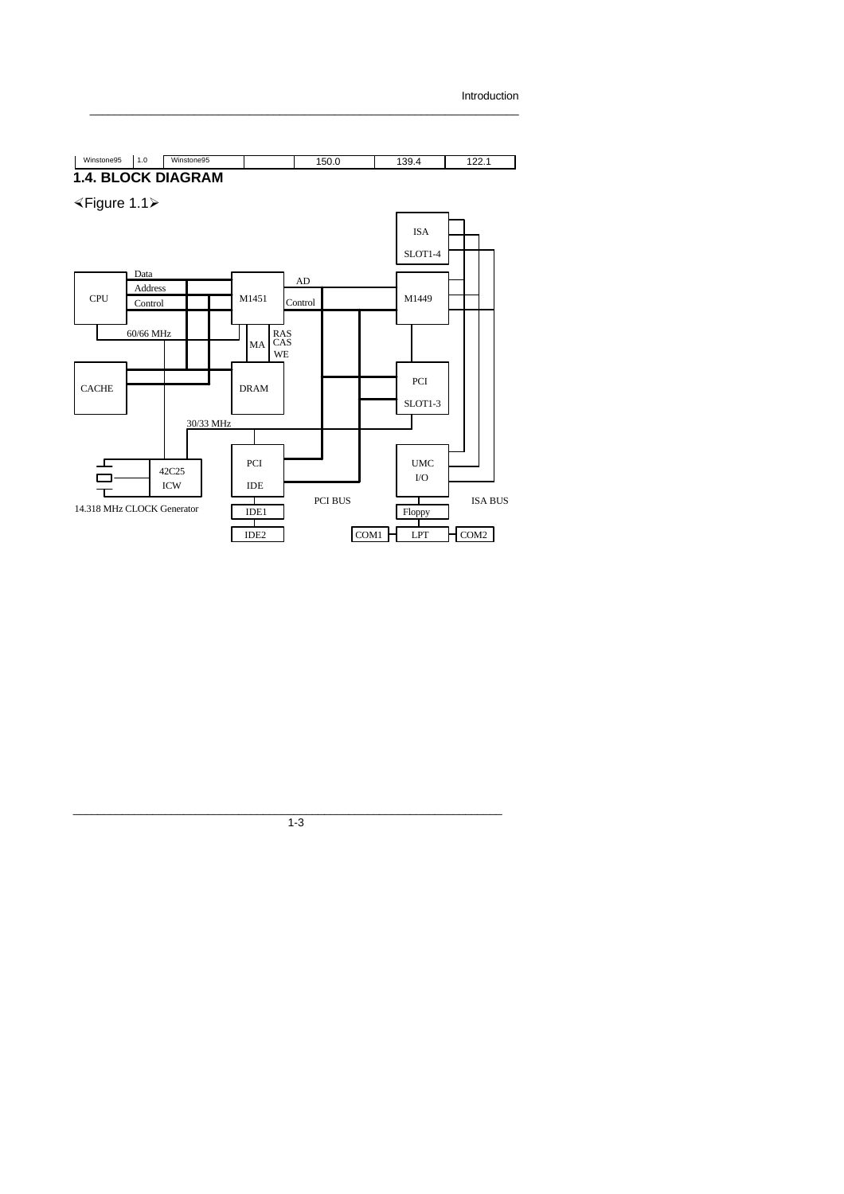| Winstone95 | 1.0 | Winstone95 | | 150.0 | 139.4 | 122.1 |
|---|---|---|---|---|---|---|

## 1.4. BLOCK DIAGRAM

⊲Figure 1.1⊳

CPU, Data, Address, Control, M1451, AD, Control, M1449, ISA SLOT1-4, 60/66 MHz, MA, RAS, CAS, WE, CACHE, DRAM, PCI SLOT1-3, 30/33 MHz, 42C25 ICW, 14.318 MHz CLOCK Generator, PCI IDE, IDE1, IDE2, PCI BUS, UMC I/O, ISA BUS, Floppy, COM1, LPT, COM2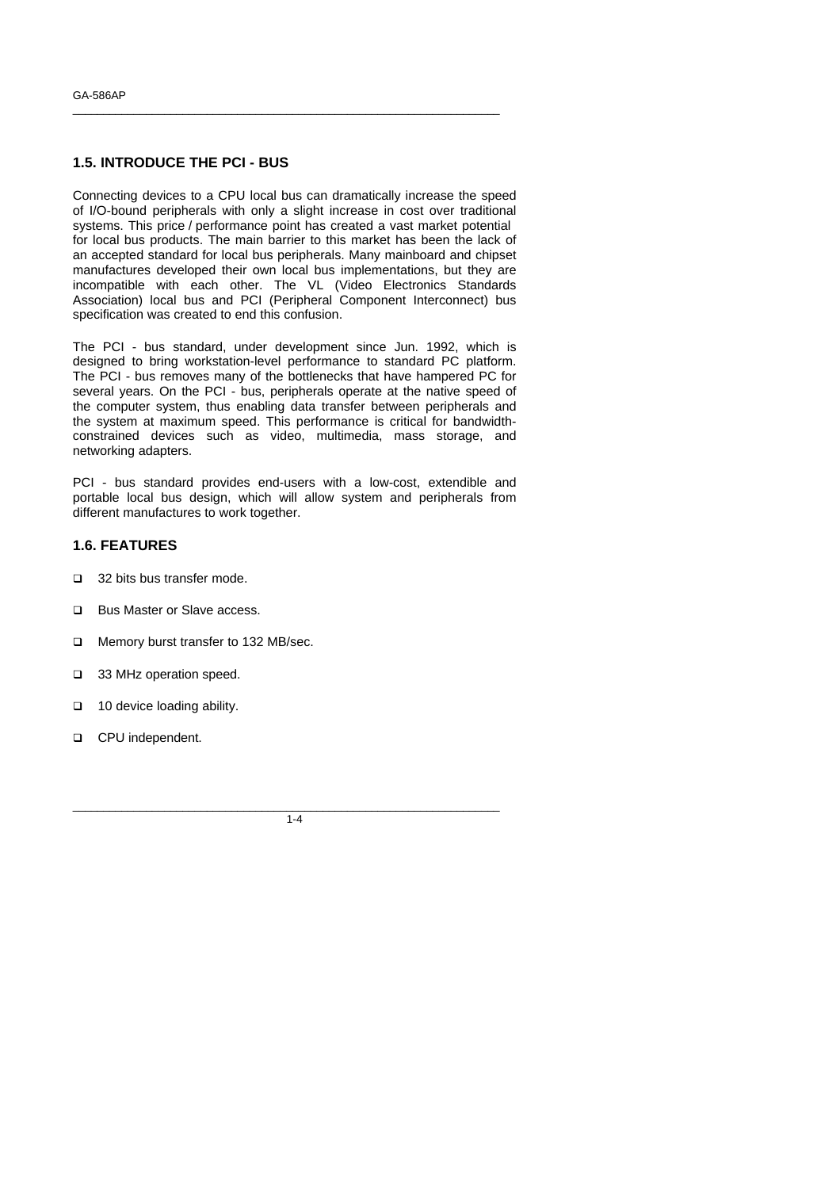## 1.5. INTRODUCE THE PCI - BUS

Connecting devices to a CPU local bus can dramatically increase the speed of I/O-bound peripherals with only a slight increase in cost over traditional systems. This price / performance point has created a vast market potential for local bus products. The main barrier to this market has been the lack of an accepted standard for local bus peripherals. Many mainboard and chipset manufactures developed their own local bus implementations, but they are incompatible with each other. The VL (Video Electronics Standards Association) local bus and PCI (Peripheral Component Interconnect) bus specification was created to end this confusion.

The PCI - bus standard, under development since Jun. 1992, which is designed to bring workstation-level performance to standard PC platform. The PCI - bus removes many of the bottlenecks that have hampered PC for several years. On the PCI - bus, peripherals operate at the native speed of the computer system, thus enabling data transfer between peripherals and the system at maximum speed. This performance is critical for bandwidth-constrained devices such as video, multimedia, mass storage, and networking adapters.

PCI - bus standard provides end-users with a low-cost, extendible and portable local bus design, which will allow system and peripherals from different manufactures to work together.

## 1.6. FEATURES

- 32 bits bus transfer mode.
- Bus Master or Slave access.
- Memory burst transfer to 132 MB/sec.
- 33 MHz operation speed.
- 10 device loading ability.
- CPU independent.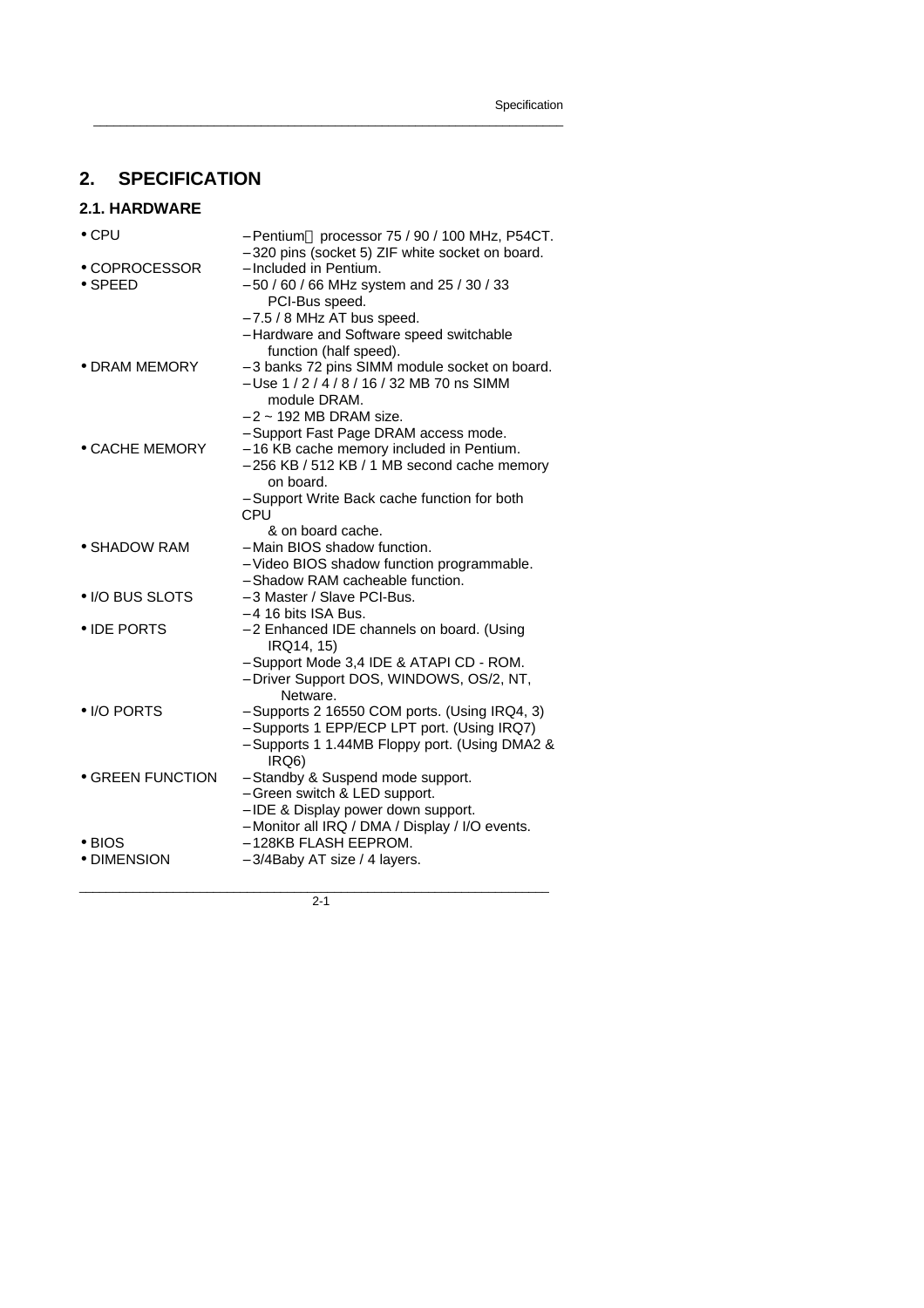# 2. SPECIFICATION

## 2.1. HARDWARE

| | |
|---|---|
| • CPU | – Pentium processor 75 / 90 / 100 MHz, P54CT.<br>– 320 pins (socket 5) ZIF white socket on board. |
| • COPROCESSOR | – Included in Pentium. |
| • SPEED | – 50 / 60 / 66 MHz system and 25 / 30 / 33 PCI-Bus speed.<br>– 7.5 / 8 MHz AT bus speed.<br>– Hardware and Software speed switchable function (half speed). |
| • DRAM MEMORY | – 3 banks 72 pins SIMM module socket on board.<br>– Use 1 / 2 / 4 / 8 / 16 / 32 MB 70 ns SIMM module DRAM.<br>– 2 ~ 192 MB DRAM size.<br>– Support Fast Page DRAM access mode. |
| • CACHE MEMORY | – 16 KB cache memory included in Pentium.<br>– 256 KB / 512 KB / 1 MB second cache memory on board.<br>– Support Write Back cache function for both CPU & on board cache. |
| • SHADOW RAM | – Main BIOS shadow function.<br>– Video BIOS shadow function programmable.<br>– Shadow RAM cacheable function. |
| • I/O BUS SLOTS | – 3 Master / Slave PCI-Bus.<br>– 4 16 bits ISA Bus. |
| • IDE PORTS | – 2 Enhanced IDE channels on board. (Using IRQ14, 15)<br>– Support Mode 3,4 IDE & ATAPI CD - ROM.<br>– Driver Support DOS, WINDOWS, OS/2, NT, Netware. |
| • I/O PORTS | – Supports 2 16550 COM ports. (Using IRQ4, 3)<br>– Supports 1 EPP/ECP LPT port. (Using IRQ7)<br>– Supports 1 1.44MB Floppy port. (Using DMA2 & IRQ6) |
| • GREEN FUNCTION | – Standby & Suspend mode support.<br>– Green switch & LED support.<br>– IDE & Display power down support.<br>– Monitor all IRQ / DMA / Display / I/O events. |
| • BIOS | – 128KB FLASH EEPROM. |
| • DIMENSION | – 3/4Baby AT size / 4 layers. |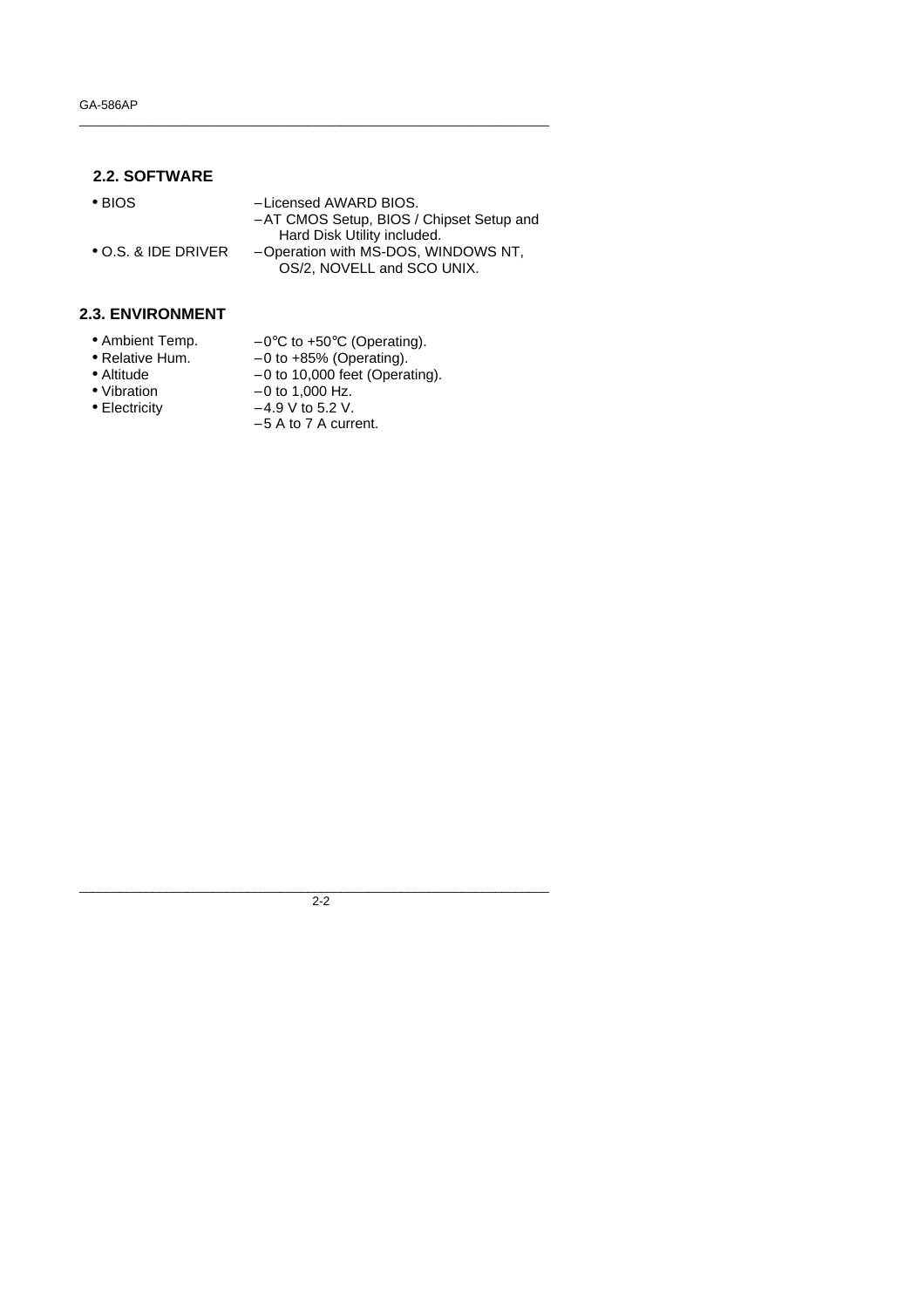## 2.2. SOFTWARE

- BIOS
  - Licensed AWARD BIOS.
  - AT CMOS Setup, BIOS / Chipset Setup and Hard Disk Utility included.
- O.S. & IDE DRIVER
  - Operation with MS-DOS, WINDOWS NT, OS/2, NOVELL and SCO UNIX.

## 2.3. ENVIRONMENT

- Ambient Temp. – 0°C to +50°C (Operating).
- Relative Hum. – 0 to +85% (Operating).
- Altitude – 0 to 10,000 feet (Operating).
- Vibration – 0 to 1,000 Hz.
- Electricity
  - 4.9 V to 5.2 V.
  - 5 A to 7 A current.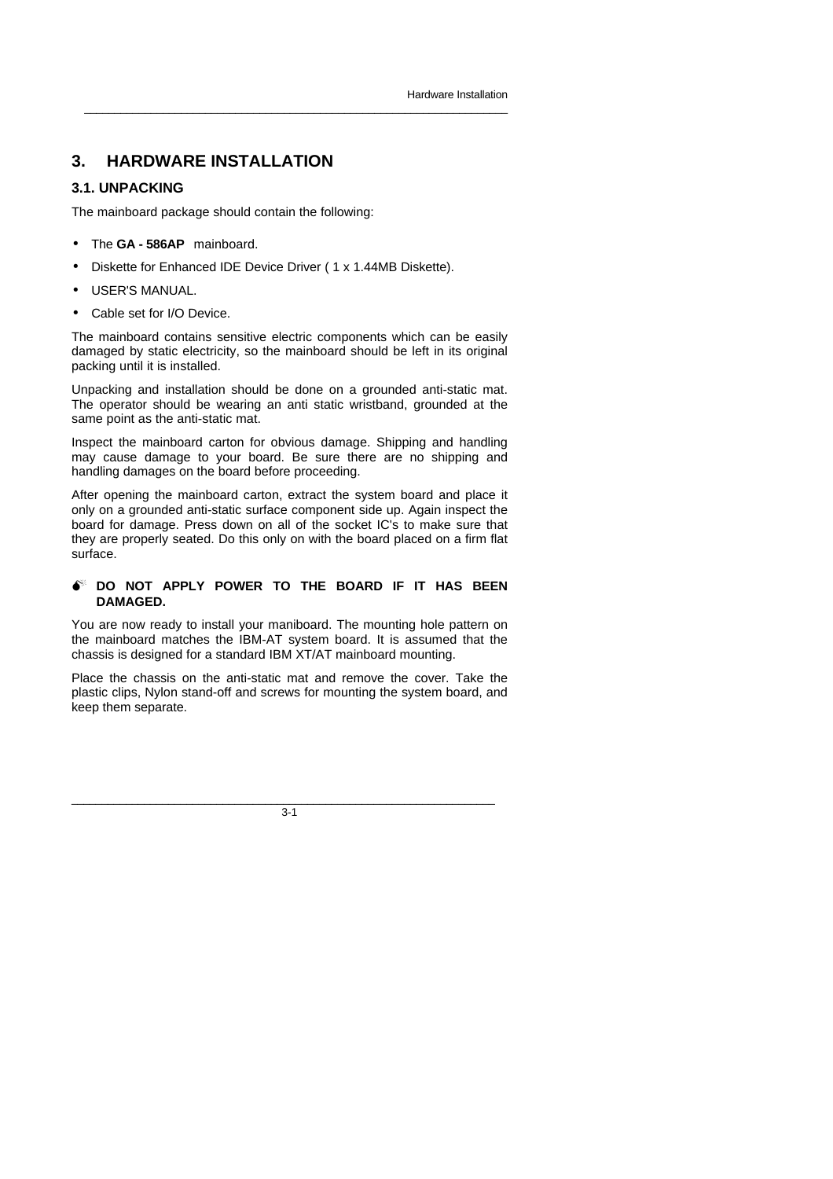# 3. HARDWARE INSTALLATION

## 3.1. UNPACKING

The mainboard package should contain the following:

- The **GA - 586AP** mainboard.
- Diskette for Enhanced IDE Device Driver ( 1 x 1.44MB Diskette).
- USER'S MANUAL.
- Cable set for I/O Device.

The mainboard contains sensitive electric components which can be easily damaged by static electricity, so the mainboard should be left in its original packing until it is installed.

Unpacking and installation should be done on a grounded anti-static mat. The operator should be wearing an anti static wristband, grounded at the same point as the anti-static mat.

Inspect the mainboard carton for obvious damage. Shipping and handling may cause damage to your board. Be sure there are no shipping and handling damages on the board before proceeding.

After opening the mainboard carton, extract the system board and place it only on a grounded anti-static surface component side up. Again inspect the board for damage. Press down on all of the socket IC's to make sure that they are properly seated. Do this only on with the board placed on a firm flat surface.

**DO NOT APPLY POWER TO THE BOARD IF IT HAS BEEN DAMAGED.**

You are now ready to install your maniboard. The mounting hole pattern on the mainboard matches the IBM-AT system board. It is assumed that the chassis is designed for a standard IBM XT/AT mainboard mounting.

Place the chassis on the anti-static mat and remove the cover. Take the plastic clips, Nylon stand-off and screws for mounting the system board, and keep them separate.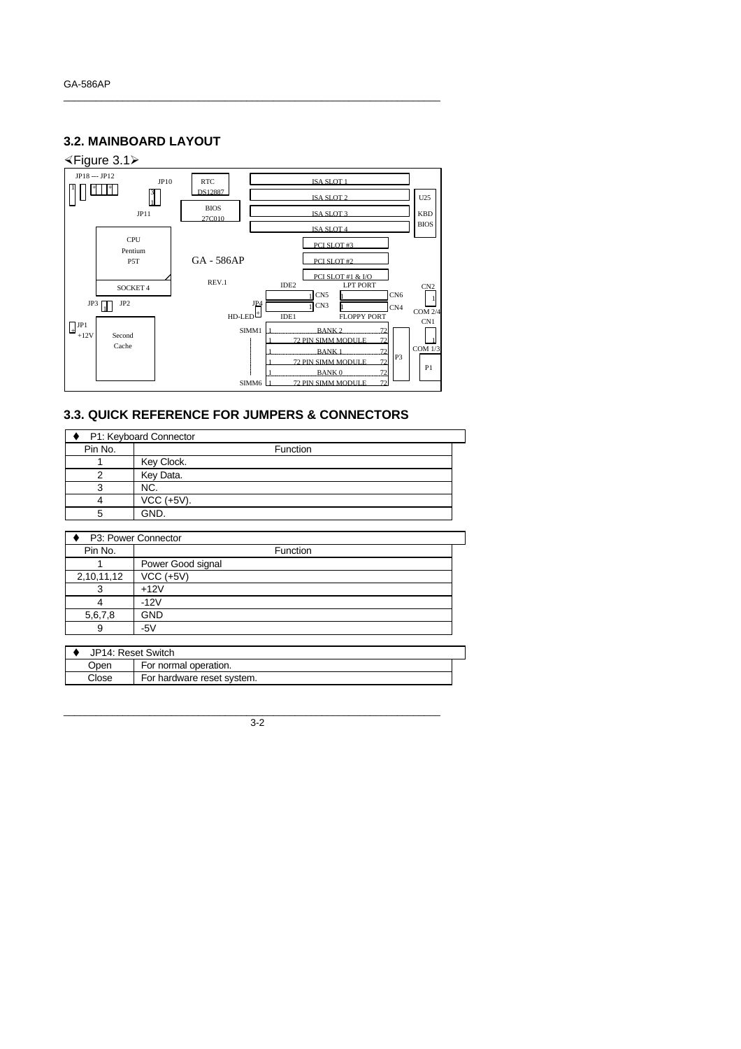## 3.2. MAINBOARD LAYOUT

Figure 3.1

```
JP18 --- JP12        JP10   RTC            ISA SLOT 1
                            DS12887        ISA SLOT 2                   U25
                            BIOS           ISA SLOT 3                   KBD
           JP11             27C010         ISA SLOT 4                   BIOS
      CPU
      Pentium                                 PCI SLOT #3
      P5T                GA - 586AP           PCI SLOT #2
                                              PCI SLOT #1 & I/O
      SOCKET 4           REV.1          IDE2        LPT PORT            CN2
                                                CN5              CN6
JP3       JP2                   JP4             CN3              CN4    COM 2/4
                         HD-LED         IDE1        FLOPPY PORT         CN1
JP1
+12V  Second                    SIMM1  1   BANK 2              72
      Cache                            1   72 PIN SIMM MODULE  72
                                       1   BANK 1              72       COM 1/3
                                       1   72 PIN SIMM MODULE  72   P3
                                       1   BANK 0              72       P1
                                SIMM6  1   72 PIN SIMM MODULE  72
```

## 3.3. QUICK REFERENCE FOR JUMPERS & CONNECTORS

♦ P1: Keyboard Connector

| Pin No. | Function |
|---|---|
| 1 | Key Clock. |
| 2 | Key Data. |
| 3 | NC. |
| 4 | VCC (+5V). |
| 5 | GND. |

♦ P3: Power Connector

| Pin No. | Function |
|---|---|
| 1 | Power Good signal |
| 2,10,11,12 | VCC (+5V) |
| 3 | +12V |
| 4 | -12V |
| 5,6,7,8 | GND |
| 9 | -5V |

♦ JP14: Reset Switch

| | |
|---|---|
| Open | For normal operation. |
| Close | For hardware reset system. |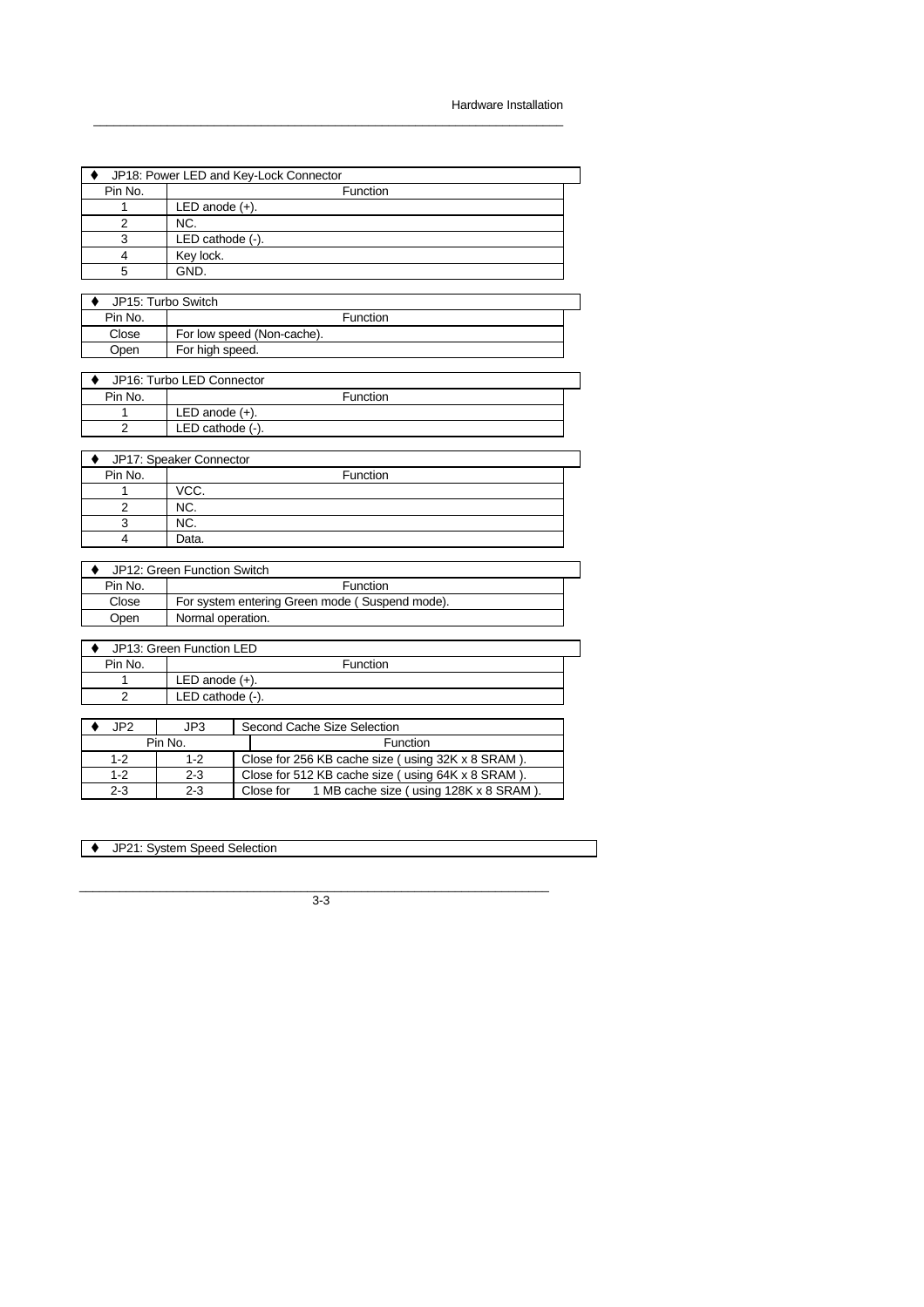| ♦ JP18: Power LED and Key-Lock Connector | |
|---|---|
| Pin No. | Function |
| 1 | LED anode (+). |
| 2 | NC. |
| 3 | LED cathode (-). |
| 4 | Key lock. |
| 5 | GND. |

| ♦ JP15: Turbo Switch | |
|---|---|
| Pin No. | Function |
| Close | For low speed (Non-cache). |
| Open | For high speed. |

| ♦ JP16: Turbo LED Connector | |
|---|---|
| Pin No. | Function |
| 1 | LED anode (+). |
| 2 | LED cathode (-). |

| ♦ JP17: Speaker Connector | |
|---|---|
| Pin No. | Function |
| 1 | VCC. |
| 2 | NC. |
| 3 | NC. |
| 4 | Data. |

| ♦ JP12: Green Function Switch | |
|---|---|
| Pin No. | Function |
| Close | For system entering Green mode ( Suspend mode). |
| Open | Normal operation. |

| ♦ JP13: Green Function LED | |
|---|---|
| Pin No. | Function |
| 1 | LED anode (+). |
| 2 | LED cathode (-). |

| ♦ JP2 | JP3 | Second Cache Size Selection |
|---|---|---|
| Pin No. | | Function |
| 1-2 | 1-2 | Close for 256 KB cache size ( using 32K x 8 SRAM ). |
| 1-2 | 2-3 | Close for 512 KB cache size ( using 64K x 8 SRAM ). |
| 2-3 | 2-3 | Close for 1 MB cache size ( using 128K x 8 SRAM ). |

♦ JP21: System Speed Selection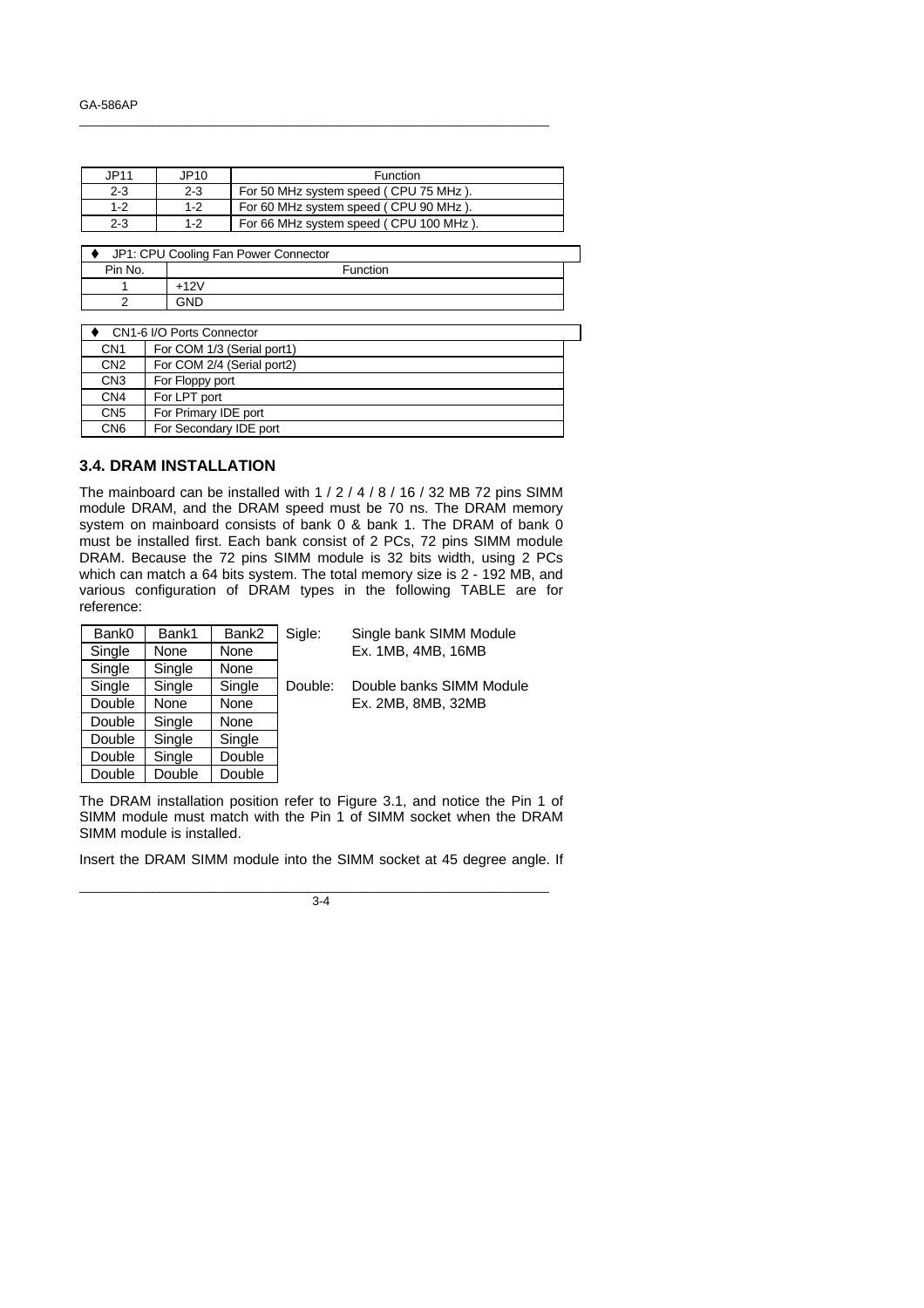| JP11 | JP10 | Function |
|---|---|---|
| 2-3 | 2-3 | For 50 MHz system speed ( CPU 75 MHz ). |
| 1-2 | 1-2 | For 60 MHz system speed ( CPU 90 MHz ). |
| 2-3 | 1-2 | For 66 MHz system speed ( CPU 100 MHz ). |

♦ JP1: CPU Cooling Fan Power Connector

| Pin No. | Function |
|---|---|
| 1 | +12V |
| 2 | GND |

♦ CN1-6 I/O Ports Connector

| | |
|---|---|
| CN1 | For COM 1/3 (Serial port1) |
| CN2 | For COM 2/4 (Serial port2) |
| CN3 | For Floppy port |
| CN4 | For LPT port |
| CN5 | For Primary IDE port |
| CN6 | For Secondary IDE port |

### 3.4. DRAM INSTALLATION

The mainboard can be installed with 1 / 2 / 4 / 8 / 16 / 32 MB 72 pins SIMM module DRAM, and the DRAM speed must be 70 ns. The DRAM memory system on mainboard consists of bank 0 & bank 1. The DRAM of bank 0 must be installed first. Each bank consist of 2 PCs, 72 pins SIMM module DRAM. Because the 72 pins SIMM module is 32 bits width, using 2 PCs which can match a 64 bits system. The total memory size is 2 - 192 MB, and various configuration of DRAM types in the following TABLE are for reference:

| Bank0 | Bank1 | Bank2 |
|---|---|---|
| Single | None | None |
| Single | Single | None |
| Single | Single | Single |
| Double | None | None |
| Double | Single | None |
| Double | Single | Single |
| Double | Single | Double |
| Double | Double | Double |

Sigle: Single bank SIMM Module
Ex. 1MB, 4MB, 16MB

Double: Double banks SIMM Module
Ex. 2MB, 8MB, 32MB

The DRAM installation position refer to Figure 3.1, and notice the Pin 1 of SIMM module must match with the Pin 1 of SIMM socket when the DRAM SIMM module is installed.

Insert the DRAM SIMM module into the SIMM socket at 45 degree angle. If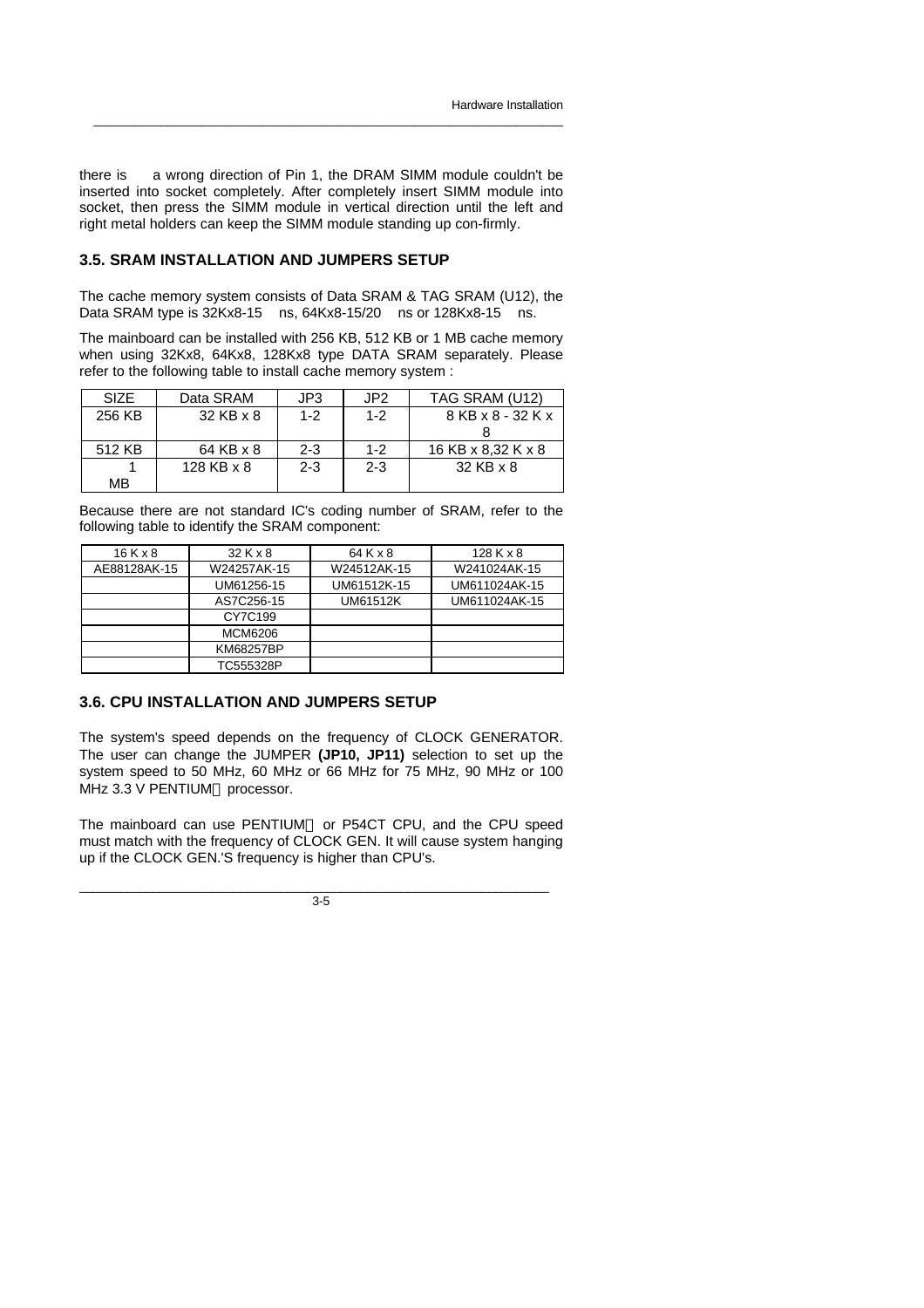there is a wrong direction of Pin 1, the DRAM SIMM module couldn't be inserted into socket completely. After completely insert SIMM module into socket, then press the SIMM module in vertical direction until the left and right metal holders can keep the SIMM module standing up con-firmly.

### 3.5. SRAM INSTALLATION AND JUMPERS SETUP

The cache memory system consists of Data SRAM & TAG SRAM (U12), the Data SRAM type is 32Kx8-15 ns, 64Kx8-15/20 ns or 128Kx8-15 ns.

The mainboard can be installed with 256 KB, 512 KB or 1 MB cache memory when using 32Kx8, 64Kx8, 128Kx8 type DATA SRAM separately. Please refer to the following table to install cache memory system :

| SIZE | Data SRAM | JP3 | JP2 | TAG SRAM (U12) |
|---|---|---|---|---|
| 256 KB | 32 KB x 8 | 1-2 | 1-2 | 8 KB x 8 - 32 K x 8 |
| 512 KB | 64 KB x 8 | 2-3 | 1-2 | 16 KB x 8,32 K x 8 |
| 1 MB | 128 KB x 8 | 2-3 | 2-3 | 32 KB x 8 |

Because there are not standard IC's coding number of SRAM, refer to the following table to identify the SRAM component:

| 16 K x 8 | 32 K x 8 | 64 K x 8 | 128 K x 8 |
|---|---|---|---|
| AE88128AK-15 | W24257AK-15 | W24512AK-15 | W241024AK-15 |
| | UM61256-15 | UM61512K-15 | UM611024AK-15 |
| | AS7C256-15 | UM61512K | UM611024AK-15 |
| | CY7C199 | | |
| | MCM6206 | | |
| | KM68257BP | | |
| | TC555328P | | |

### 3.6. CPU INSTALLATION AND JUMPERS SETUP

The system's speed depends on the frequency of CLOCK GENERATOR. The user can change the JUMPER **(JP10, JP11)** selection to set up the system speed to 50 MHz, 60 MHz or 66 MHz for 75 MHz, 90 MHz or 100 MHz 3.3 V PENTIUM processor.

The mainboard can use PENTIUM or P54CT CPU, and the CPU speed must match with the frequency of CLOCK GEN. It will cause system hanging up if the CLOCK GEN.'S frequency is higher than CPU's.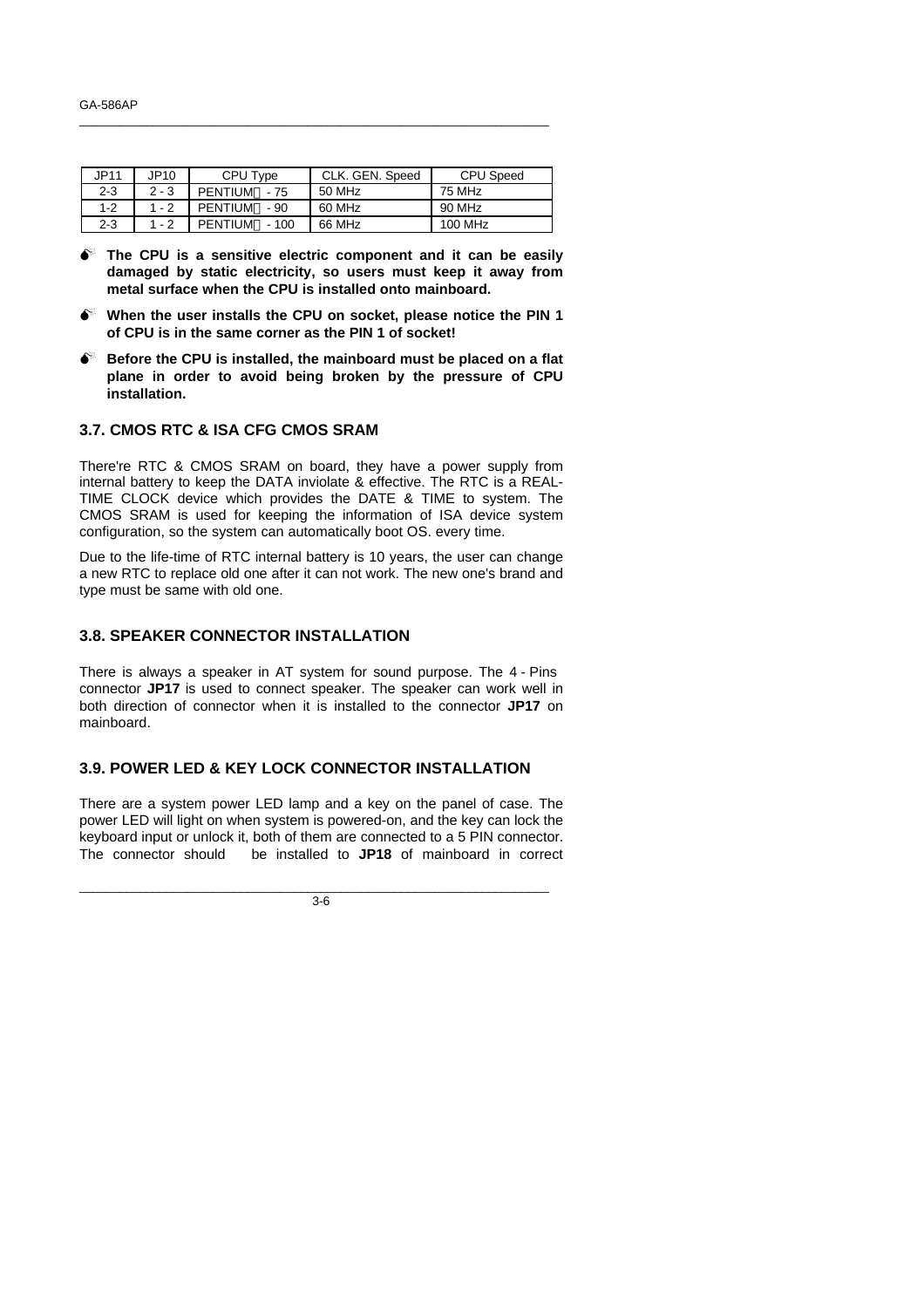| JP11 | JP10 | CPU Type | CLK. GEN. Speed | CPU Speed |
|---|---|---|---|---|
| 2-3 | 2 - 3 | PENTIUM - 75 | 50 MHz | 75 MHz |
| 1-2 | 1 - 2 | PENTIUM - 90 | 60 MHz | 90 MHz |
| 2-3 | 1 - 2 | PENTIUM - 100 | 66 MHz | 100 MHz |

- **The CPU is a sensitive electric component and it can be easily damaged by static electricity, so users must keep it away from metal surface when the CPU is installed onto mainboard.**
- **When the user installs the CPU on socket, please notice the PIN 1 of CPU is in the same corner as the PIN 1 of socket!**
- **Before the CPU is installed, the mainboard must be placed on a flat plane in order to avoid being broken by the pressure of CPU installation.**

## 3.7. CMOS RTC & ISA CFG CMOS SRAM

There're RTC & CMOS SRAM on board, they have a power supply from internal battery to keep the DATA inviolate & effective. The RTC is a REAL-TIME CLOCK device which provides the DATE & TIME to system. The CMOS SRAM is used for keeping the information of ISA device system configuration, so the system can automatically boot OS. every time.

Due to the life-time of RTC internal battery is 10 years, the user can change a new RTC to replace old one after it can not work. The new one's brand and type must be same with old one.

## 3.8. SPEAKER CONNECTOR INSTALLATION

There is always a speaker in AT system for sound purpose. The 4 - Pins connector **JP17** is used to connect speaker. The speaker can work well in both direction of connector when it is installed to the connector **JP17** on mainboard.

## 3.9. POWER LED & KEY LOCK CONNECTOR INSTALLATION

There are a system power LED lamp and a key on the panel of case. The power LED will light on when system is powered-on, and the key can lock the keyboard input or unlock it, both of them are connected to a 5 PIN connector. The connector should be installed to **JP18** of mainboard in correct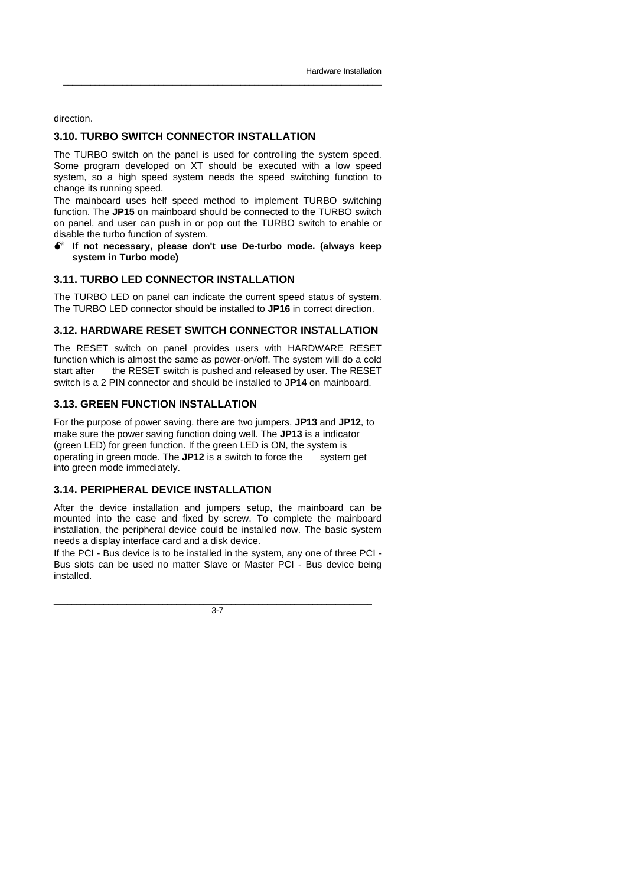direction.

### 3.10. TURBO SWITCH CONNECTOR INSTALLATION

The TURBO switch on the panel is used for controlling the system speed. Some program developed on XT should be executed with a low speed system, so a high speed system needs the speed switching function to change its running speed.

The mainboard uses helf speed method to implement TURBO switching function. The **JP15** on mainboard should be connected to the TURBO switch on panel, and user can push in or pop out the TURBO switch to enable or disable the turbo function of system.

- **If not necessary, please don't use De-turbo mode. (always keep system in Turbo mode)**

### 3.11. TURBO LED CONNECTOR INSTALLATION

The TURBO LED on panel can indicate the current speed status of system. The TURBO LED connector should be installed to **JP16** in correct direction.

### 3.12. HARDWARE RESET SWITCH CONNECTOR INSTALLATION

The RESET switch on panel provides users with HARDWARE RESET function which is almost the same as power-on/off. The system will do a cold start after the RESET switch is pushed and released by user. The RESET switch is a 2 PIN connector and should be installed to **JP14** on mainboard.

### 3.13. GREEN FUNCTION INSTALLATION

For the purpose of power saving, there are two jumpers, **JP13** and **JP12**, to make sure the power saving function doing well. The **JP13** is a indicator (green LED) for green function. If the green LED is ON, the system is operating in green mode. The **JP12** is a switch to force the system get into green mode immediately.

### 3.14. PERIPHERAL DEVICE INSTALLATION

After the device installation and jumpers setup, the mainboard can be mounted into the case and fixed by screw. To complete the mainboard installation, the peripheral device could be installed now. The basic system needs a display interface card and a disk device.

If the PCI - Bus device is to be installed in the system, any one of three PCI - Bus slots can be used no matter Slave or Master PCI - Bus device being installed.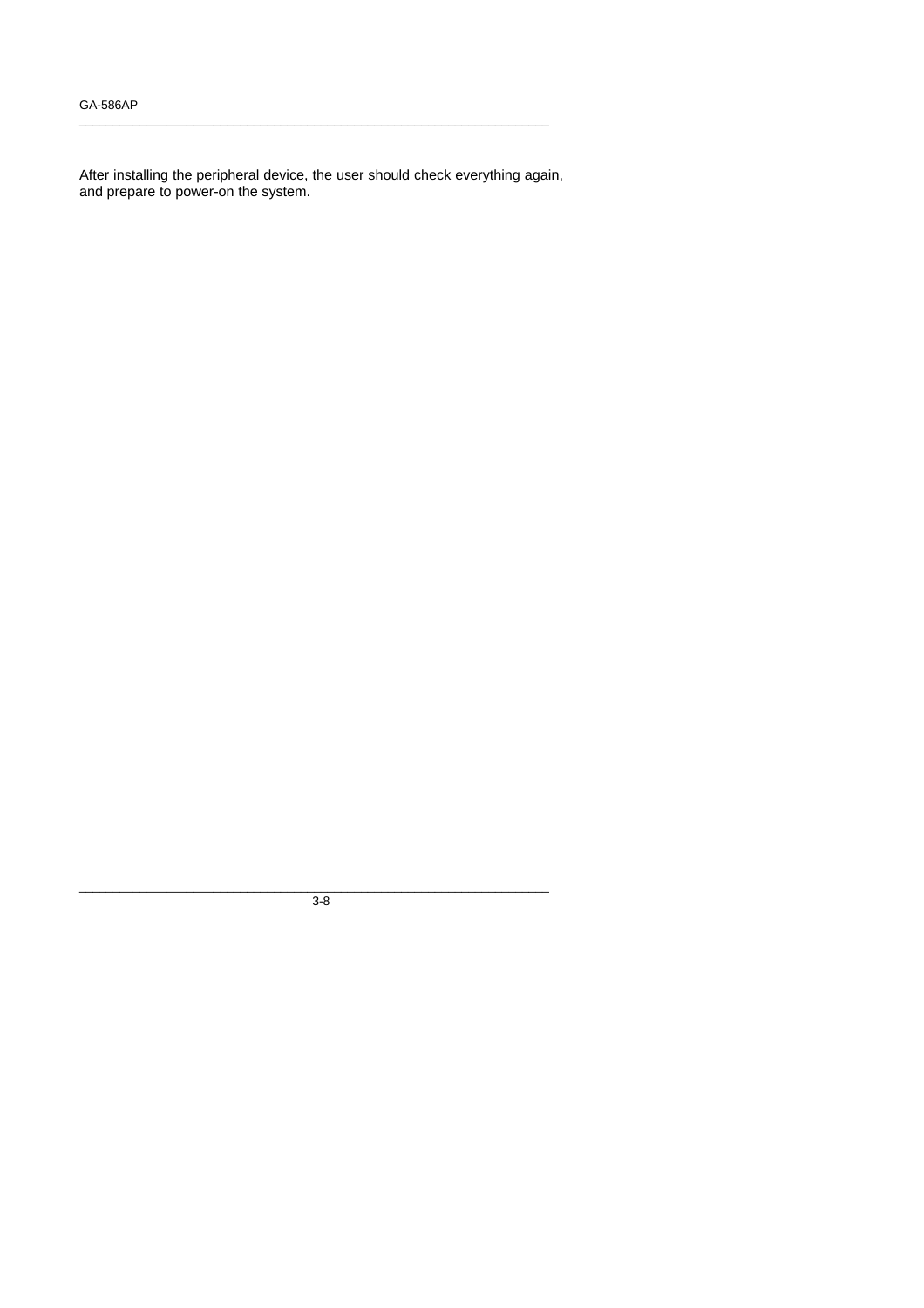After installing the peripheral device, the user should check everything again, and prepare to power-on the system.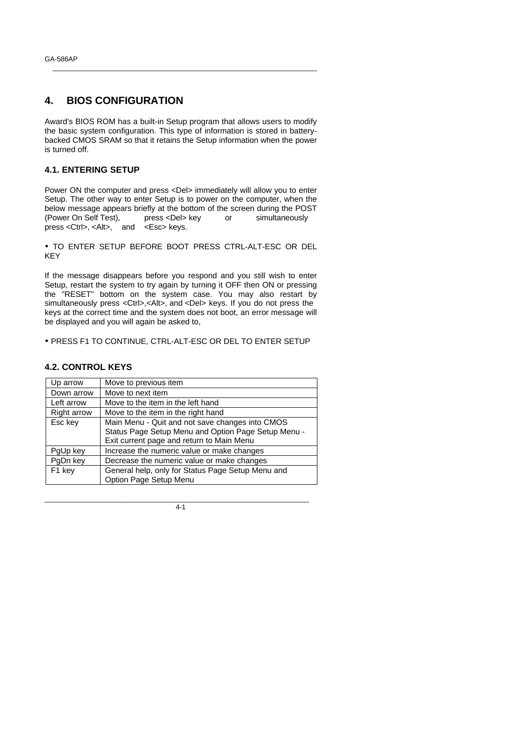# 4. BIOS CONFIGURATION

Award's BIOS ROM has a built-in Setup program that allows users to modify the basic system configuration. This type of information is stored in battery-backed CMOS SRAM so that it retains the Setup information when the power is turned off.

## 4.1. ENTERING SETUP

Power ON the computer and press <Del> immediately will allow you to enter Setup. The other way to enter Setup is to power on the computer, when the below message appears briefly at the bottom of the screen during the POST (Power On Self Test), press <Del> key or simultaneously press <Ctrl>, <Alt>, and <Esc> keys.

• TO ENTER SETUP BEFORE BOOT PRESS CTRL-ALT-ESC OR DEL KEY

If the message disappears before you respond and you still wish to enter Setup, restart the system to try again by turning it OFF then ON or pressing the "RESET" bottom on the system case. You may also restart by simultaneously press <Ctrl>,<Alt>, and <Del> keys. If you do not press the keys at the correct time and the system does not boot, an error message will be displayed and you will again be asked to,

• PRESS F1 TO CONTINUE, CTRL-ALT-ESC OR DEL TO ENTER SETUP

## 4.2. CONTROL KEYS

| | |
|---|---|
| Up arrow | Move to previous item |
| Down arrow | Move to next item |
| Left arrow | Move to the item in the left hand |
| Right arrow | Move to the item in the right hand |
| Esc key | Main Menu - Quit and not save changes into CMOS Status Page Setup Menu and Option Page Setup Menu - Exit current page and return to Main Menu |
| PgUp key | Increase the numeric value or make changes |
| PgDn key | Decrease the numeric value or make changes |
| F1 key | General help, only for Status Page Setup Menu and Option Page Setup Menu |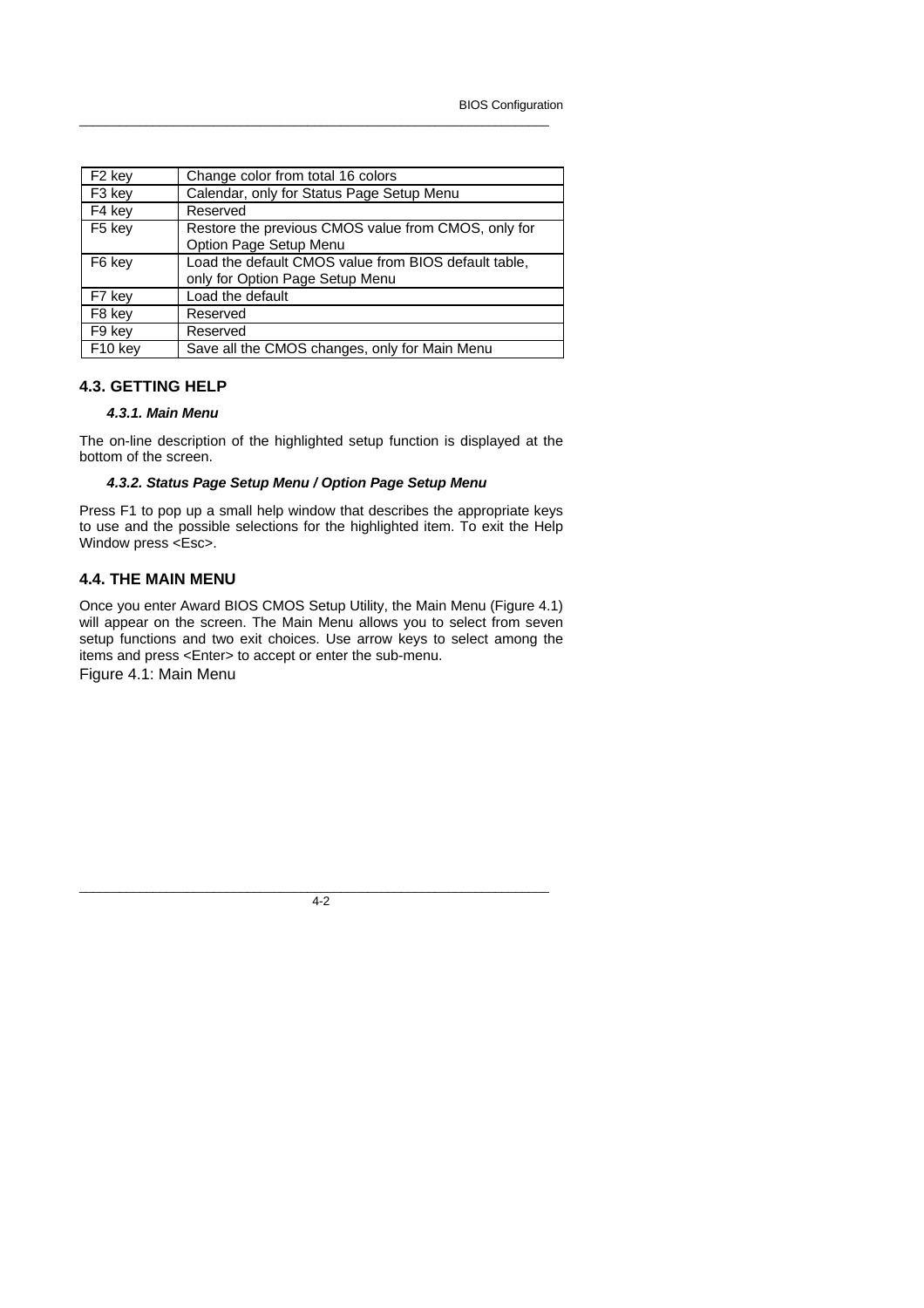| F2 key | Change color from total 16 colors |
|---|---|
| F3 key | Calendar, only for Status Page Setup Menu |
| F4 key | Reserved |
| F5 key | Restore the previous CMOS value from CMOS, only for Option Page Setup Menu |
| F6 key | Load the default CMOS value from BIOS default table, only for Option Page Setup Menu |
| F7 key | Load the default |
| F8 key | Reserved |
| F9 key | Reserved |
| F10 key | Save all the CMOS changes, only for Main Menu |

## 4.3. GETTING HELP

### *4.3.1. Main Menu*

The on-line description of the highlighted setup function is displayed at the bottom of the screen.

### *4.3.2. Status Page Setup Menu / Option Page Setup Menu*

Press F1 to pop up a small help window that describes the appropriate keys to use and the possible selections for the highlighted item. To exit the Help Window press <Esc>.

## 4.4. THE MAIN MENU

Once you enter Award BIOS CMOS Setup Utility, the Main Menu (Figure 4.1) will appear on the screen. The Main Menu allows you to select from seven setup functions and two exit choices. Use arrow keys to select among the items and press <Enter> to accept or enter the sub-menu.

Figure 4.1: Main Menu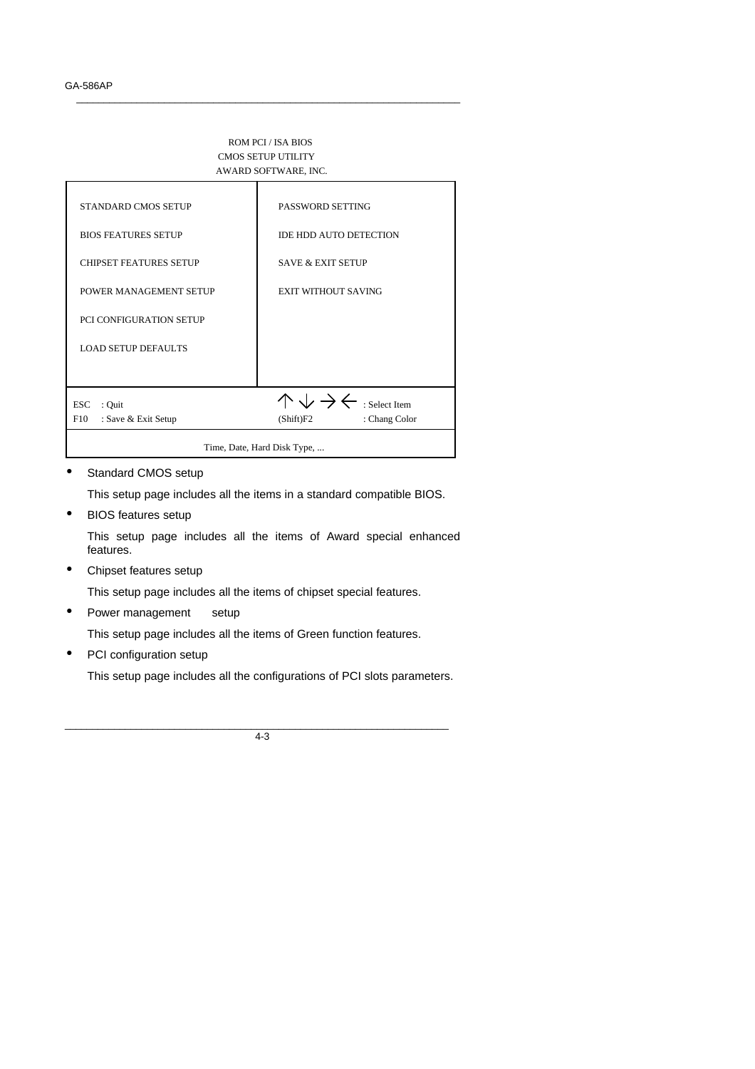ROM PCI / ISA BIOS
CMOS SETUP UTILITY
AWARD SOFTWARE, INC.

| | |
|---|---|
| STANDARD CMOS SETUP | PASSWORD SETTING |
| BIOS FEATURES SETUP | IDE HDD AUTO DETECTION |
| CHIPSET FEATURES SETUP | SAVE & EXIT SETUP |
| POWER MANAGEMENT SETUP | EXIT WITHOUT SAVING |
| PCI CONFIGURATION SETUP | |
| LOAD SETUP DEFAULTS | |
| ESC : Quit | ↑ ↓ → ← : Select Item |
| F10 : Save & Exit Setup | (Shift)F2 : Chang Color |
| Time, Date, Hard Disk Type, ... | |

- Standard CMOS setup

  This setup page includes all the items in a standard compatible BIOS.

- BIOS features setup

  This setup page includes all the items of Award special enhanced features.

- Chipset features setup

  This setup page includes all the items of chipset special features.

- Power management setup

  This setup page includes all the items of Green function features.

- PCI configuration setup

  This setup page includes all the configurations of PCI slots parameters.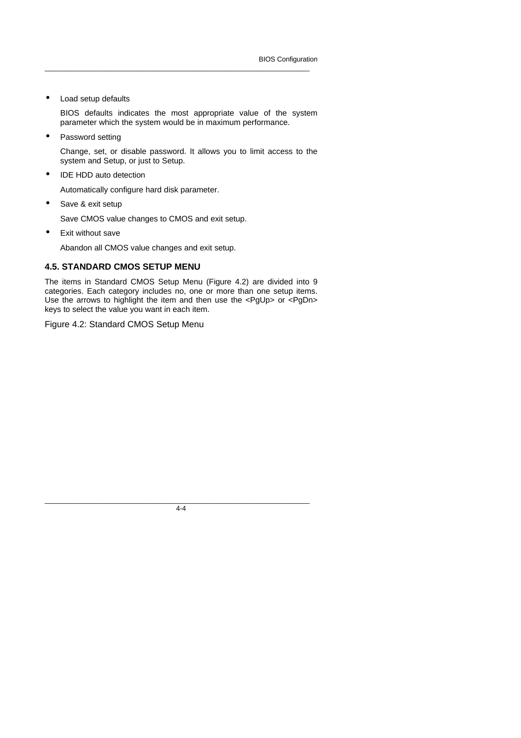- Load setup defaults

  BIOS defaults indicates the most appropriate value of the system parameter which the system would be in maximum performance.

- Password setting

  Change, set, or disable password. It allows you to limit access to the system and Setup, or just to Setup.

- IDE HDD auto detection

  Automatically configure hard disk parameter.

- Save & exit setup

  Save CMOS value changes to CMOS and exit setup.

- Exit without save

  Abandon all CMOS value changes and exit setup.

### 4.5. STANDARD CMOS SETUP MENU

The items in Standard CMOS Setup Menu (Figure 4.2) are divided into 9 categories. Each category includes no, one or more than one setup items. Use the arrows to highlight the item and then use the <PgUp> or <PgDn> keys to select the value you want in each item.

Figure 4.2: Standard CMOS Setup Menu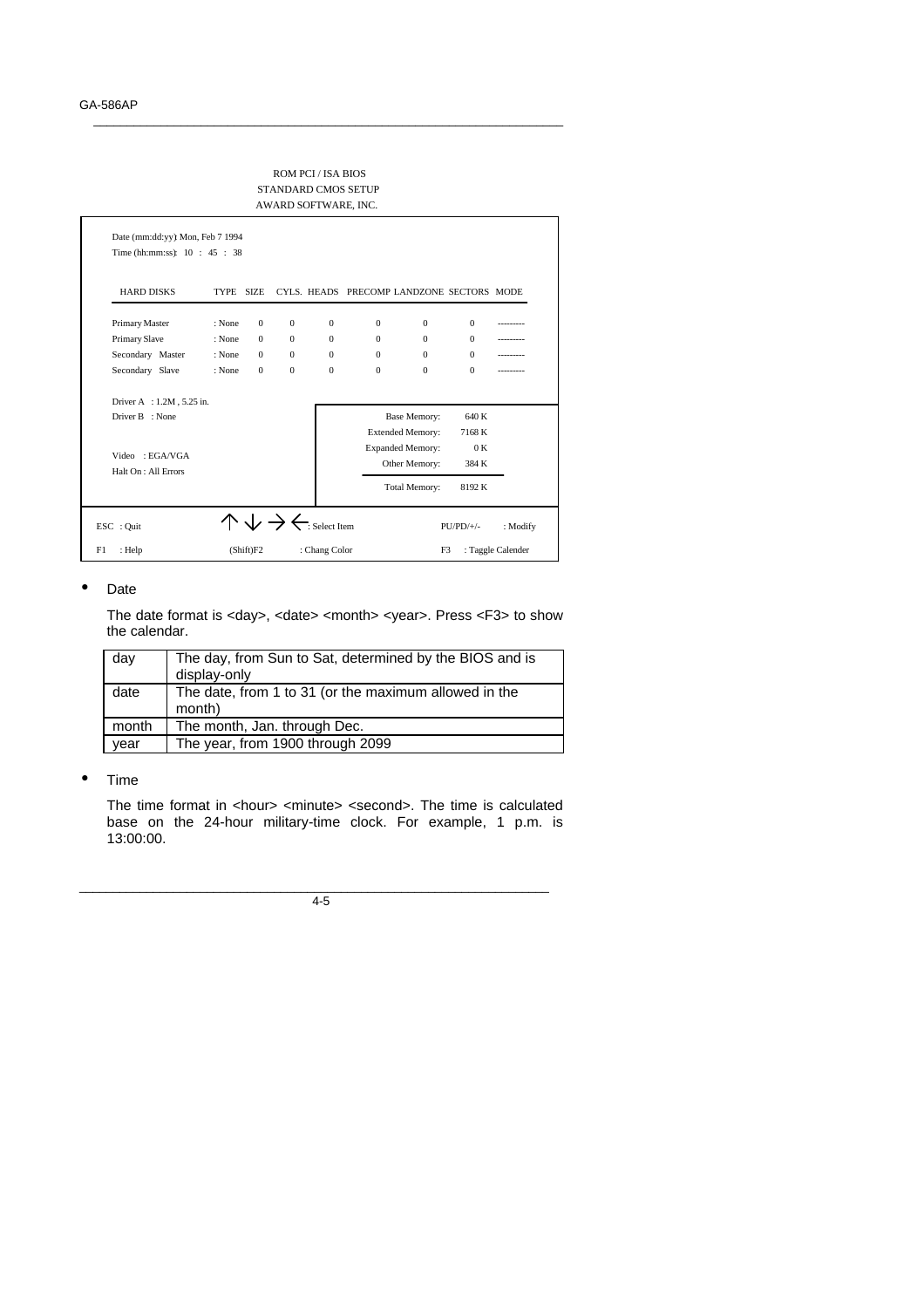ROM PCI / ISA BIOS
STANDARD CMOS SETUP
AWARD SOFTWARE, INC.

```
Date (mm:dd:yy): Mon, Feb 7 1994
Time (hh:mm:ss):  10  :  45  :  38

HARD DISKS         TYPE    SIZE   CYLS.  HEADS  PRECOMP  LANDZONE  SECTORS  MODE

Primary Master     : None   0      0      0       0         0         0     ---------
Primary Slave      : None   0      0      0       0         0         0     ---------
Secondary  Master  : None   0      0      0       0         0         0     ---------
Secondary  Slave   : None   0      0      0       0         0         0     ---------

Driver A  : 1.2M , 5.25 in.
Driver B  : None                             Base Memory:      640 K
                                             Extended Memory:  7168 K
Video   : EGA/VGA                            Expanded Memory:  0 K
Halt On : All Errors                         Other Memory:     384 K

                                             Total Memory:     8192 K

ESC  : Quit          ↑ ↓ → ← : Select Item                 PU/PD/+/-   : Modify
F1   : Help          (Shift)F2   : Chang Color             F3   : Taggle Calender
```

- Date

  The date format is <day>, <date> <month> <year>. Press <F3> to show the calendar.

| day | The day, from Sun to Sat, determined by the BIOS and is display-only |
|---|---|
| date | The date, from 1 to 31 (or the maximum allowed in the month) |
| month | The month, Jan. through Dec. |
| year | The year, from 1900 through 2099 |

- Time

  The time format in <hour> <minute> <second>. The time is calculated base on the 24-hour military-time clock. For example, 1 p.m. is 13:00:00.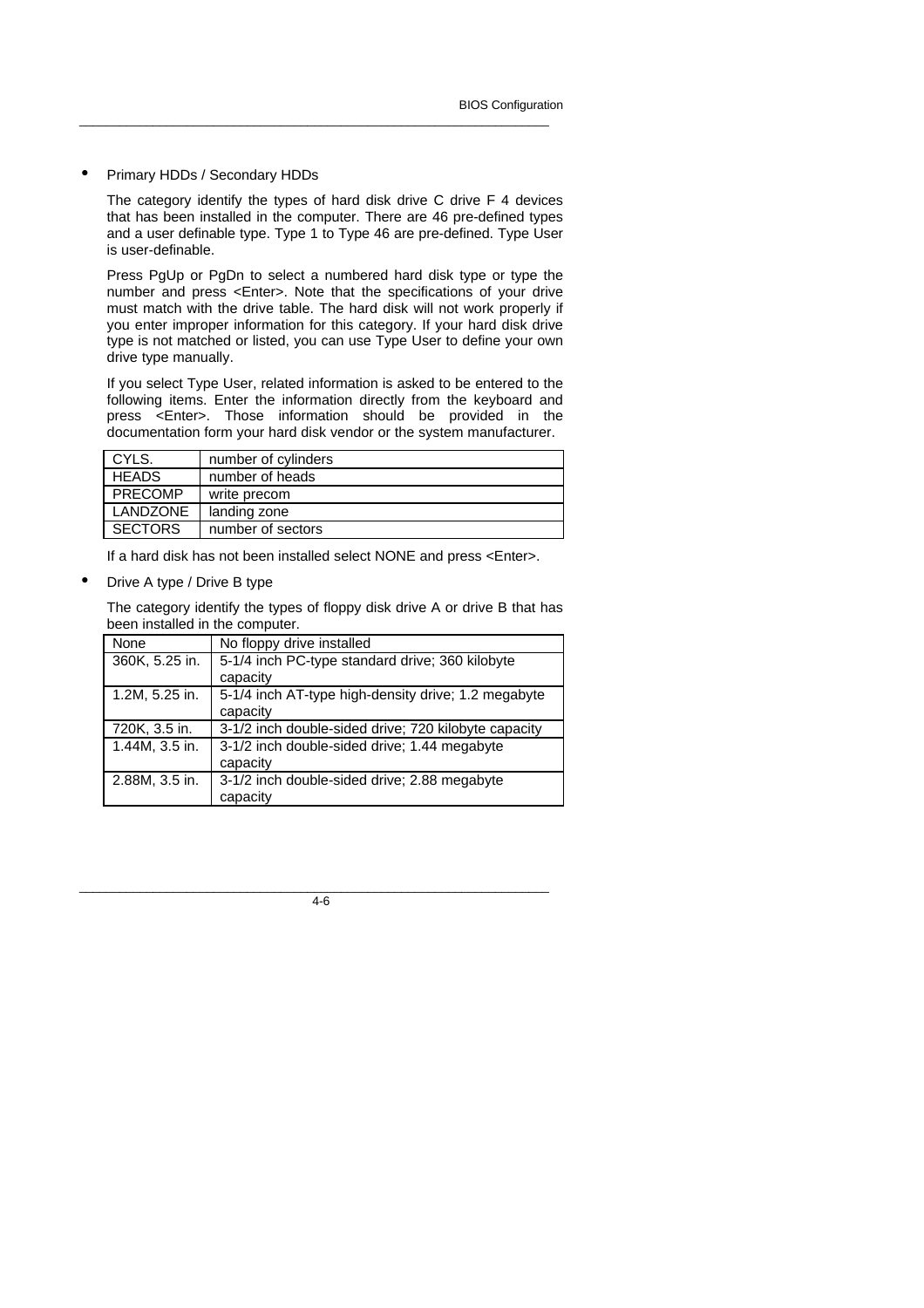- Primary HDDs / Secondary HDDs

  The category identify the types of hard disk drive C drive F 4 devices that has been installed in the computer. There are 46 pre-defined types and a user definable type. Type 1 to Type 46 are pre-defined. Type User is user-definable.

  Press PgUp or PgDn to select a numbered hard disk type or type the number and press <Enter>. Note that the specifications of your drive must match with the drive table. The hard disk will not work properly if you enter improper information for this category. If your hard disk drive type is not matched or listed, you can use Type User to define your own drive type manually.

  If you select Type User, related information is asked to be entered to the following items. Enter the information directly from the keyboard and press <Enter>. Those information should be provided in the documentation form your hard disk vendor or the system manufacturer.

| | |
|---|---|
| CYLS. | number of cylinders |
| HEADS | number of heads |
| PRECOMP | write precom |
| LANDZONE | landing zone |
| SECTORS | number of sectors |

  If a hard disk has not been installed select NONE and press <Enter>.

- Drive A type / Drive B type

  The category identify the types of floppy disk drive A or drive B that has been installed in the computer.

| | |
|---|---|
| None | No floppy drive installed |
| 360K, 5.25 in. | 5-1/4 inch PC-type standard drive; 360 kilobyte capacity |
| 1.2M, 5.25 in. | 5-1/4 inch AT-type high-density drive; 1.2 megabyte capacity |
| 720K, 3.5 in. | 3-1/2 inch double-sided drive; 720 kilobyte capacity |
| 1.44M, 3.5 in. | 3-1/2 inch double-sided drive; 1.44 megabyte capacity |
| 2.88M, 3.5 in. | 3-1/2 inch double-sided drive; 2.88 megabyte capacity |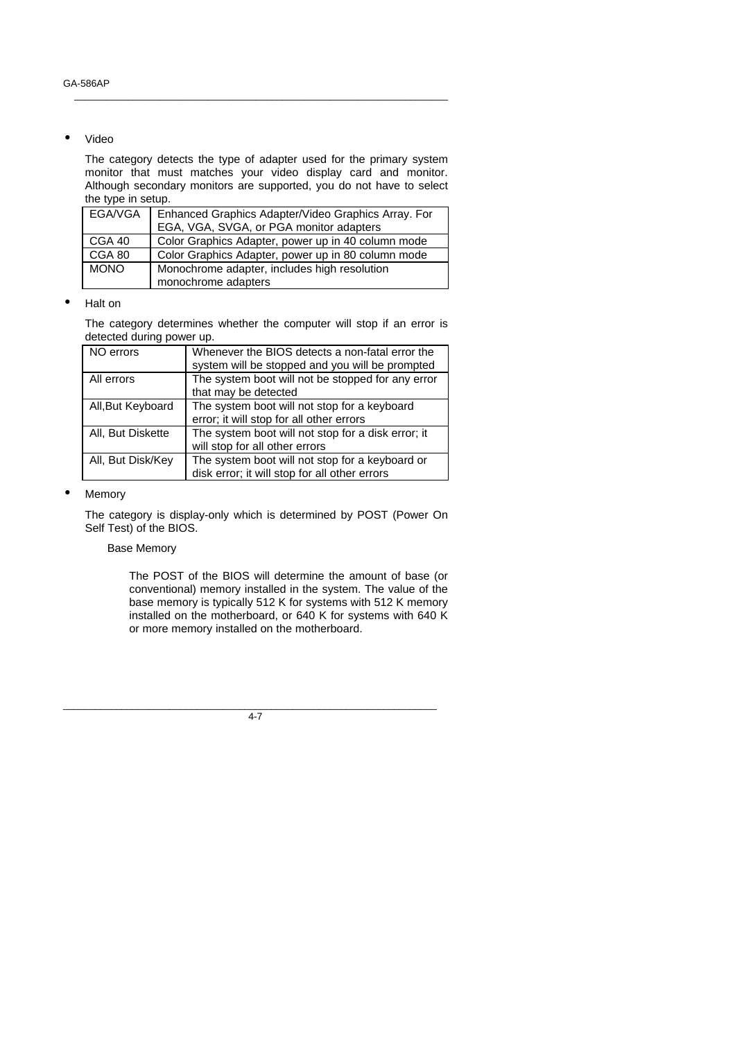- Video

  The category detects the type of adapter used for the primary system monitor that must matches your video display card and monitor. Although secondary monitors are supported, you do not have to select the type in setup.

| EGA/VGA | Enhanced Graphics Adapter/Video Graphics Array. For EGA, VGA, SVGA, or PGA monitor adapters |
|---|---|
| CGA 40 | Color Graphics Adapter, power up in 40 column mode |
| CGA 80 | Color Graphics Adapter, power up in 80 column mode |
| MONO | Monochrome adapter, includes high resolution monochrome adapters |

- Halt on

  The category determines whether the computer will stop if an error is detected during power up.

| NO errors | Whenever the BIOS detects a non-fatal error the system will be stopped and you will be prompted |
|---|---|
| All errors | The system boot will not be stopped for any error that may be detected |
| All,But Keyboard | The system boot will not stop for a keyboard error; it will stop for all other errors |
| All, But Diskette | The system boot will not stop for a disk error; it will stop for all other errors |
| All, But Disk/Key | The system boot will not stop for a keyboard or disk error; it will stop for all other errors |

- Memory

  The category is display-only which is determined by POST (Power On Self Test) of the BIOS.

  Base Memory

  The POST of the BIOS will determine the amount of base (or conventional) memory installed in the system. The value of the base memory is typically 512 K for systems with 512 K memory installed on the motherboard, or 640 K for systems with 640 K or more memory installed on the motherboard.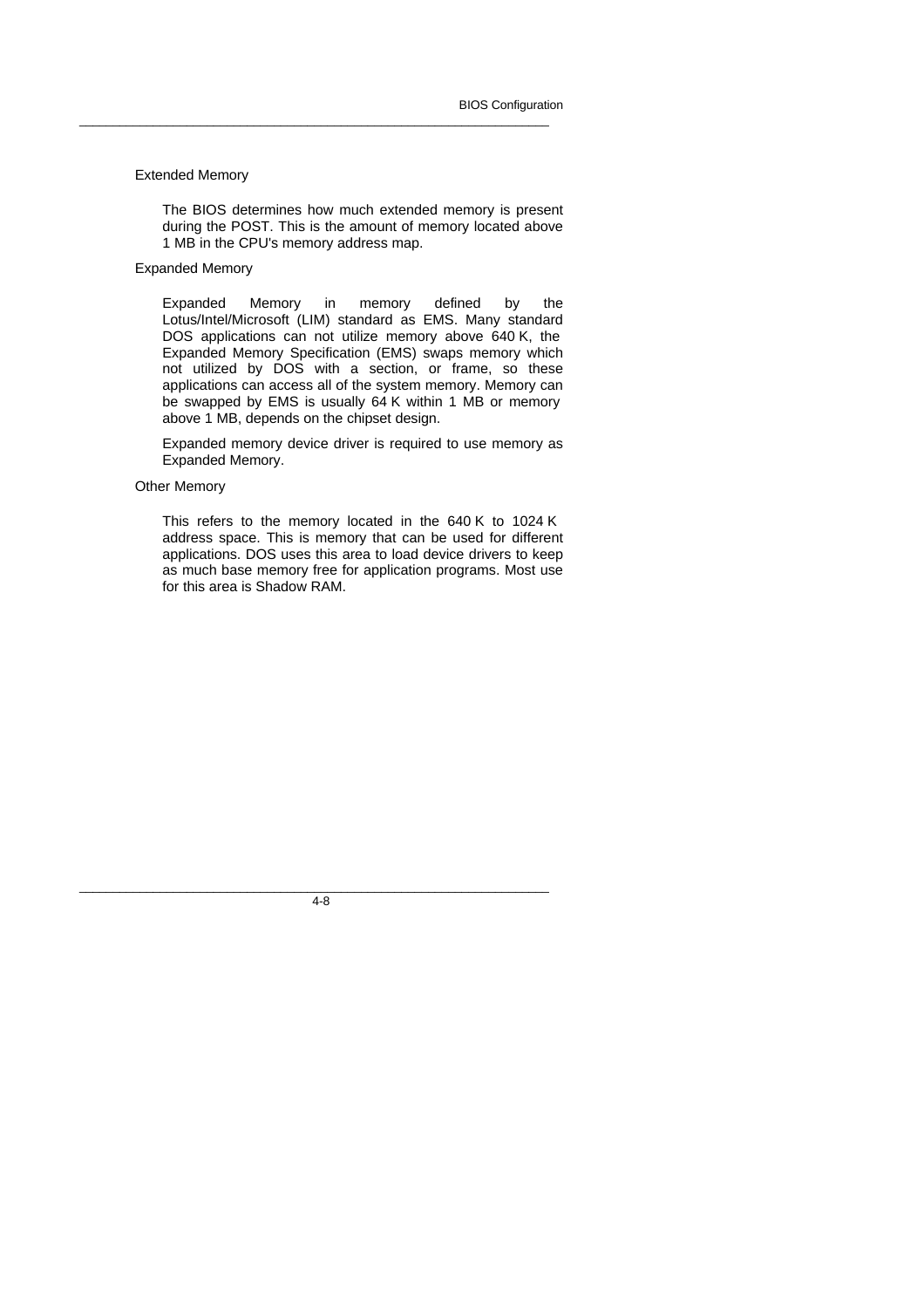### Extended Memory

The BIOS determines how much extended memory is present during the POST. This is the amount of memory located above 1 MB in the CPU's memory address map.

### Expanded Memory

Expanded Memory in memory defined by the Lotus/Intel/Microsoft (LIM) standard as EMS. Many standard DOS applications can not utilize memory above 640 K, the Expanded Memory Specification (EMS) swaps memory which not utilized by DOS with a section, or frame, so these applications can access all of the system memory. Memory can be swapped by EMS is usually 64 K within 1 MB or memory above 1 MB, depends on the chipset design.

Expanded memory device driver is required to use memory as Expanded Memory.

### Other Memory

This refers to the memory located in the 640 K to 1024 K address space. This is memory that can be used for different applications. DOS uses this area to load device drivers to keep as much base memory free for application programs. Most use for this area is Shadow RAM.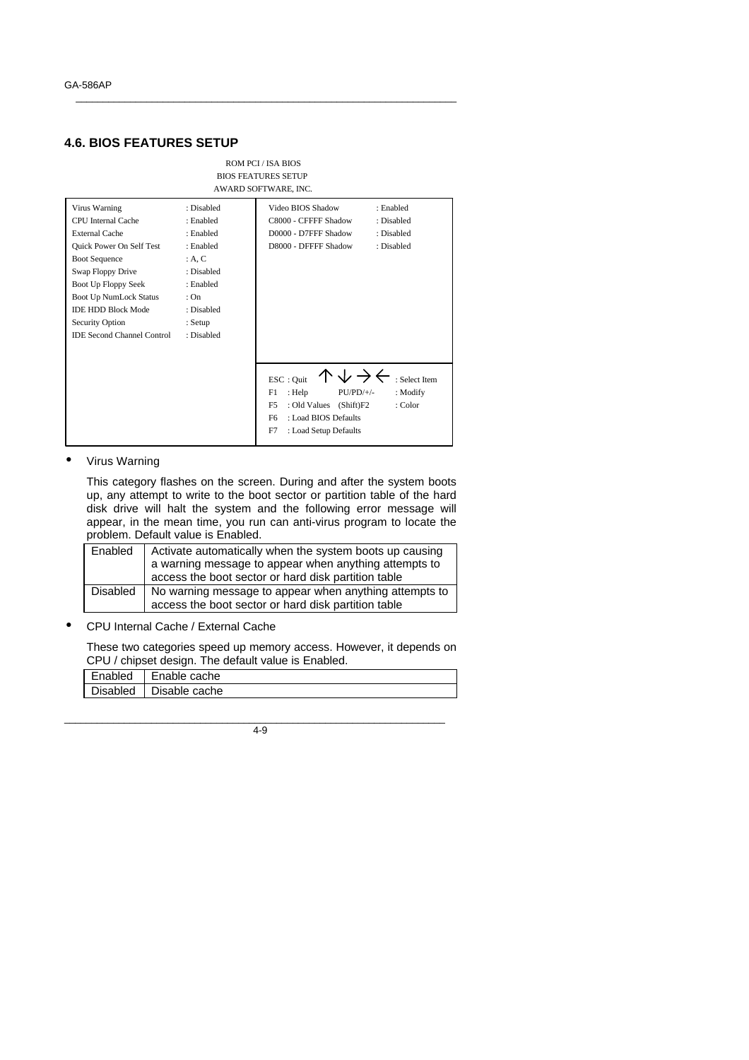## 4.6. BIOS FEATURES SETUP

```
                         ROM PCI / ISA BIOS
                        BIOS FEATURES SETUP
                       AWARD SOFTWARE, INC.

Virus Warning               : Disabled   | Video BIOS Shadow      : Enabled
CPU Internal Cache          : Enabled    | C8000 - CFFFF Shadow   : Disabled
External Cache              : Enabled    | D0000 - D7FFF Shadow   : Disabled
Quick Power On Self Test    : Enabled    | D8000 - DFFFF Shadow   : Disabled
Boot Sequence               : A, C       |
Swap Floppy Drive           : Disabled   |
Boot Up Floppy Seek         : Enabled    |
Boot Up NumLock Status      : On         |
IDE HDD Block Mode          : Disabled   |
Security Option             : Setup      |
IDE Second Channel Control  : Disabled   |
                                         | ESC : Quit   ↑↓→←          : Select Item
                                         | F1  : Help   PU/PD/+/-     : Modify
                                         | F5  : Old Values  (Shift)F2 : Color
                                         | F6  : Load BIOS Defaults
                                         | F7  : Load Setup Defaults
```

- Virus Warning

  This category flashes on the screen. During and after the system boots up, any attempt to write to the boot sector or partition table of the hard disk drive will halt the system and the following error message will appear, in the mean time, you run can anti-virus program to locate the problem. Default value is Enabled.

| | |
|---|---|
| Enabled | Activate automatically when the system boots up causing a warning message to appear when anything attempts to access the boot sector or hard disk partition table |
| Disabled | No warning message to appear when anything attempts to access the boot sector or hard disk partition table |

- CPU Internal Cache / External Cache

  These two categories speed up memory access. However, it depends on CPU / chipset design. The default value is Enabled.

| | |
|---|---|
| Enabled | Enable cache |
| Disabled | Disable cache |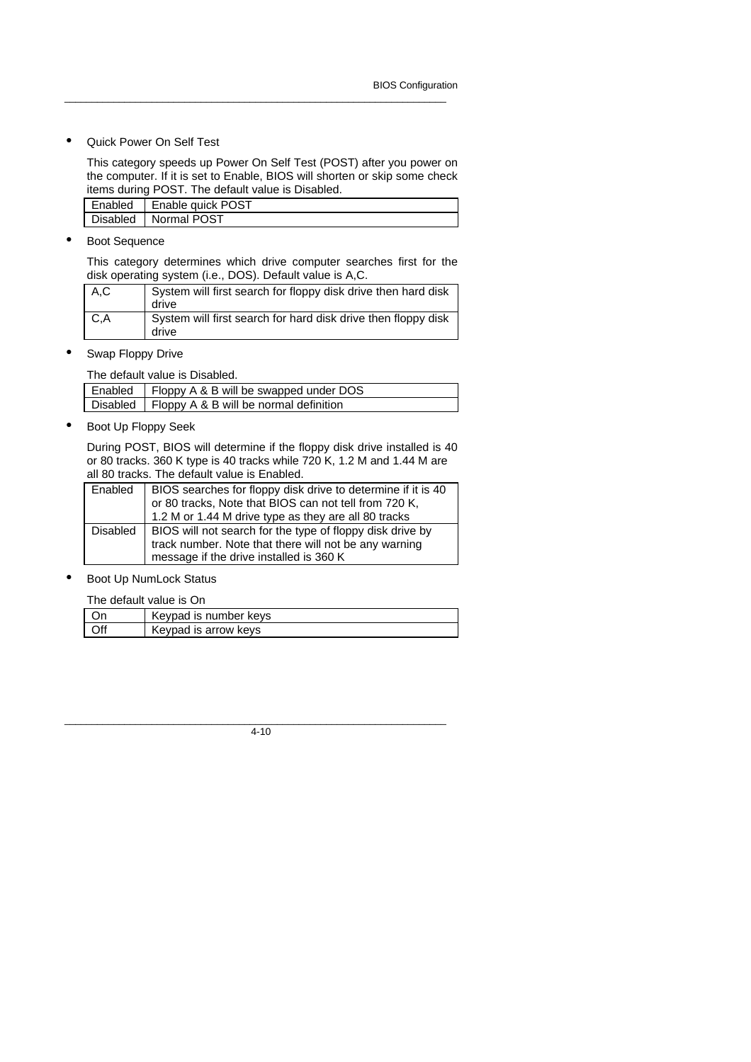- Quick Power On Self Test

  This category speeds up Power On Self Test (POST) after you power on the computer. If it is set to Enable, BIOS will shorten or skip some check items during POST. The default value is Disabled.

| Enabled | Enable quick POST |
|---|---|
| Disabled | Normal POST |

- Boot Sequence

  This category determines which drive computer searches first for the disk operating system (i.e., DOS). Default value is A,C.

| A,C | System will first search for floppy disk drive then hard disk drive |
|---|---|
| C,A | System will first search for hard disk drive then floppy disk drive |

- Swap Floppy Drive

  The default value is Disabled.

| Enabled | Floppy A & B will be swapped under DOS |
|---|---|
| Disabled | Floppy A & B will be normal definition |

- Boot Up Floppy Seek

  During POST, BIOS will determine if the floppy disk drive installed is 40 or 80 tracks. 360 K type is 40 tracks while 720 K, 1.2 M and 1.44 M are all 80 tracks. The default value is Enabled.

| Enabled | BIOS searches for floppy disk drive to determine if it is 40 or 80 tracks, Note that BIOS can not tell from 720 K, 1.2 M or 1.44 M drive type as they are all 80 tracks |
|---|---|
| Disabled | BIOS will not search for the type of floppy disk drive by track number. Note that there will not be any warning message if the drive installed is 360 K |

- Boot Up NumLock Status

  The default value is On

| On | Keypad is number keys |
|---|---|
| Off | Keypad is arrow keys |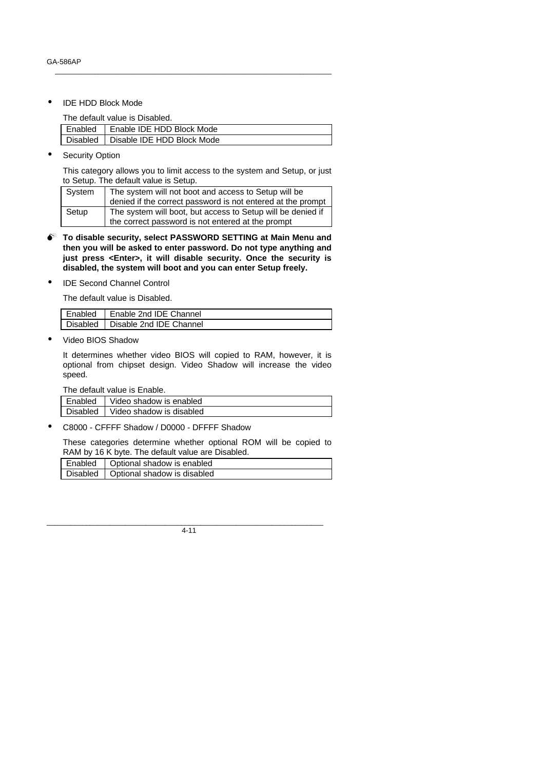- IDE HDD Block Mode

  The default value is Disabled.

| Enabled | Enable IDE HDD Block Mode |
|---|---|
| Disabled | Disable IDE HDD Block Mode |

- Security Option

  This category allows you to limit access to the system and Setup, or just to Setup. The default value is Setup.

| System | The system will not boot and access to Setup will be denied if the correct password is not entered at the prompt |
|---|---|
| Setup | The system will boot, but access to Setup will be denied if the correct password is not entered at the prompt |

**To disable security, select PASSWORD SETTING at Main Menu and then you will be asked to enter password. Do not type anything and just press <Enter>, it will disable security. Once the security is disabled, the system will boot and you can enter Setup freely.**

- IDE Second Channel Control

  The default value is Disabled.

| Enabled | Enable 2nd IDE Channel |
|---|---|
| Disabled | Disable 2nd IDE Channel |

- Video BIOS Shadow

  It determines whether video BIOS will copied to RAM, however, it is optional from chipset design. Video Shadow will increase the video speed.

  The default value is Enable.

| Enabled | Video shadow is enabled |
|---|---|
| Disabled | Video shadow is disabled |

- C8000 - CFFFF Shadow / D0000 - DFFFF Shadow

  These categories determine whether optional ROM will be copied to RAM by 16 K byte. The default value are Disabled.

| Enabled | Optional shadow is enabled |
|---|---|
| Disabled | Optional shadow is disabled |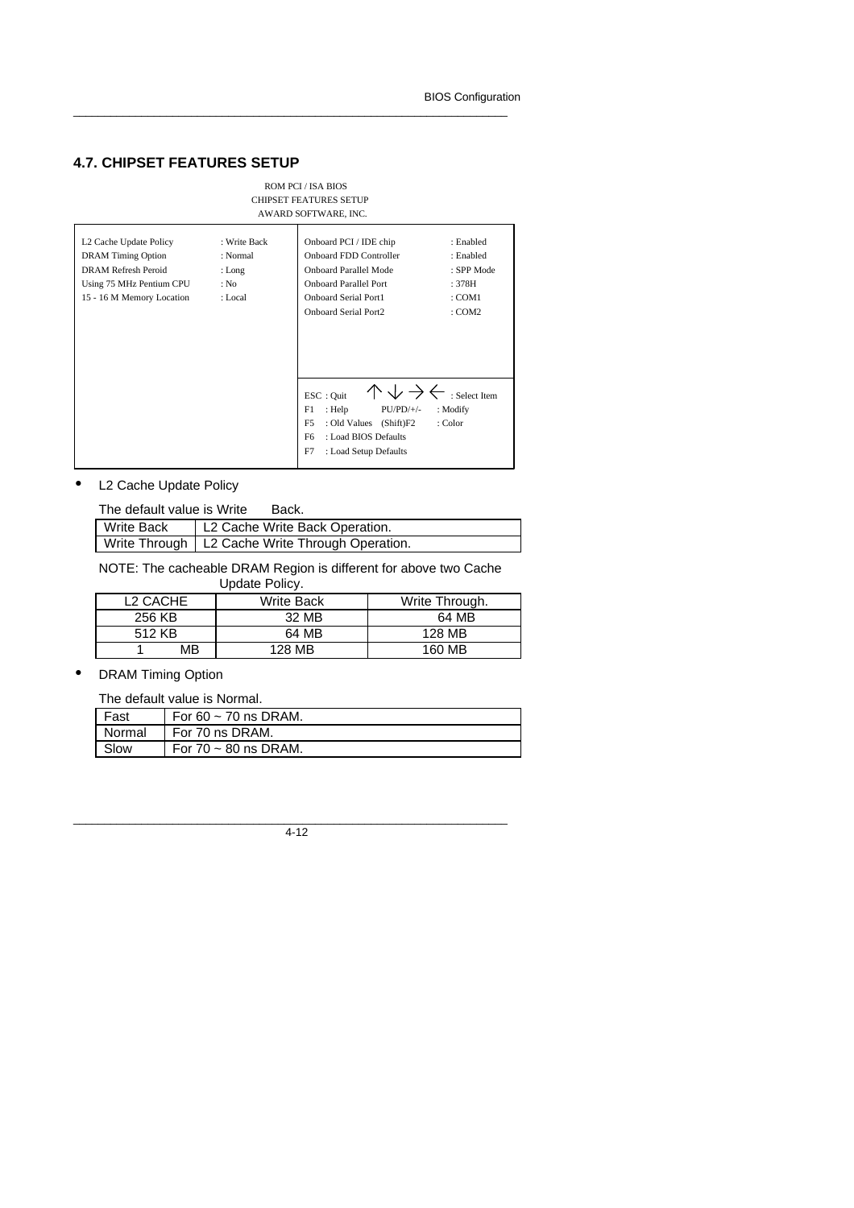## 4.7. CHIPSET FEATURES SETUP

```
                        ROM PCI / ISA BIOS
                      CHIPSET FEATURES SETUP
                      AWARD SOFTWARE, INC.

L2 Cache Update Policy      : Write Back  | Onboard PCI / IDE chip      : Enabled
DRAM Timing Option          : Normal      | Onboard FDD Controller      : Enabled
DRAM Refresh Peroid         : Long        | Onboard Parallel Mode       : SPP Mode
Using 75 MHz Pentium CPU    : No          | Onboard Parallel Port       : 378H
15 - 16 M Memory Location   : Local       | Onboard Serial Port1        : COM1
                                          | Onboard Serial Port2        : COM2
                                          |
                                          | ESC : Quit    ↑ ↓ → ←   : Select Item
                                          | F1  : Help    PU/PD/+/-  : Modify
                                          | F5  : Old Values  (Shift)F2  : Color
                                          | F6  : Load BIOS Defaults
                                          | F7  : Load Setup Defaults
```

- L2 Cache Update Policy

  The default value is Write Back.

| Write Back | L2 Cache Write Back Operation. |
|---|---|
| Write Through | L2 Cache Write Through Operation. |

  NOTE: The cacheable DRAM Region is different for above two Cache Update Policy.

| L2 CACHE | Write Back | Write Through. |
|---|---|---|
| 256 KB | 32 MB | 64 MB |
| 512 KB | 64 MB | 128 MB |
| 1 MB | 128 MB | 160 MB |

- DRAM Timing Option

  The default value is Normal.

| Fast | For 60 ~ 70 ns DRAM. |
|---|---|
| Normal | For 70 ns DRAM. |
| Slow | For 70 ~ 80 ns DRAM. |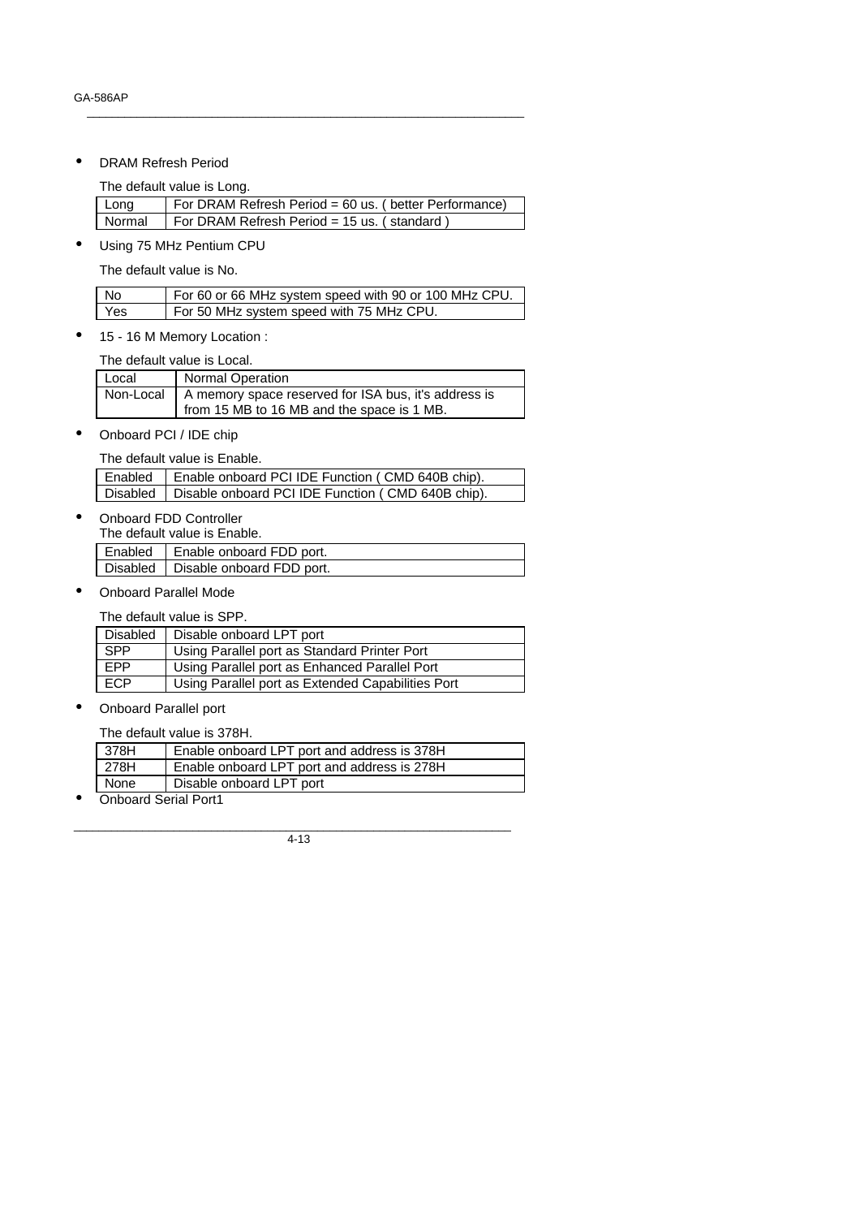- DRAM Refresh Period

  The default value is Long.

| Long | For DRAM Refresh Period = 60 us. ( better Performance) |
| --- | --- |
| Normal | For DRAM Refresh Period = 15 us. ( standard ) |

- Using 75 MHz Pentium CPU

  The default value is No.

| No | For 60 or 66 MHz system speed with 90 or 100 MHz CPU. |
| --- | --- |
| Yes | For 50 MHz system speed with 75 MHz CPU. |

- 15 - 16 M Memory Location :

  The default value is Local.

| Local | Normal Operation |
| --- | --- |
| Non-Local | A memory space reserved for ISA bus, it's address is from 15 MB to 16 MB and the space is 1 MB. |

- Onboard PCI / IDE chip

  The default value is Enable.

| Enabled | Enable onboard PCI IDE Function ( CMD 640B chip). |
| --- | --- |
| Disabled | Disable onboard PCI IDE Function ( CMD 640B chip). |

- Onboard FDD Controller

  The default value is Enable.

| Enabled | Enable onboard FDD port. |
| --- | --- |
| Disabled | Disable onboard FDD port. |

- Onboard Parallel Mode

  The default value is SPP.

| Disabled | Disable onboard LPT port |
| --- | --- |
| SPP | Using Parallel port as Standard Printer Port |
| EPP | Using Parallel port as Enhanced Parallel Port |
| ECP | Using Parallel port as Extended Capabilities Port |

- Onboard Parallel port

  The default value is 378H.

| 378H | Enable onboard LPT port and address is 378H |
| --- | --- |
| 278H | Enable onboard LPT port and address is 278H |
| None | Disable onboard LPT port |

- Onboard Serial Port1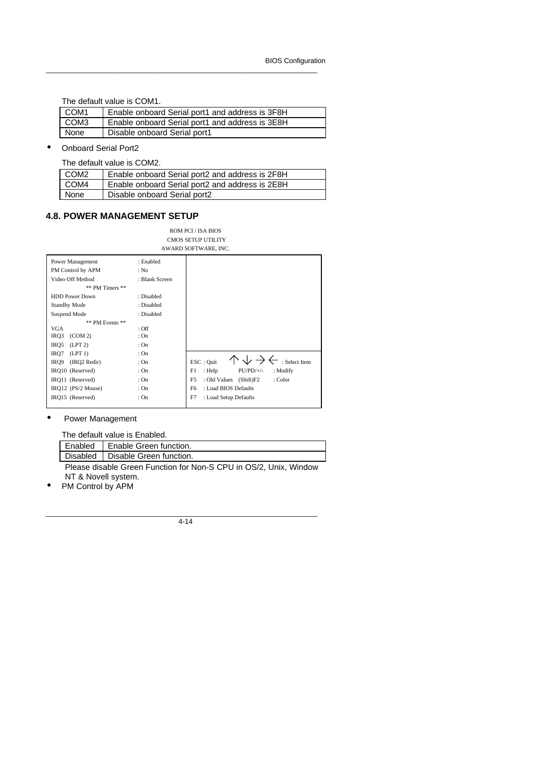The default value is COM1.

| COM1 | Enable onboard Serial port1 and address is 3F8H |
|---|---|
| COM3 | Enable onboard Serial port1 and address is 3E8H |
| None | Disable onboard Serial port1 |

- Onboard Serial Port2

The default value is COM2.

| COM2 | Enable onboard Serial port2 and address is 2F8H |
|---|---|
| COM4 | Enable onboard Serial port2 and address is 2E8H |
| None | Disable onboard Serial port2 |

## 4.8. POWER MANAGEMENT SETUP

ROM PCI / ISA BIOS
CMOS SETUP UTILITY
AWARD SOFTWARE, INC.

```
Power Management          : Enabled
PM Control by APM         : No
Video Off Method          : Blank Screen
        ** PM Timers **
HDD Power Down            : Disabled
Standby Mode              : Disabled
Suspend Mode              : Disabled
        ** PM Events **
VGA                       : Off
IRQ3    (COM 2)           : On
IRQ5    (LPT 2)           : On
IRQ7    (LPT 1)           : On
IRQ9    (IRQ2 Redir)      : On
IRQ10   (Reserved)        : On
IRQ11   (Reserved)        : On
IRQ12   (PS/2 Mouse)      : On
IRQ15   (Reserved)        : On

ESC : Quit        ↑ ↓ → ← : Select Item
F1  : Help        PU/PD/+/-  : Modify
F5  : Old Values  (Shift)F2  : Color
F6  : Load BIOS Defaults
F7  : Load Setup Defaults
```

- Power Management

The default value is Enabled.

| Enabled | Enable Green function. |
|---|---|
| Disabled | Disable Green function. |

Please disable Green Function for Non-S CPU in OS/2, Unix, Window NT & Novell system.

- PM Control by APM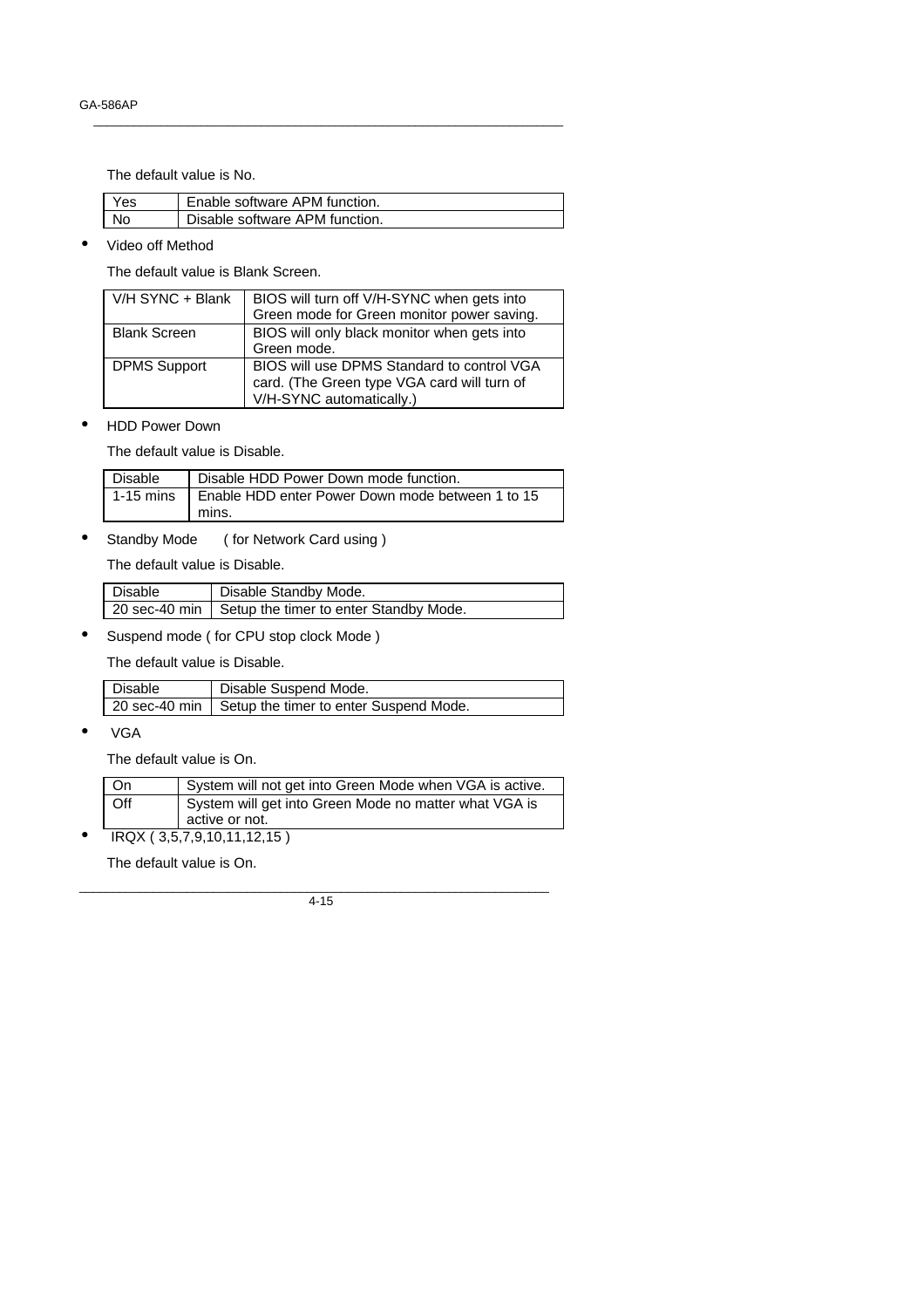The default value is No.

| Yes | Enable software APM function. |
|---|---|
| No | Disable software APM function. |

- Video off Method

The default value is Blank Screen.

| V/H SYNC + Blank | BIOS will turn off V/H-SYNC when gets into Green mode for Green monitor power saving. |
|---|---|
| Blank Screen | BIOS will only black monitor when gets into Green mode. |
| DPMS Support | BIOS will use DPMS Standard to control VGA card. (The Green type VGA card will turn of V/H-SYNC automatically.) |

- HDD Power Down

The default value is Disable.

| Disable | Disable HDD Power Down mode function. |
|---|---|
| 1-15 mins | Enable HDD enter Power Down mode between 1 to 15 mins. |

- Standby Mode ( for Network Card using )

The default value is Disable.

| Disable | Disable Standby Mode. |
|---|---|
| 20 sec-40 min | Setup the timer to enter Standby Mode. |

- Suspend mode ( for CPU stop clock Mode )

The default value is Disable.

| Disable | Disable Suspend Mode. |
|---|---|
| 20 sec-40 min | Setup the timer to enter Suspend Mode. |

- VGA

The default value is On.

| On | System will not get into Green Mode when VGA is active. |
|---|---|
| Off | System will get into Green Mode no matter what VGA is active or not. |

- IRQX ( 3,5,7,9,10,11,12,15 )

The default value is On.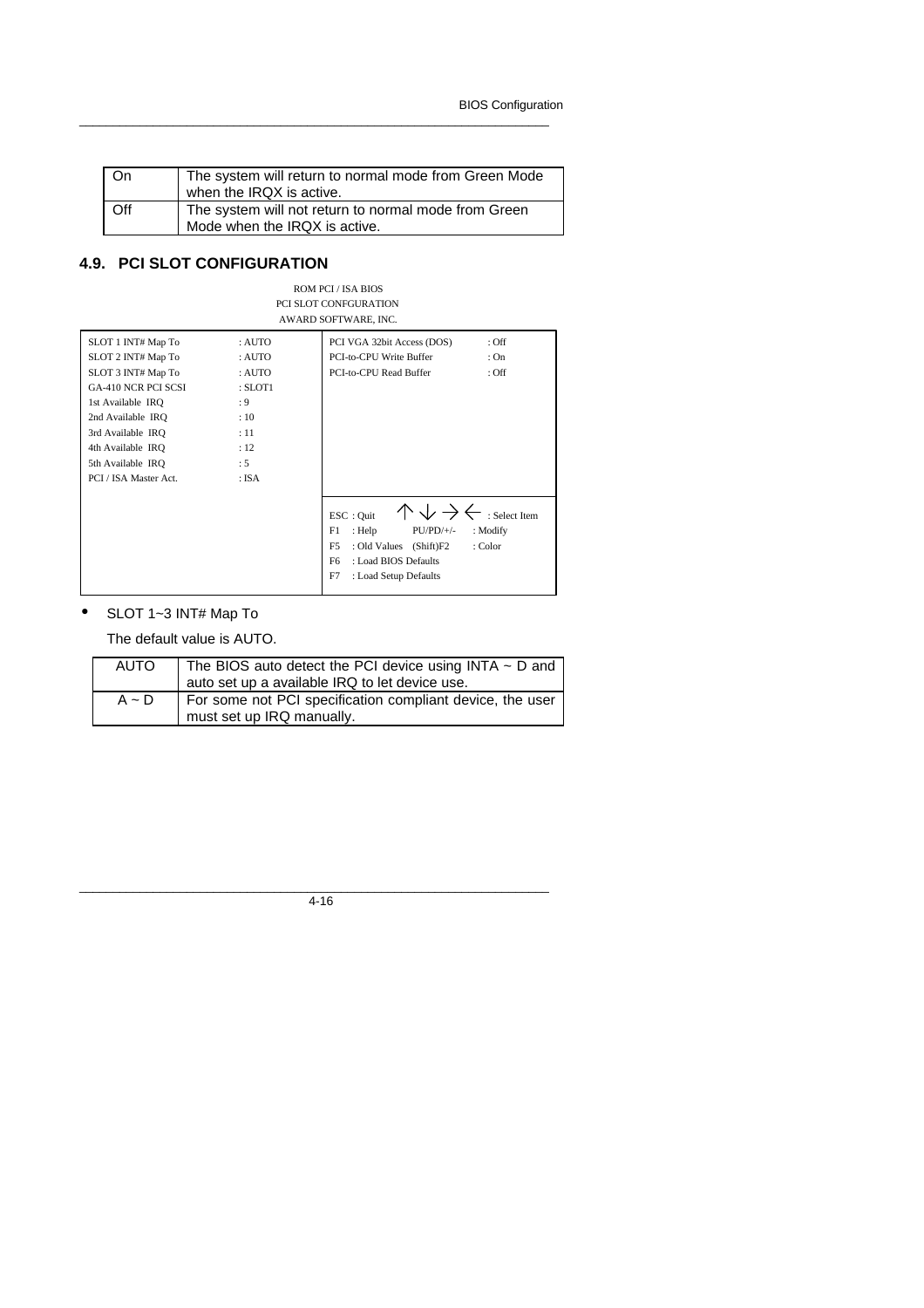| On | The system will return to normal mode from Green Mode when the IRQX is active. |
| --- | --- |
| Off | The system will not return to normal mode from Green Mode when the IRQX is active. |

## 4.9. PCI SLOT CONFIGURATION

```
                         ROM PCI / ISA BIOS
                       PCI SLOT CONFGURATION
                       AWARD SOFTWARE, INC.

SLOT 1 INT# Map To       : AUTO     PCI VGA 32bit Access (DOS)    : Off
SLOT 2 INT# Map To       : AUTO     PCI-to-CPU Write Buffer       : On
SLOT 3 INT# Map To       : AUTO     PCI-to-CPU Read Buffer        : Off
GA-410 NCR PCI SCSI      : SLOT1
1st Available IRQ        : 9
2nd Available IRQ        : 10
3rd Available IRQ        : 11
4th Available IRQ        : 12
5th Available IRQ        : 5
PCI / ISA Master Act.    : ISA

                                    ESC : Quit      ↑ ↓ → ←     : Select Item
                                    F1  : Help         PU/PD/+/-  : Modify
                                    F5  : Old Values   (Shift)F2  : Color
                                    F6  : Load BIOS Defaults
                                    F7  : Load Setup Defaults
```

- SLOT 1~3 INT# Map To

  The default value is AUTO.

| AUTO | The BIOS auto detect the PCI device using INTA ~ D and auto set up a available IRQ to let device use. |
| --- | --- |
| A ~ D | For some not PCI specification compliant device, the user must set up IRQ manually. |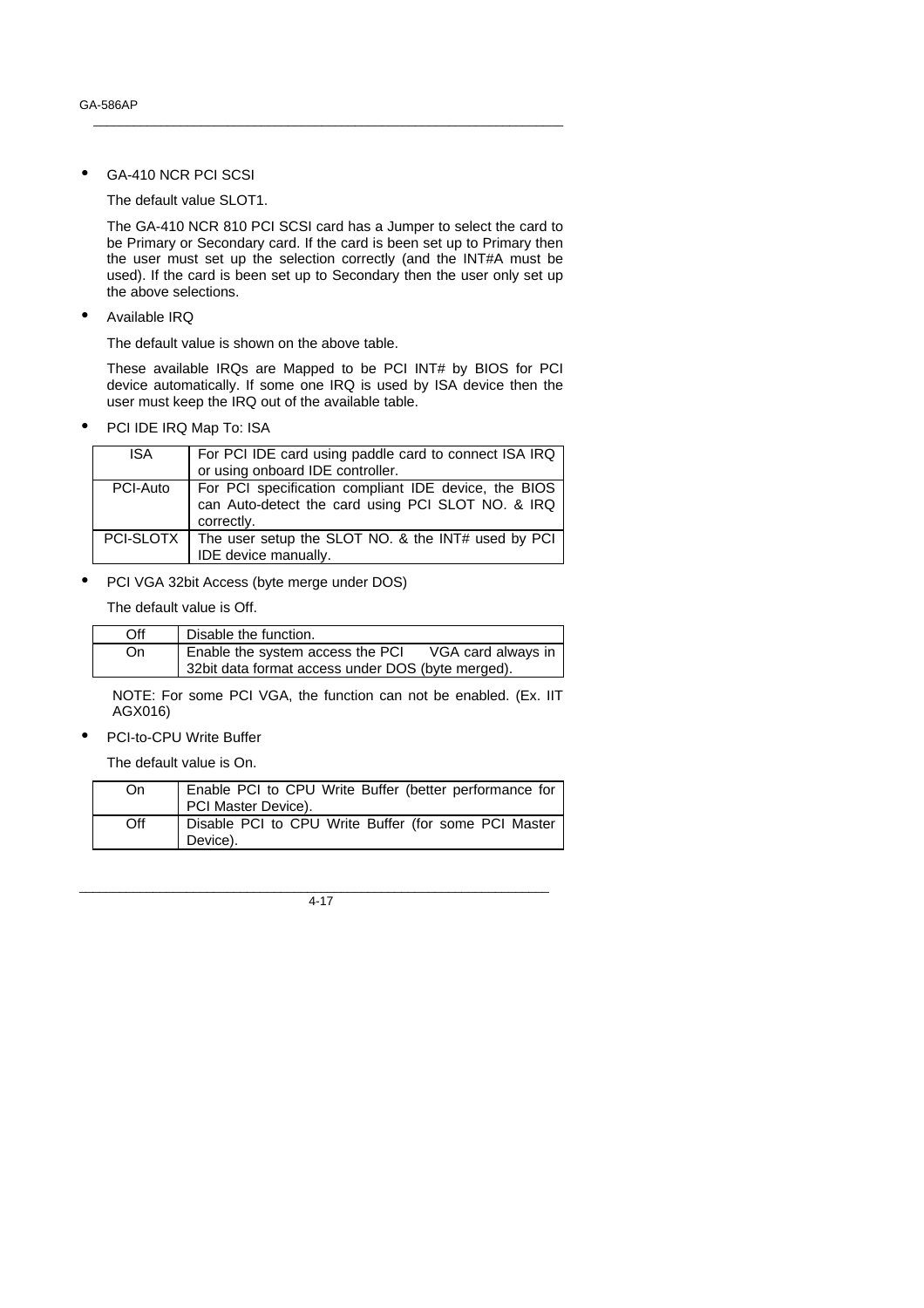- GA-410 NCR PCI SCSI

  The default value SLOT1.

  The GA-410 NCR 810 PCI SCSI card has a Jumper to select the card to be Primary or Secondary card. If the card is been set up to Primary then the user must set up the selection correctly (and the INT#A must be used). If the card is been set up to Secondary then the user only set up the above selections.

- Available IRQ

  The default value is shown on the above table.

  These available IRQs are Mapped to be PCI INT# by BIOS for PCI device automatically. If some one IRQ is used by ISA device then the user must keep the IRQ out of the available table.

- PCI IDE IRQ Map To: ISA

| | |
|---|---|
| ISA | For PCI IDE card using paddle card to connect ISA IRQ or using onboard IDE controller. |
| PCI-Auto | For PCI specification compliant IDE device, the BIOS can Auto-detect the card using PCI SLOT NO. & IRQ correctly. |
| PCI-SLOTX | The user setup the SLOT NO. & the INT# used by PCI IDE device manually. |

- PCI VGA 32bit Access (byte merge under DOS)

  The default value is Off.

| | |
|---|---|
| Off | Disable the function. |
| On | Enable the system access the PCI VGA card always in 32bit data format access under DOS (byte merged). |

NOTE: For some PCI VGA, the function can not be enabled. (Ex. IIT AGX016)

- PCI-to-CPU Write Buffer

  The default value is On.

| | |
|---|---|
| On | Enable PCI to CPU Write Buffer (better performance for PCI Master Device). |
| Off | Disable PCI to CPU Write Buffer (for some PCI Master Device). |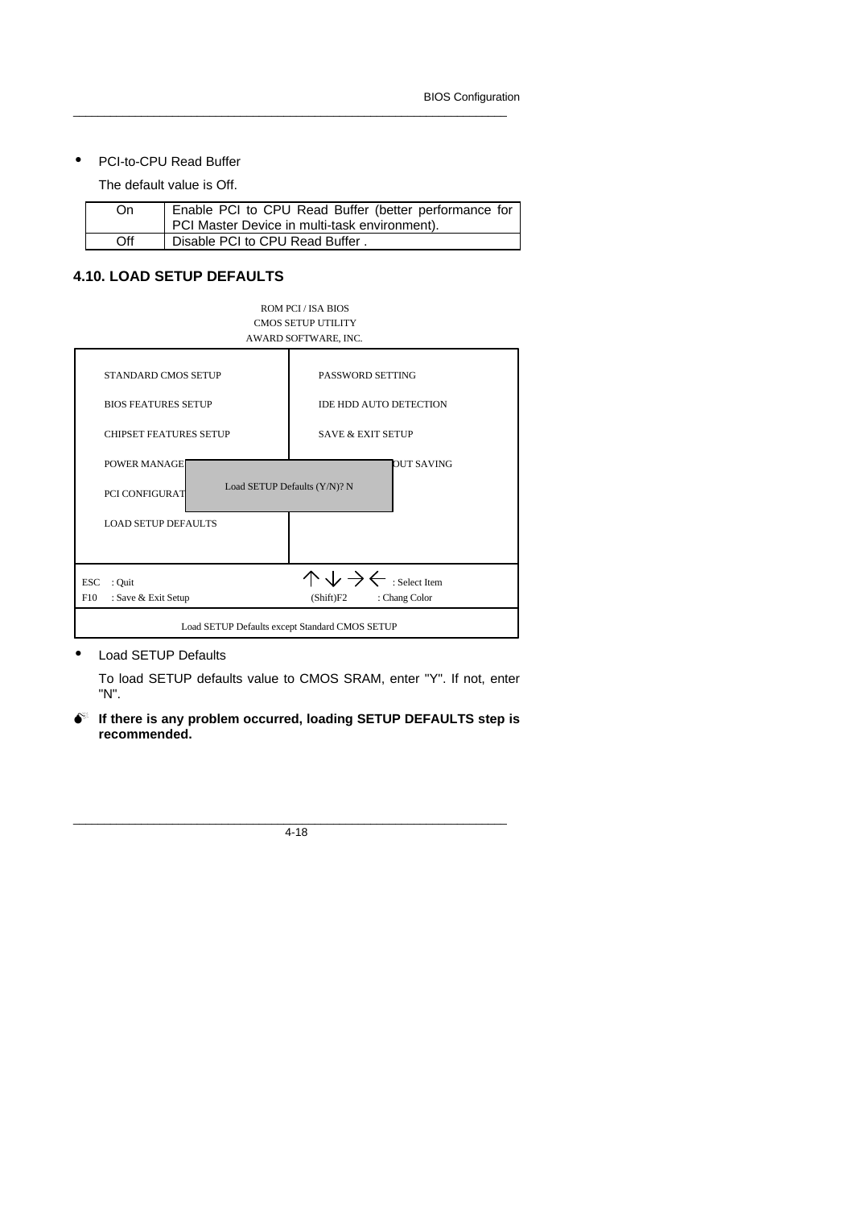- PCI-to-CPU Read Buffer

  The default value is Off.

| | |
|---|---|
| On | Enable PCI to CPU Read Buffer (better performance for PCI Master Device in multi-task environment). |
| Off | Disable PCI to CPU Read Buffer . |

## 4.10. LOAD SETUP DEFAULTS

```
                         ROM PCI / ISA BIOS
                         CMOS SETUP UTILITY
                        AWARD SOFTWARE, INC.

  STANDARD CMOS SETUP                PASSWORD SETTING

  BIOS FEATURES SETUP                IDE HDD AUTO DETECTION

  CHIPSET FEATURES SETUP             SAVE & EXIT SETUP

  POWER MANAGE                                OUT SAVING
                 Load SETUP Defaults (Y/N)? N
  PCI CONFIGURAT

  LOAD SETUP DEFAULTS

  ESC  : Quit                        ↑ ↓ → ← : Select Item
  F10  : Save & Exit Setup           (Shift)F2   : Chang Color

           Load SETUP Defaults except Standard CMOS SETUP
```

- Load SETUP Defaults

  To load SETUP defaults value to CMOS SRAM, enter "Y". If not, enter "N".

- **If there is any problem occurred, loading SETUP DEFAULTS step is recommended.**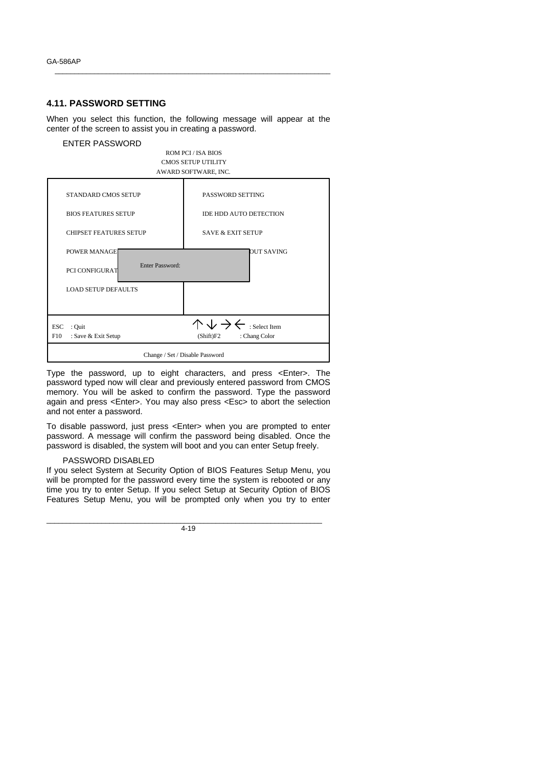## 4.11. PASSWORD SETTING

When you select this function, the following message will appear at the center of the screen to assist you in creating a password.

ENTER PASSWORD

```
                         ROM PCI / ISA BIOS
                         CMOS SETUP UTILITY
                        AWARD SOFTWARE, INC.

  STANDARD CMOS SETUP              PASSWORD SETTING

  BIOS FEATURES SETUP              IDE HDD AUTO DETECTION

  CHIPSET FEATURES SETUP           SAVE & EXIT SETUP

  POWER MANAGE                                    OUT SAVING
                     Enter Password:
  PCI CONFIGURAT

  LOAD SETUP DEFAULTS

  ESC  : Quit                      ↑ ↓ → ←  : Select Item
  F10  : Save & Exit Setup         (Shift)F2  : Chang Color

                  Change / Set / Disable Password
```

Type the password, up to eight characters, and press <Enter>. The password typed now will clear and previously entered password from CMOS memory. You will be asked to confirm the password. Type the password again and press <Enter>. You may also press <Esc> to abort the selection and not enter a password.

To disable password, just press <Enter> when you are prompted to enter password. A message will confirm the password being disabled. Once the password is disabled, the system will boot and you can enter Setup freely.

PASSWORD DISABLED

If you select System at Security Option of BIOS Features Setup Menu, you will be prompted for the password every time the system is rebooted or any time you try to enter Setup. If you select Setup at Security Option of BIOS Features Setup Menu, you will be prompted only when you try to enter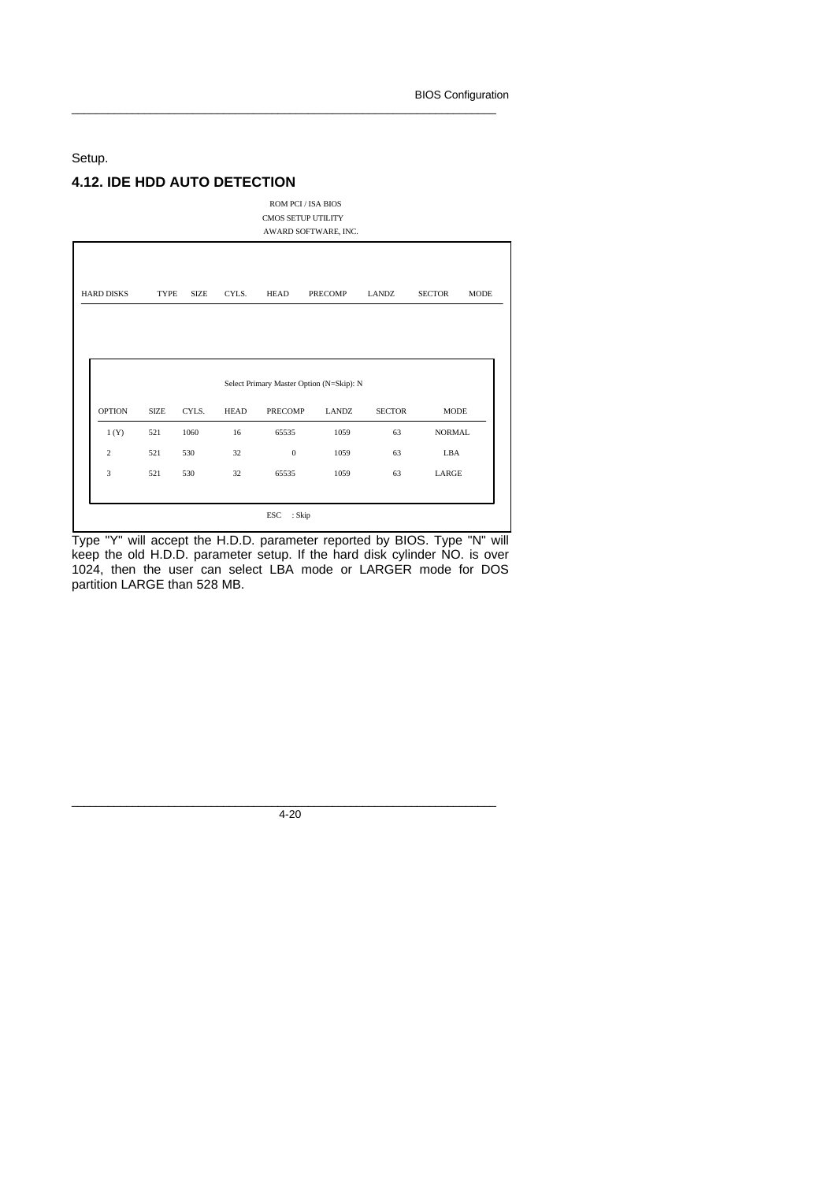Setup.

## 4.12. IDE HDD AUTO DETECTION

ROM PCI / ISA BIOS
CMOS SETUP UTILITY
AWARD SOFTWARE, INC.

| HARD DISKS | TYPE | SIZE | CYLS. | HEAD | PRECOMP | LANDZ | SECTOR | MODE |
|---|---|---|---|---|---|---|---|---|

Select Primary Master Option (N=Skip): N

| OPTION | SIZE | CYLS. | HEAD | PRECOMP | LANDZ | SECTOR | MODE |
|---|---|---|---|---|---|---|---|
| 1 (Y) | 521 | 1060 | 16 | 65535 | 1059 | 63 | NORMAL |
| 2 | 521 | 530 | 32 | 0 | 1059 | 63 | LBA |
| 3 | 521 | 530 | 32 | 65535 | 1059 | 63 | LARGE |

ESC : Skip

Type "Y" will accept the H.D.D. parameter reported by BIOS. Type "N" will keep the old H.D.D. parameter setup. If the hard disk cylinder NO. is over 1024, then the user can select LBA mode or LARGER mode for DOS partition LARGE than 528 MB.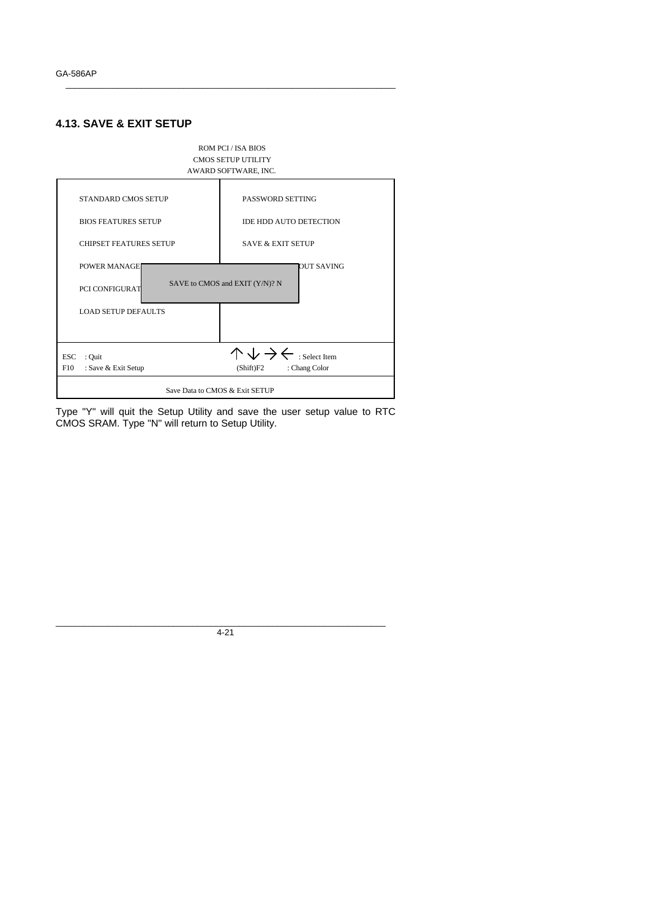## 4.13. SAVE & EXIT SETUP

```
                         ROM PCI / ISA BIOS
                         CMOS SETUP UTILITY
                        AWARD SOFTWARE, INC.

  STANDARD CMOS SETUP              PASSWORD SETTING

  BIOS FEATURES SETUP              IDE HDD AUTO DETECTION

  CHIPSET FEATURES SETUP           SAVE & EXIT SETUP

  POWER MANAGE                                OUT SAVING
               SAVE to CMOS and EXIT (Y/N)? N
  PCI CONFIGURAT

  LOAD SETUP DEFAULTS

ESC  : Quit                        ↑ ↓ → ←  : Select Item
F10  : Save & Exit Setup           (Shift)F2    : Chang Color

                   Save Data to CMOS & Exit SETUP
```

Type "Y" will quit the Setup Utility and save the user setup value to RTC CMOS SRAM. Type "N" will return to Setup Utility.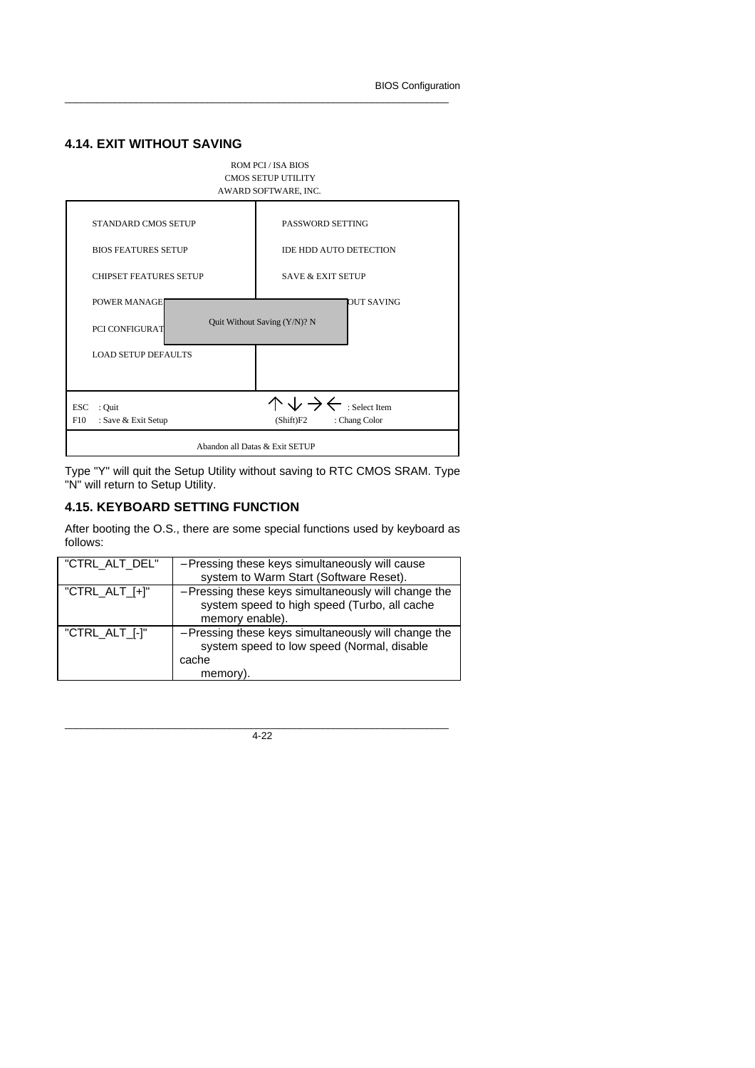## 4.14. EXIT WITHOUT SAVING

```
                    ROM PCI / ISA BIOS
                    CMOS SETUP UTILITY
                   AWARD SOFTWARE, INC.

STANDARD CMOS SETUP              PASSWORD SETTING

BIOS FEATURES SETUP              IDE HDD AUTO DETECTION

CHIPSET FEATURES SETUP           SAVE & EXIT SETUP

POWER MANAGE                                OUT SAVING
                Quit Without Saving (Y/N)? N
PCI CONFIGURAT

LOAD SETUP DEFAULTS

ESC  : Quit                      ↑ ↓ → ← : Select Item
F10  : Save & Exit Setup         (Shift)F2   : Chang Color

               Abandon all Datas & Exit SETUP
```

Type "Y" will quit the Setup Utility without saving to RTC CMOS SRAM. Type "N" will return to Setup Utility.

## 4.15. KEYBOARD SETTING FUNCTION

After booting the O.S., there are some special functions used by keyboard as follows:

| | |
|---|---|
| "CTRL_ALT_DEL" | – Pressing these keys simultaneously will cause system to Warm Start (Software Reset). |
| "CTRL_ALT_[+]" | – Pressing these keys simultaneously will change the system speed to high speed (Turbo, all cache memory enable). |
| "CTRL_ALT_[-]" | – Pressing these keys simultaneously will change the system speed to low speed (Normal, disable cache memory). |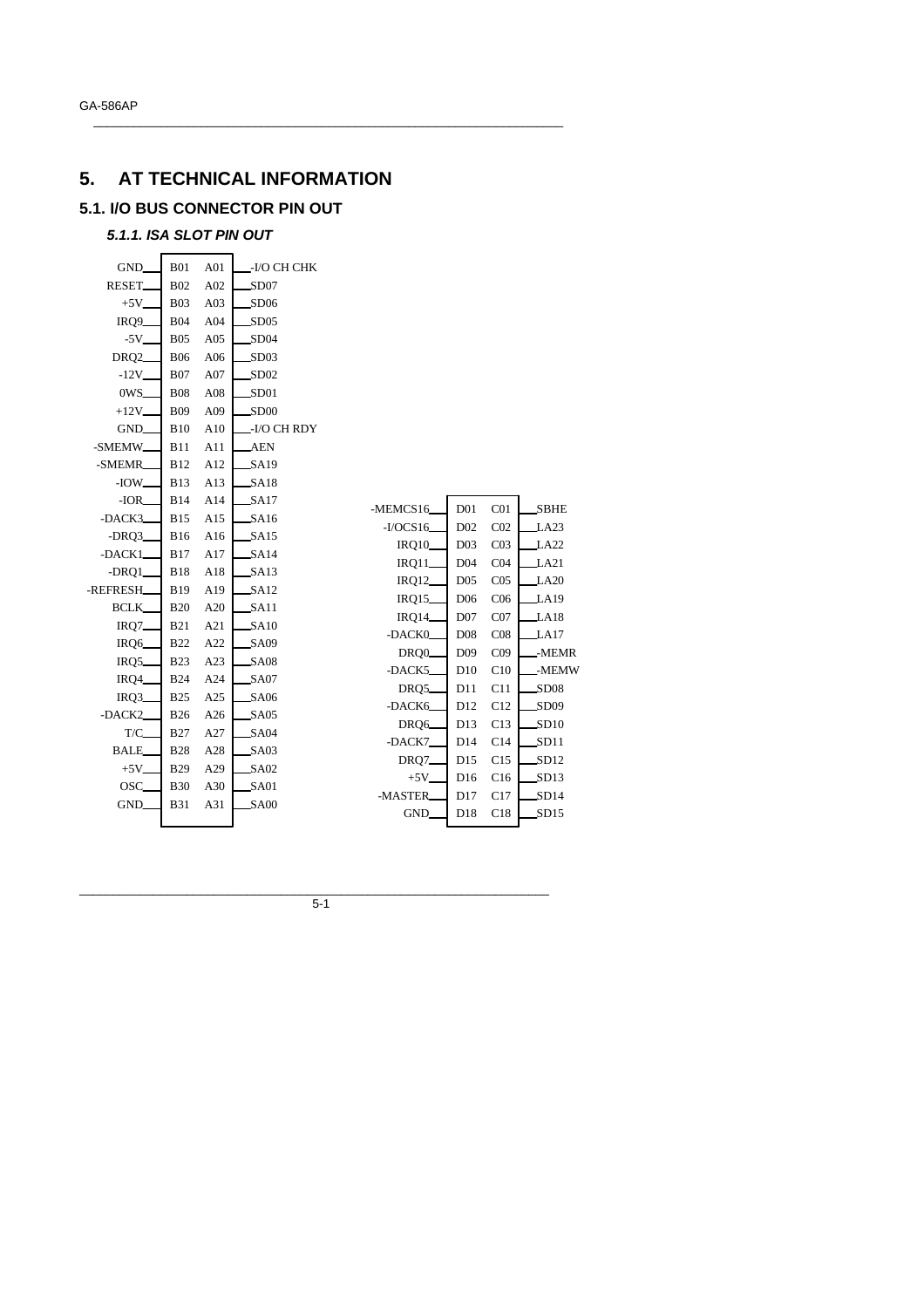# 5. AT TECHNICAL INFORMATION

## 5.1. I/O BUS CONNECTOR PIN OUT

### *5.1.1. ISA SLOT PIN OUT*

| Signal | Pin | Pin | Signal |
|---|---|---|---|
| GND | B01 | A01 | -I/O CH CHK |
| RESET | B02 | A02 | SD07 |
| +5V | B03 | A03 | SD06 |
| IRQ9 | B04 | A04 | SD05 |
| -5V | B05 | A05 | SD04 |
| DRQ2 | B06 | A06 | SD03 |
| -12V | B07 | A07 | SD02 |
| 0WS | B08 | A08 | SD01 |
| +12V | B09 | A09 | SD00 |
| GND | B10 | A10 | -I/O CH RDY |
| -SMEMW | B11 | A11 | AEN |
| -SMEMR | B12 | A12 | SA19 |
| -IOW | B13 | A13 | SA18 |
| -IOR | B14 | A14 | SA17 |
| -DACK3 | B15 | A15 | SA16 |
| -DRQ3 | B16 | A16 | SA15 |
| -DACK1 | B17 | A17 | SA14 |
| -DRQ1 | B18 | A18 | SA13 |
| -REFRESH | B19 | A19 | SA12 |
| BCLK | B20 | A20 | SA11 |
| IRQ7 | B21 | A21 | SA10 |
| IRQ6 | B22 | A22 | SA09 |
| IRQ5 | B23 | A23 | SA08 |
| IRQ4 | B24 | A24 | SA07 |
| IRQ3 | B25 | A25 | SA06 |
| -DACK2 | B26 | A26 | SA05 |
| T/C | B27 | A27 | SA04 |
| BALE | B28 | A28 | SA03 |
| +5V | B29 | A29 | SA02 |
| OSC | B30 | A30 | SA01 |
| GND | B31 | A31 | SA00 |

| Signal | Pin | Pin | Signal |
|---|---|---|---|
| -MEMCS16 | D01 | C01 | SBHE |
| -I/OCS16 | D02 | C02 | LA23 |
| IRQ10 | D03 | C03 | LA22 |
| IRQ11 | D04 | C04 | LA21 |
| IRQ12 | D05 | C05 | LA20 |
| IRQ15 | D06 | C06 | LA19 |
| IRQ14 | D07 | C07 | LA18 |
| -DACK0 | D08 | C08 | LA17 |
| DRQ0 | D09 | C09 | -MEMR |
| -DACK5 | D10 | C10 | -MEMW |
| DRQ5 | D11 | C11 | SD08 |
| -DACK6 | D12 | C12 | SD09 |
| DRQ6 | D13 | C13 | SD10 |
| -DACK7 | D14 | C14 | SD11 |
| DRQ7 | D15 | C15 | SD12 |
| +5V | D16 | C16 | SD13 |
| -MASTER | D17 | C17 | SD14 |
| GND | D18 | C18 | SD15 |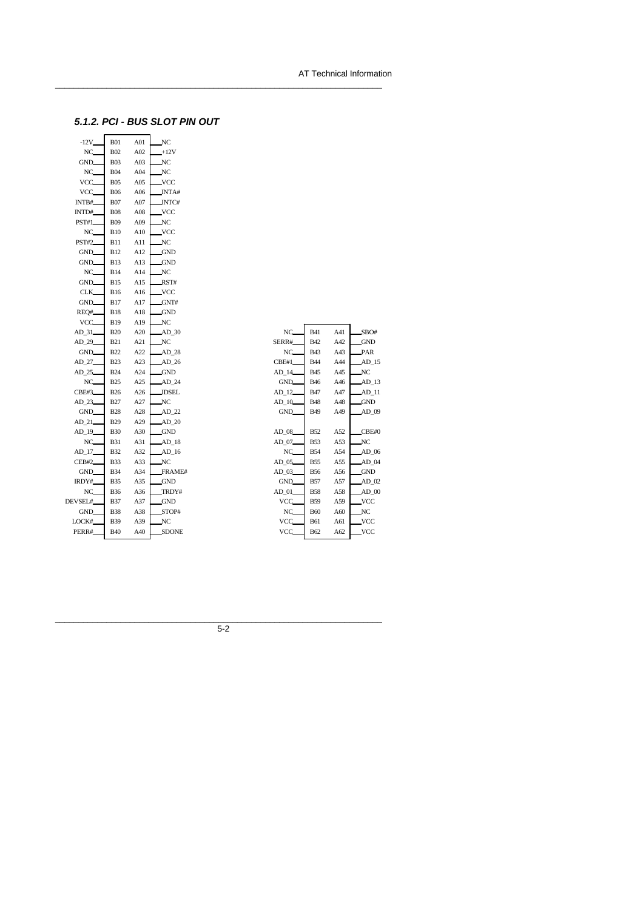### 5.1.2. PCI - BUS SLOT PIN OUT

| Signal | Pin | Pin | Signal |
|---|---|---|---|
| -12V | B01 | A01 | NC |
| NC | B02 | A02 | +12V |
| GND | B03 | A03 | NC |
| NC | B04 | A04 | NC |
| VCC | B05 | A05 | VCC |
| VCC | B06 | A06 | INTA# |
| INTB# | B07 | A07 | INTC# |
| INTD# | B08 | A08 | VCC |
| PST#1 | B09 | A09 | NC |
| NC | B10 | A10 | VCC |
| PST#2 | B11 | A11 | NC |
| GND | B12 | A12 | GND |
| GND | B13 | A13 | GND |
| NC | B14 | A14 | NC |
| GND | B15 | A15 | RST# |
| CLK | B16 | A16 | VCC |
| GND | B17 | A17 | GNT# |
| REQ# | B18 | A18 | GND |
| VCC | B19 | A19 | NC |
| AD_31 | B20 | A20 | AD_30 |
| AD_29 | B21 | A21 | NC |
| GND | B22 | A22 | AD_28 |
| AD_27 | B23 | A23 | AD_26 |
| AD_25 | B24 | A24 | GND |
| NC | B25 | A25 | AD_24 |
| CBE#3 | B26 | A26 | IDSEL |
| AD_23 | B27 | A27 | NC |
| GND | B28 | A28 | AD_22 |
| AD_21 | B29 | A29 | AD_20 |
| AD_19 | B30 | A30 | GND |
| NC | B31 | A31 | AD_18 |
| AD_17 | B32 | A32 | AD_16 |
| CEB#2 | B33 | A33 | NC |
| GND | B34 | A34 | FRAME# |
| IRDY# | B35 | A35 | GND |
| NC | B36 | A36 | TRDY# |
| DEVSEL# | B37 | A37 | GND |
| GND | B38 | A38 | STOP# |
| LOCK# | B39 | A39 | NC |
| PERR# | B40 | A40 | SDONE |

| Signal | Pin | Pin | Signal |
|---|---|---|---|
| NC | B41 | A41 | SBO# |
| SERR# | B42 | A42 | GND |
| NC | B43 | A43 | PAR |
| CBE#1 | B44 | A44 | AD_15 |
| AD_14 | B45 | A45 | NC |
| GND | B46 | A46 | AD_13 |
| AD_12 | B47 | A47 | AD_11 |
| AD_10 | B48 | A48 | GND |
| GND | B49 | A49 | AD_09 |
| AD_08 | B52 | A52 | CBE#0 |
| AD_07 | B53 | A53 | NC |
| NC | B54 | A54 | AD_06 |
| AD_05 | B55 | A55 | AD_04 |
| AD_03 | B56 | A56 | GND |
| GND | B57 | A57 | AD_02 |
| AD_01 | B58 | A58 | AD_00 |
| VCC | B59 | A59 | VCC |
| NC | B60 | A60 | NC |
| VCC | B61 | A61 | VCC |
| VCC | B62 | A62 | VCC |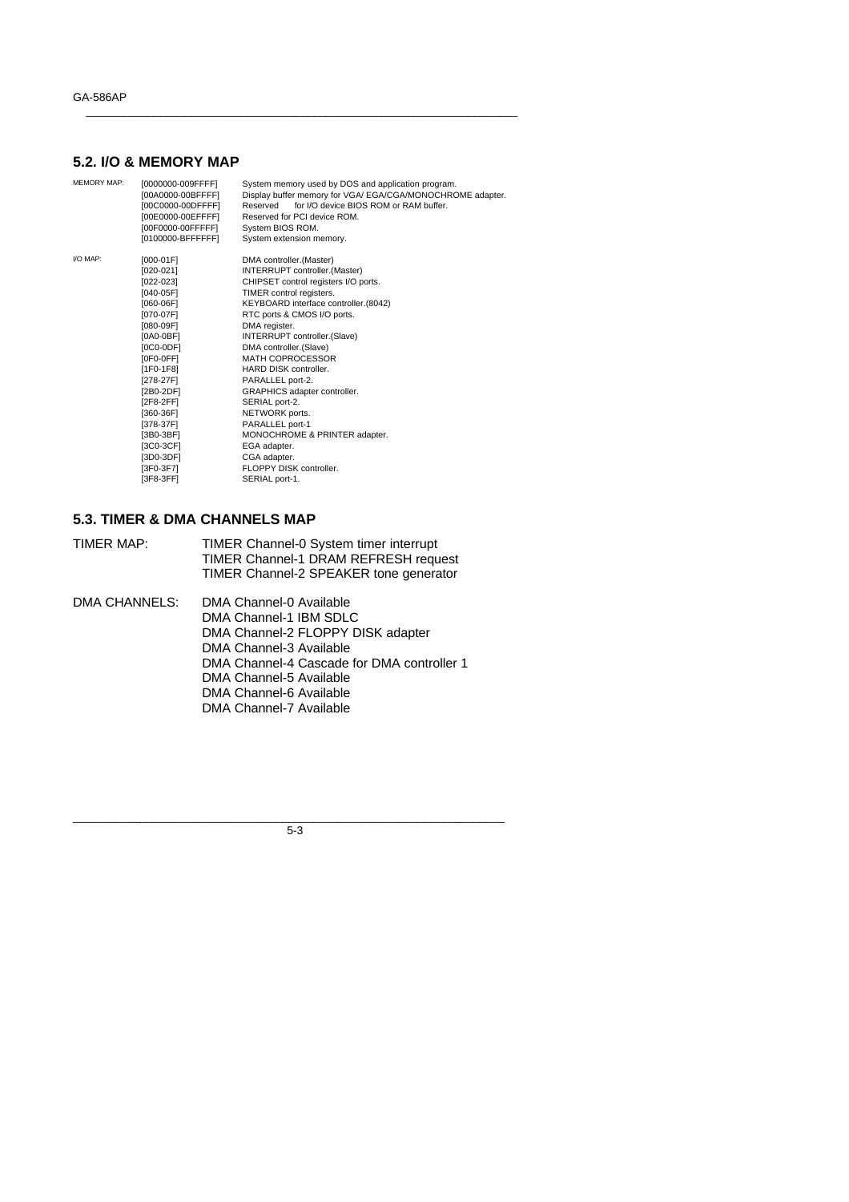## 5.2. I/O & MEMORY MAP

| | | |
|---|---|---|
| MEMORY MAP: | [0000000-009FFFF] | System memory used by DOS and application program. |
| | [00A0000-00BFFFF] | Display buffer memory for VGA/ EGA/CGA/MONOCHROME adapter. |
| | [00C0000-00DFFFF] | Reserved for I/O device BIOS ROM or RAM buffer. |
| | [00E0000-00EFFFF] | Reserved for PCI device ROM. |
| | [00F0000-00FFFFF] | System BIOS ROM. |
| | [0100000-BFFFFFF] | System extension memory. |
| I/O MAP: | [000-01F] | DMA controller.(Master) |
| | [020-021] | INTERRUPT controller.(Master) |
| | [022-023] | CHIPSET control registers I/O ports. |
| | [040-05F] | TIMER control registers. |
| | [060-06F] | KEYBOARD interface controller.(8042) |
| | [070-07F] | RTC ports & CMOS I/O ports. |
| | [080-09F] | DMA register. |
| | [0A0-0BF] | INTERRUPT controller.(Slave) |
| | [0C0-0DF] | DMA controller.(Slave) |
| | [0F0-0FF] | MATH COPROCESSOR |
| | [1F0-1F8] | HARD DISK controller. |
| | [278-27F] | PARALLEL port-2. |
| | [2B0-2DF] | GRAPHICS adapter controller. |
| | [2F8-2FF] | SERIAL port-2. |
| | [360-36F] | NETWORK ports. |
| | [378-37F] | PARALLEL port-1 |
| | [3B0-3BF] | MONOCHROME & PRINTER adapter. |
| | [3C0-3CF] | EGA adapter. |
| | [3D0-3DF] | CGA adapter. |
| | [3F0-3F7] | FLOPPY DISK controller. |
| | [3F8-3FF] | SERIAL port-1. |

## 5.3. TIMER & DMA CHANNELS MAP

| | |
|---|---|
| TIMER MAP: | TIMER Channel-0 System timer interrupt |
| | TIMER Channel-1 DRAM REFRESH request |
| | TIMER Channel-2 SPEAKER tone generator |
| DMA CHANNELS: | DMA Channel-0 Available |
| | DMA Channel-1 IBM SDLC |
| | DMA Channel-2 FLOPPY DISK adapter |
| | DMA Channel-3 Available |
| | DMA Channel-4 Cascade for DMA controller 1 |
| | DMA Channel-5 Available |
| | DMA Channel-6 Available |
| | DMA Channel-7 Available |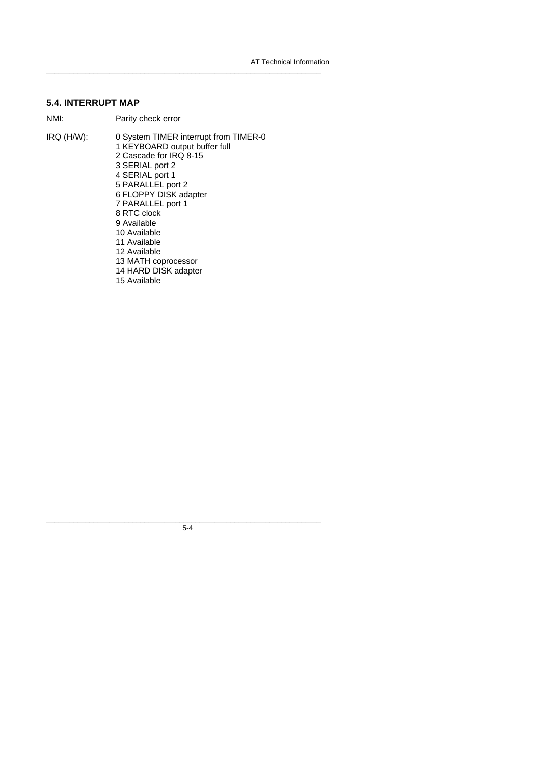## 5.4. INTERRUPT MAP

NMI: Parity check error

IRQ (H/W):

0 System TIMER interrupt from TIMER-0
1 KEYBOARD output buffer full
2 Cascade for IRQ 8-15
3 SERIAL port 2
4 SERIAL port 1
5 PARALLEL port 2
6 FLOPPY DISK adapter
7 PARALLEL port 1
8 RTC clock
9 Available
10 Available
11 Available
12 Available
13 MATH coprocessor
14 HARD DISK adapter
15 Available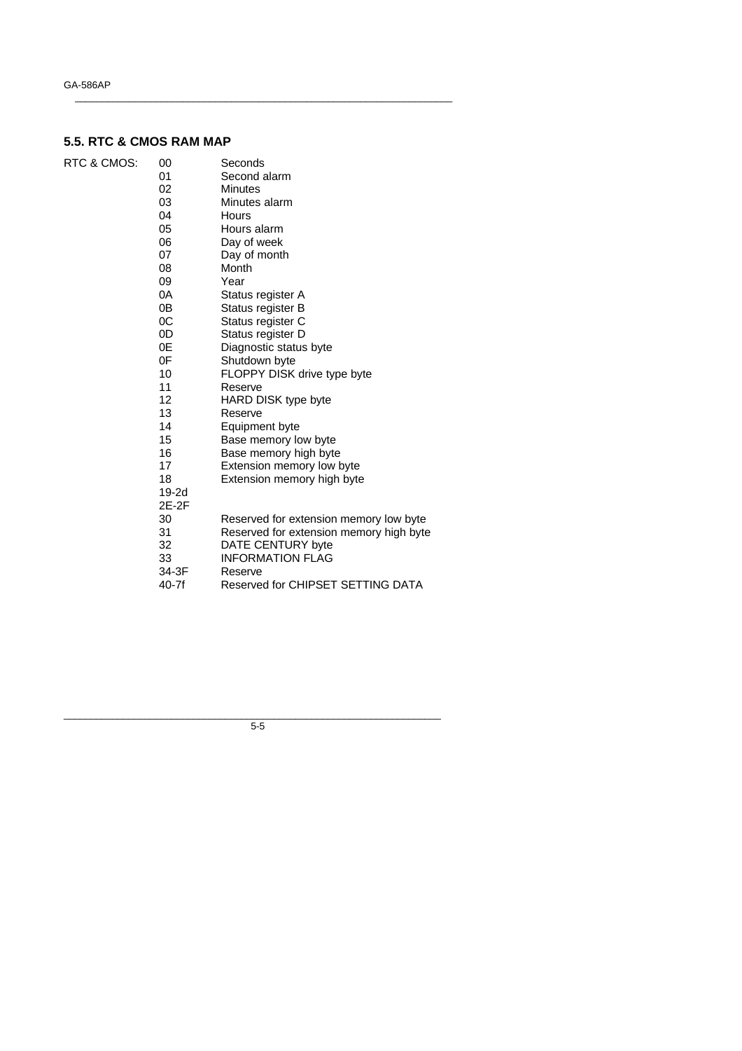## 5.5. RTC & CMOS RAM MAP

| RTC & CMOS: | Address | Description |
|---|---|---|
| | 00 | Seconds |
| | 01 | Second alarm |
| | 02 | Minutes |
| | 03 | Minutes alarm |
| | 04 | Hours |
| | 05 | Hours alarm |
| | 06 | Day of week |
| | 07 | Day of month |
| | 08 | Month |
| | 09 | Year |
| | 0A | Status register A |
| | 0B | Status register B |
| | 0C | Status register C |
| | 0D | Status register D |
| | 0E | Diagnostic status byte |
| | 0F | Shutdown byte |
| | 10 | FLOPPY DISK drive type byte |
| | 11 | Reserve |
| | 12 | HARD DISK type byte |
| | 13 | Reserve |
| | 14 | Equipment byte |
| | 15 | Base memory low byte |
| | 16 | Base memory high byte |
| | 17 | Extension memory low byte |
| | 18 | Extension memory high byte |
| | 19-2d | |
| | 2E-2F | |
| | 30 | Reserved for extension memory low byte |
| | 31 | Reserved for extension memory high byte |
| | 32 | DATE CENTURY byte |
| | 33 | INFORMATION FLAG |
| | 34-3F | Reserve |
| | 40-7f | Reserved for CHIPSET SETTING DATA |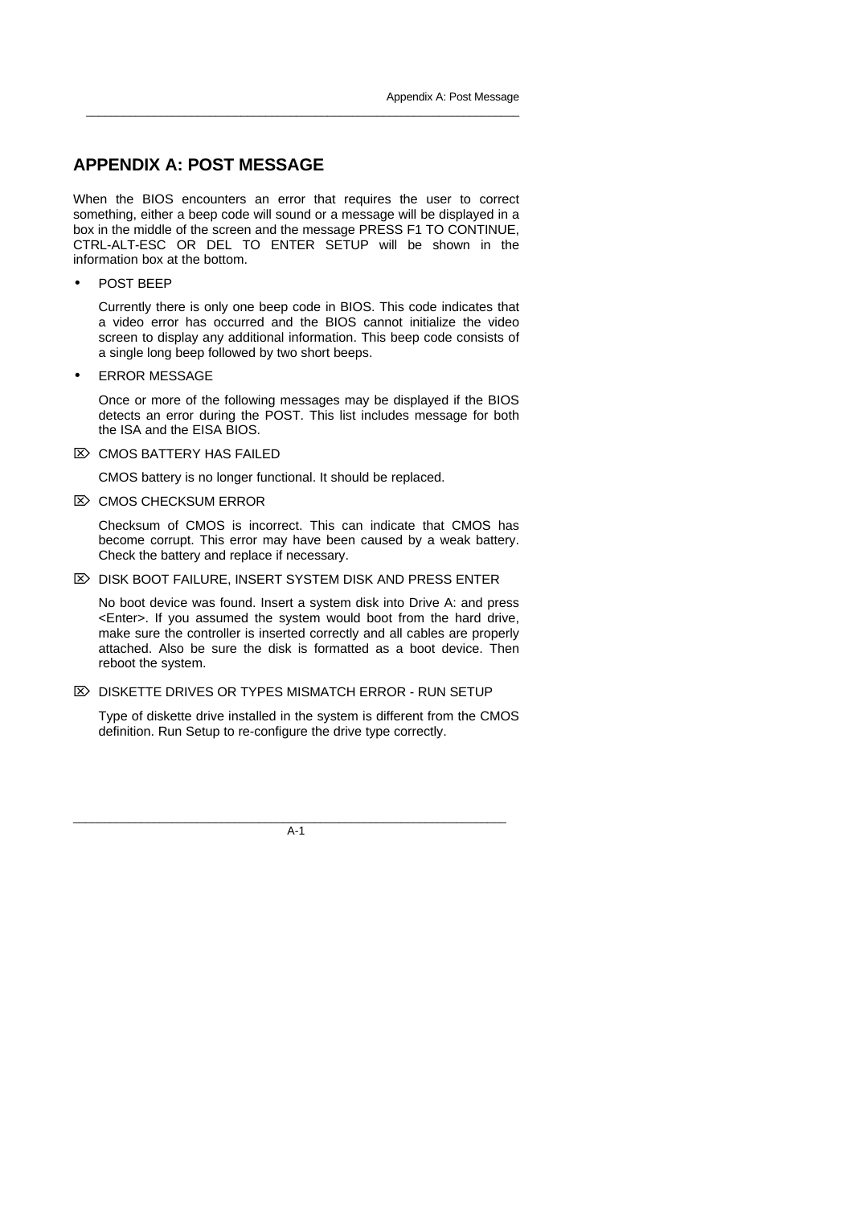# APPENDIX A: POST MESSAGE

When the BIOS encounters an error that requires the user to correct something, either a beep code will sound or a message will be displayed in a box in the middle of the screen and the message PRESS F1 TO CONTINUE, CTRL-ALT-ESC OR DEL TO ENTER SETUP will be shown in the information box at the bottom.

- POST BEEP

  Currently there is only one beep code in BIOS. This code indicates that a video error has occurred and the BIOS cannot initialize the video screen to display any additional information. This beep code consists of a single long beep followed by two short beeps.

- ERROR MESSAGE

  Once or more of the following messages may be displayed if the BIOS detects an error during the POST. This list includes message for both the ISA and the EISA BIOS.

⌦ CMOS BATTERY HAS FAILED

CMOS battery is no longer functional. It should be replaced.

⌦ CMOS CHECKSUM ERROR

Checksum of CMOS is incorrect. This can indicate that CMOS has become corrupt. This error may have been caused by a weak battery. Check the battery and replace if necessary.

⌦ DISK BOOT FAILURE, INSERT SYSTEM DISK AND PRESS ENTER

No boot device was found. Insert a system disk into Drive A: and press <Enter>. If you assumed the system would boot from the hard drive, make sure the controller is inserted correctly and all cables are properly attached. Also be sure the disk is formatted as a boot device. Then reboot the system.

⌦ DISKETTE DRIVES OR TYPES MISMATCH ERROR - RUN SETUP

Type of diskette drive installed in the system is different from the CMOS definition. Run Setup to re-configure the drive type correctly.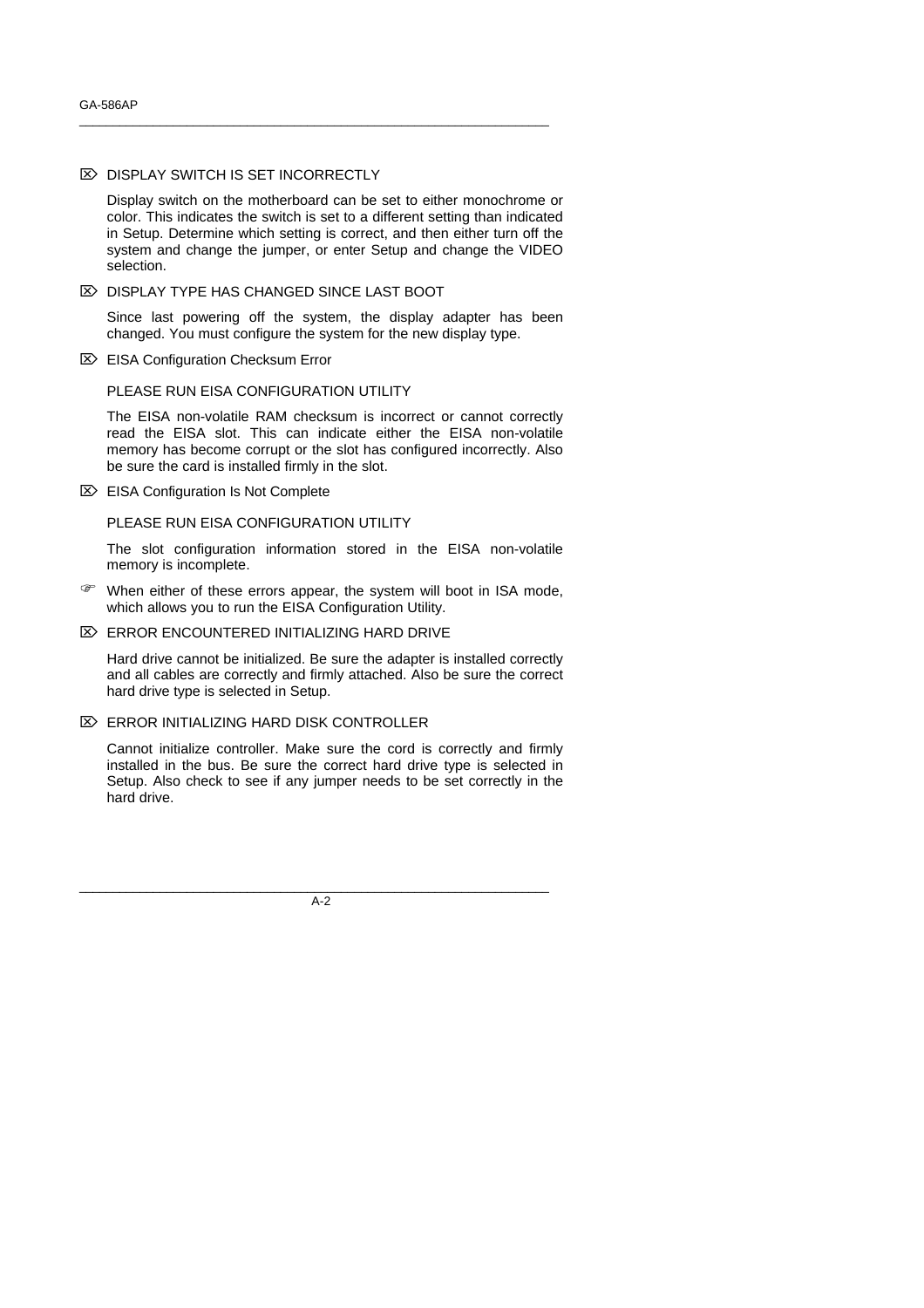⌦ DISPLAY SWITCH IS SET INCORRECTLY

Display switch on the motherboard can be set to either monochrome or color. This indicates the switch is set to a different setting than indicated in Setup. Determine which setting is correct, and then either turn off the system and change the jumper, or enter Setup and change the VIDEO selection.

⌦ DISPLAY TYPE HAS CHANGED SINCE LAST BOOT

Since last powering off the system, the display adapter has been changed. You must configure the system for the new display type.

⌦ EISA Configuration Checksum Error

PLEASE RUN EISA CONFIGURATION UTILITY

The EISA non-volatile RAM checksum is incorrect or cannot correctly read the EISA slot. This can indicate either the EISA non-volatile memory has become corrupt or the slot has configured incorrectly. Also be sure the card is installed firmly in the slot.

⌦ EISA Configuration Is Not Complete

PLEASE RUN EISA CONFIGURATION UTILITY

The slot configuration information stored in the EISA non-volatile memory is incomplete.

☞ When either of these errors appear, the system will boot in ISA mode, which allows you to run the EISA Configuration Utility.

⌦ ERROR ENCOUNTERED INITIALIZING HARD DRIVE

Hard drive cannot be initialized. Be sure the adapter is installed correctly and all cables are correctly and firmly attached. Also be sure the correct hard drive type is selected in Setup.

⌦ ERROR INITIALIZING HARD DISK CONTROLLER

Cannot initialize controller. Make sure the cord is correctly and firmly installed in the bus. Be sure the correct hard drive type is selected in Setup. Also check to see if any jumper needs to be set correctly in the hard drive.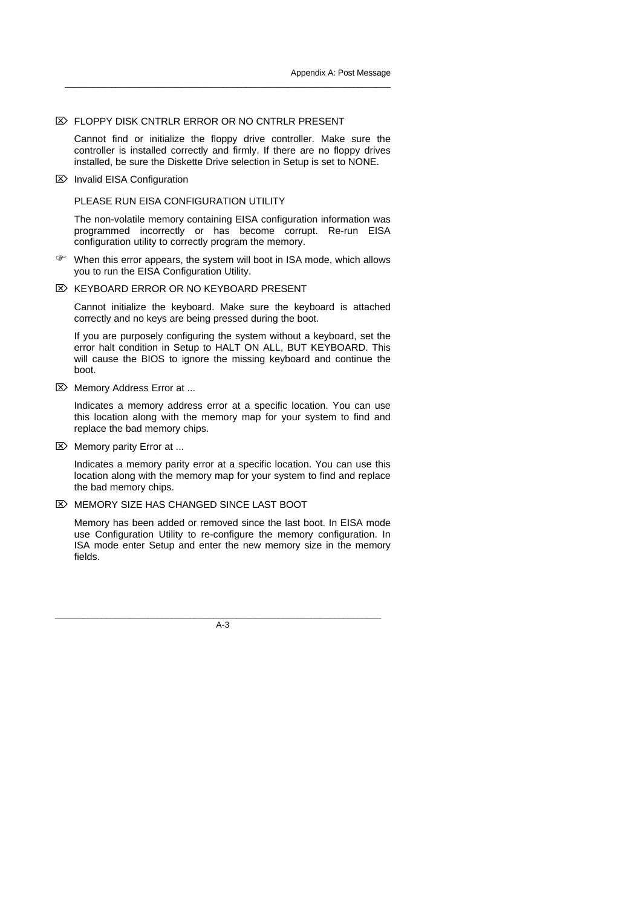⌦ FLOPPY DISK CNTRLR ERROR OR NO CNTRLR PRESENT

Cannot find or initialize the floppy drive controller. Make sure the controller is installed correctly and firmly. If there are no floppy drives installed, be sure the Diskette Drive selection in Setup is set to NONE.

⌦ Invalid EISA Configuration

PLEASE RUN EISA CONFIGURATION UTILITY

The non-volatile memory containing EISA configuration information was programmed incorrectly or has become corrupt. Re-run EISA configuration utility to correctly program the memory.

☞ When this error appears, the system will boot in ISA mode, which allows you to run the EISA Configuration Utility.

⌦ KEYBOARD ERROR OR NO KEYBOARD PRESENT

Cannot initialize the keyboard. Make sure the keyboard is attached correctly and no keys are being pressed during the boot.

If you are purposely configuring the system without a keyboard, set the error halt condition in Setup to HALT ON ALL, BUT KEYBOARD. This will cause the BIOS to ignore the missing keyboard and continue the boot.

⌦ Memory Address Error at ...

Indicates a memory address error at a specific location. You can use this location along with the memory map for your system to find and replace the bad memory chips.

⌦ Memory parity Error at ...

Indicates a memory parity error at a specific location. You can use this location along with the memory map for your system to find and replace the bad memory chips.

⌦ MEMORY SIZE HAS CHANGED SINCE LAST BOOT

Memory has been added or removed since the last boot. In EISA mode use Configuration Utility to re-configure the memory configuration. In ISA mode enter Setup and enter the new memory size in the memory fields.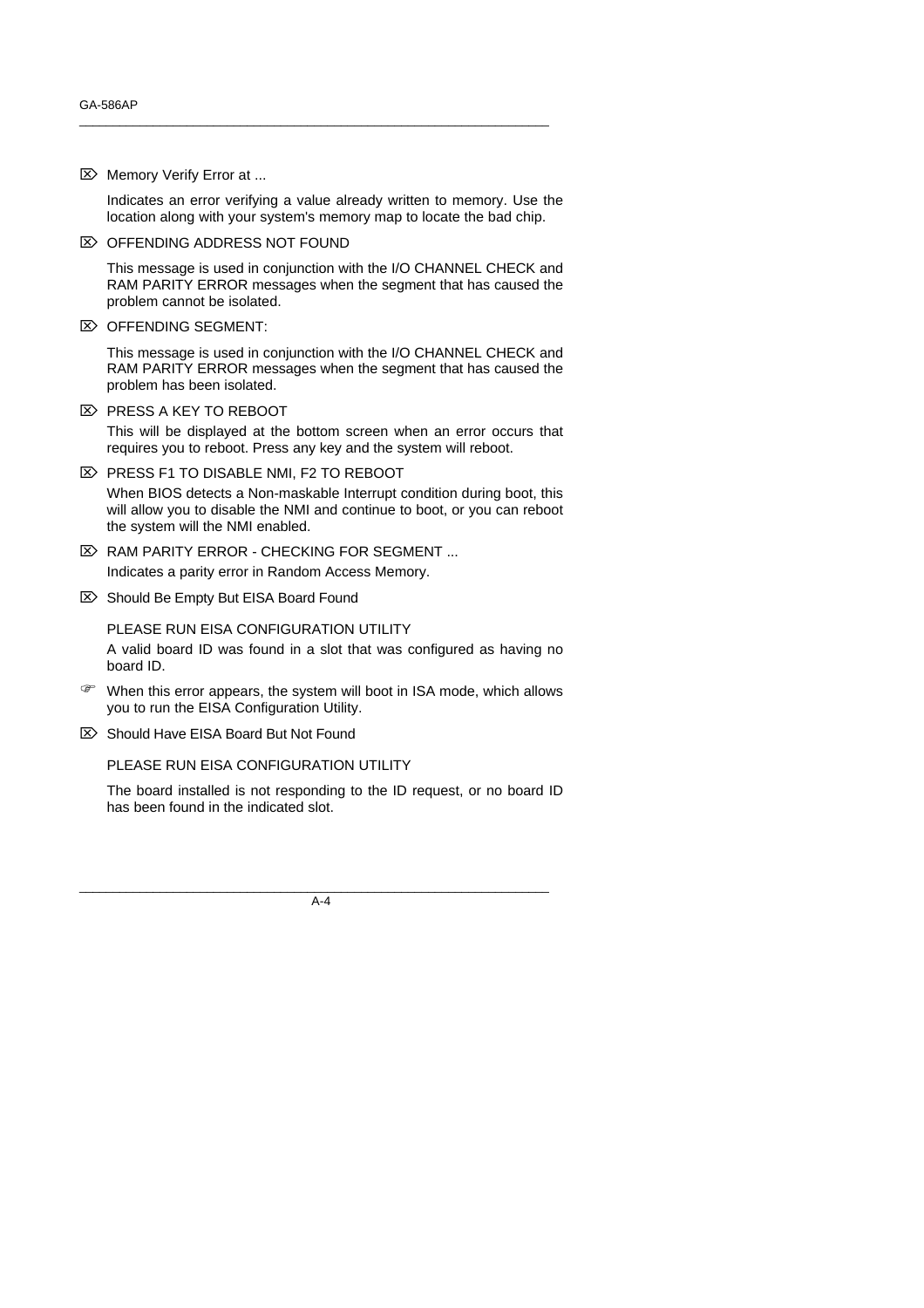⌦ Memory Verify Error at ...

Indicates an error verifying a value already written to memory. Use the location along with your system's memory map to locate the bad chip.

⌦ OFFENDING ADDRESS NOT FOUND

This message is used in conjunction with the I/O CHANNEL CHECK and RAM PARITY ERROR messages when the segment that has caused the problem cannot be isolated.

⌦ OFFENDING SEGMENT:

This message is used in conjunction with the I/O CHANNEL CHECK and RAM PARITY ERROR messages when the segment that has caused the problem has been isolated.

⌦ PRESS A KEY TO REBOOT

This will be displayed at the bottom screen when an error occurs that requires you to reboot. Press any key and the system will reboot.

⌦ PRESS F1 TO DISABLE NMI, F2 TO REBOOT

When BIOS detects a Non-maskable Interrupt condition during boot, this will allow you to disable the NMI and continue to boot, or you can reboot the system will the NMI enabled.

⌦ RAM PARITY ERROR - CHECKING FOR SEGMENT ...

Indicates a parity error in Random Access Memory.

⌦ Should Be Empty But EISA Board Found

PLEASE RUN EISA CONFIGURATION UTILITY

A valid board ID was found in a slot that was configured as having no board ID.

☞ When this error appears, the system will boot in ISA mode, which allows you to run the EISA Configuration Utility.

⌦ Should Have EISA Board But Not Found

PLEASE RUN EISA CONFIGURATION UTILITY

The board installed is not responding to the ID request, or no board ID has been found in the indicated slot.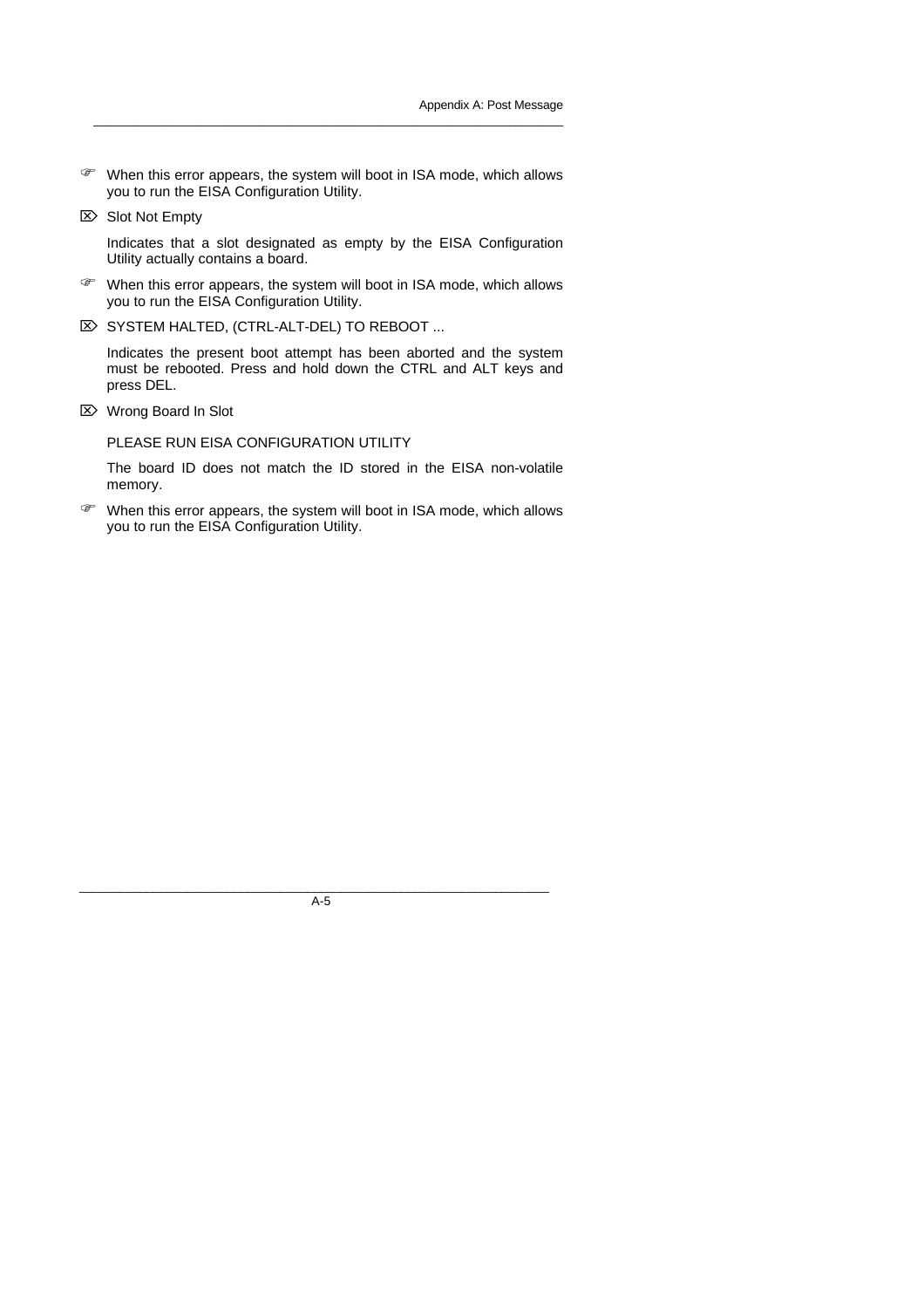☞ When this error appears, the system will boot in ISA mode, which allows you to run the EISA Configuration Utility.

⌦ Slot Not Empty

Indicates that a slot designated as empty by the EISA Configuration Utility actually contains a board.

☞ When this error appears, the system will boot in ISA mode, which allows you to run the EISA Configuration Utility.

⌦ SYSTEM HALTED, (CTRL-ALT-DEL) TO REBOOT ...

Indicates the present boot attempt has been aborted and the system must be rebooted. Press and hold down the CTRL and ALT keys and press DEL.

⌦ Wrong Board In Slot

PLEASE RUN EISA CONFIGURATION UTILITY

The board ID does not match the ID stored in the EISA non-volatile memory.

☞ When this error appears, the system will boot in ISA mode, which allows you to run the EISA Configuration Utility.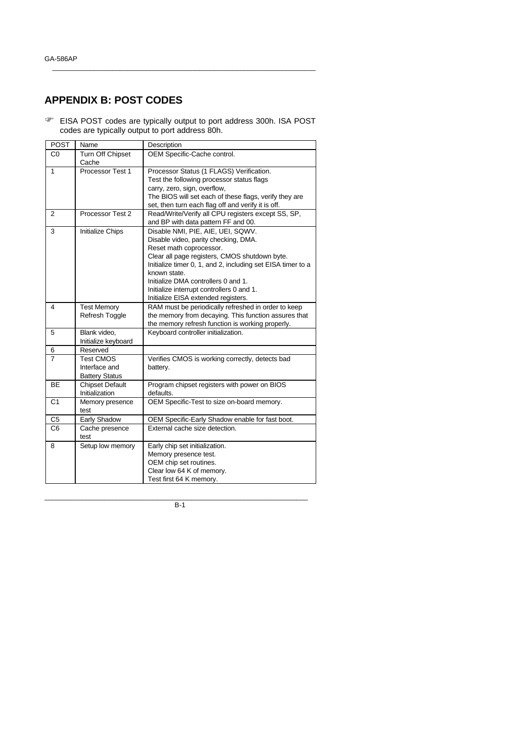# APPENDIX B: POST CODES

☞ EISA POST codes are typically output to port address 300h. ISA POST codes are typically output to port address 80h.

| POST | Name | Description |
|---|---|---|
| C0 | Turn Off Chipset Cache | OEM Specific-Cache control. |
| 1 | Processor Test 1 | Processor Status (1 FLAGS) Verification. Test the following processor status flags carry, zero, sign, overflow, The BIOS will set each of these flags, verify they are set, then turn each flag off and verify it is off. |
| 2 | Processor Test 2 | Read/Write/Verify all CPU registers except SS, SP, and BP with data pattern FF and 00. |
| 3 | Initialize Chips | Disable NMI, PIE, AIE, UEI, SQWV. Disable video, parity checking, DMA. Reset math coprocessor. Clear all page registers, CMOS shutdown byte. Initialize timer 0, 1, and 2, including set EISA timer to a known state. Initialize DMA controllers 0 and 1. Initialize interrupt controllers 0 and 1. Initialize EISA extended registers. |
| 4 | Test Memory Refresh Toggle | RAM must be periodically refreshed in order to keep the memory from decaying. This function assures that the memory refresh function is working properly. |
| 5 | Blank video, Initialize keyboard | Keyboard controller initialization. |
| 6 | Reserved | |
| 7 | Test CMOS Interface and Battery Status | Verifies CMOS is working correctly, detects bad battery. |
| BE | Chipset Default Initialization | Program chipset registers with power on BIOS defaults. |
| C1 | Memory presence test | OEM Specific-Test to size on-board memory. |
| C5 | Early Shadow | OEM Specific-Early Shadow enable for fast boot. |
| C6 | Cache presence test | External cache size detection. |
| 8 | Setup low memory | Early chip set initialization. Memory presence test. OEM chip set routines. Clear low 64 K of memory. Test first 64 K memory. |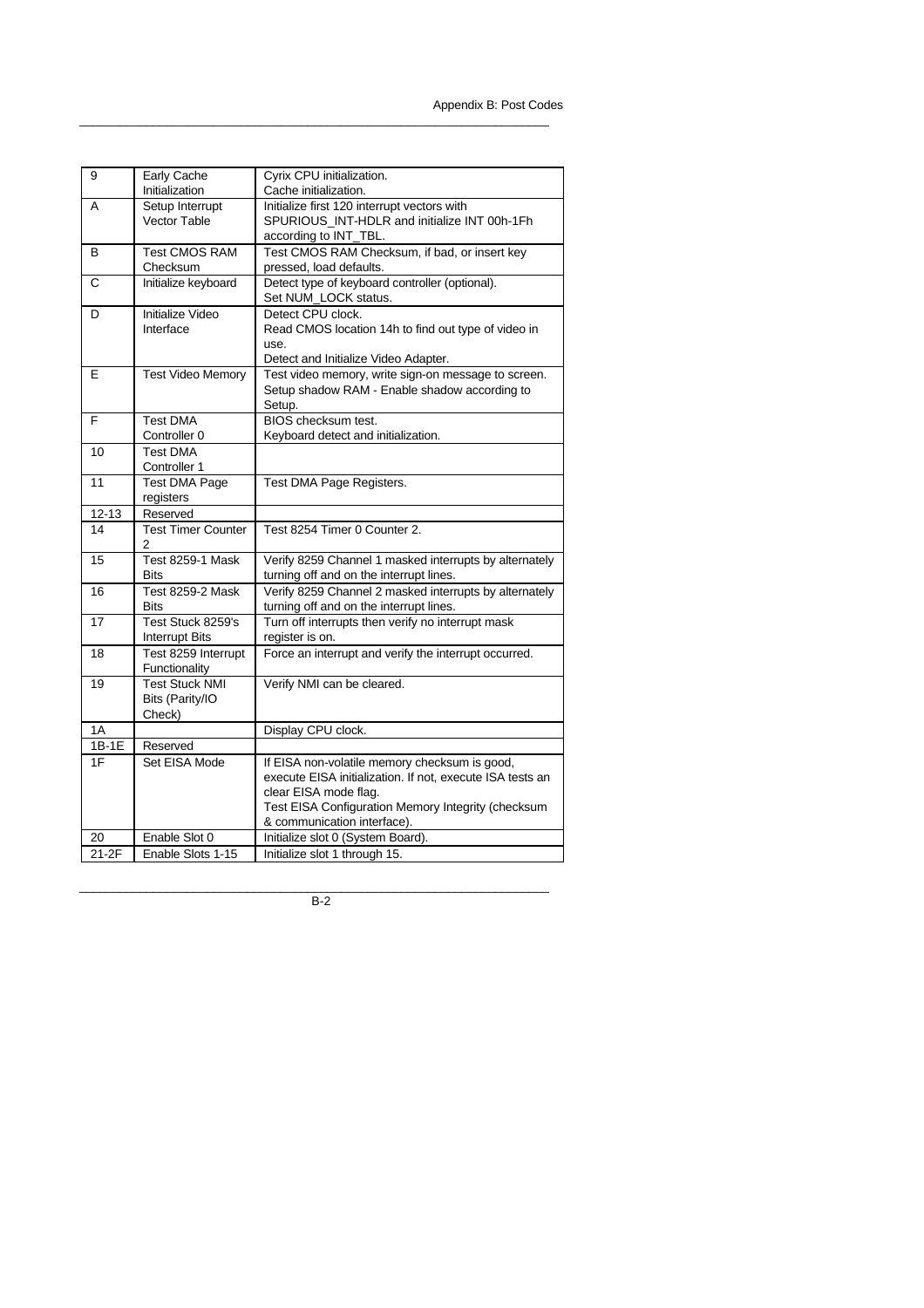| 9 | Early Cache Initialization | Cyrix CPU initialization.<br>Cache initialization. |
|---|---|---|
| A | Setup Interrupt Vector Table | Initialize first 120 interrupt vectors with SPURIOUS_INT-HDLR and initialize INT 00h-1Fh according to INT_TBL. |
| B | Test CMOS RAM Checksum | Test CMOS RAM Checksum, if bad, or insert key pressed, load defaults. |
| C | Initialize keyboard | Detect type of keyboard controller (optional).<br>Set NUM_LOCK status. |
| D | Initialize Video Interface | Detect CPU clock.<br>Read CMOS location 14h to find out type of video in use.<br>Detect and Initialize Video Adapter. |
| E | Test Video Memory | Test video memory, write sign-on message to screen.<br>Setup shadow RAM - Enable shadow according to Setup. |
| F | Test DMA Controller 0 | BIOS checksum test.<br>Keyboard detect and initialization. |
| 10 | Test DMA Controller 1 | |
| 11 | Test DMA Page registers | Test DMA Page Registers. |
| 12-13 | Reserved | |
| 14 | Test Timer Counter 2 | Test 8254 Timer 0 Counter 2. |
| 15 | Test 8259-1 Mask Bits | Verify 8259 Channel 1 masked interrupts by alternately turning off and on the interrupt lines. |
| 16 | Test 8259-2 Mask Bits | Verify 8259 Channel 2 masked interrupts by alternately turning off and on the interrupt lines. |
| 17 | Test Stuck 8259's Interrupt Bits | Turn off interrupts then verify no interrupt mask register is on. |
| 18 | Test 8259 Interrupt Functionality | Force an interrupt and verify the interrupt occurred. |
| 19 | Test Stuck NMI Bits (Parity/IO Check) | Verify NMI can be cleared. |
| 1A | | Display CPU clock. |
| 1B-1E | Reserved | |
| 1F | Set EISA Mode | If EISA non-volatile memory checksum is good, execute EISA initialization. If not, execute ISA tests an clear EISA mode flag.<br>Test EISA Configuration Memory Integrity (checksum & communication interface). |
| 20 | Enable Slot 0 | Initialize slot 0 (System Board). |
| 21-2F | Enable Slots 1-15 | Initialize slot 1 through 15. |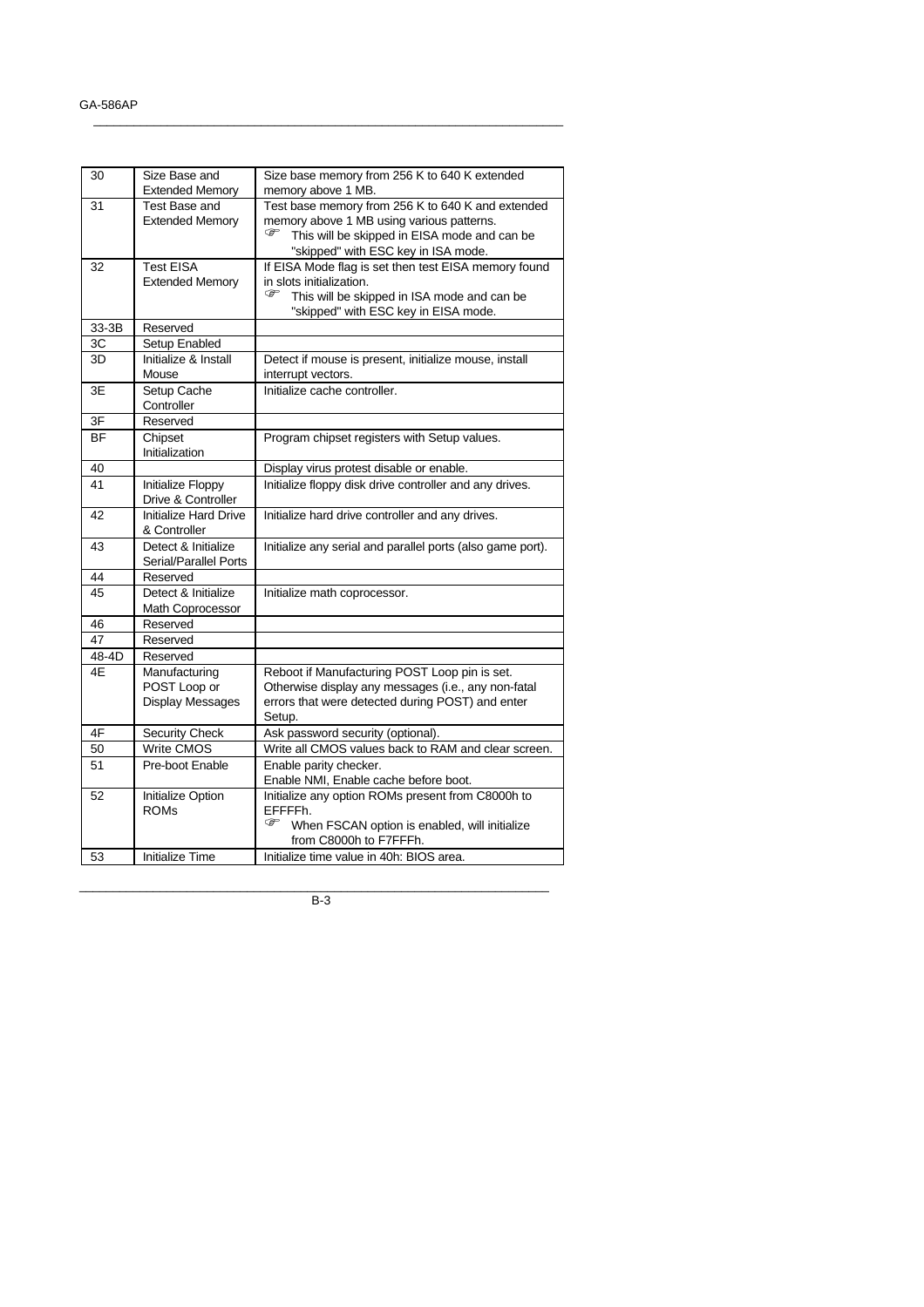| 30 | Size Base and Extended Memory | Size base memory from 256 K to 640 K extended memory above 1 MB. |
|---|---|---|
| 31 | Test Base and Extended Memory | Test base memory from 256 K to 640 K and extended memory above 1 MB using various patterns. ☞ This will be skipped in EISA mode and can be "skipped" with ESC key in ISA mode. |
| 32 | Test EISA Extended Memory | If EISA Mode flag is set then test EISA memory found in slots initialization. ☞ This will be skipped in ISA mode and can be "skipped" with ESC key in EISA mode. |
| 33-3B | Reserved | |
| 3C | Setup Enabled | |
| 3D | Initialize & Install Mouse | Detect if mouse is present, initialize mouse, install interrupt vectors. |
| 3E | Setup Cache Controller | Initialize cache controller. |
| 3F | Reserved | |
| BF | Chipset Initialization | Program chipset registers with Setup values. |
| 40 | | Display virus protest disable or enable. |
| 41 | Initialize Floppy Drive & Controller | Initialize floppy disk drive controller and any drives. |
| 42 | Initialize Hard Drive & Controller | Initialize hard drive controller and any drives. |
| 43 | Detect & Initialize Serial/Parallel Ports | Initialize any serial and parallel ports (also game port). |
| 44 | Reserved | |
| 45 | Detect & Initialize Math Coprocessor | Initialize math coprocessor. |
| 46 | Reserved | |
| 47 | Reserved | |
| 48-4D | Reserved | |
| 4E | Manufacturing POST Loop or Display Messages | Reboot if Manufacturing POST Loop pin is set. Otherwise display any messages (i.e., any non-fatal errors that were detected during POST) and enter Setup. |
| 4F | Security Check | Ask password security (optional). |
| 50 | Write CMOS | Write all CMOS values back to RAM and clear screen. |
| 51 | Pre-boot Enable | Enable parity checker. Enable NMI, Enable cache before boot. |
| 52 | Initialize Option ROMs | Initialize any option ROMs present from C8000h to EFFFFh. ☞ When FSCAN option is enabled, will initialize from C8000h to F7FFFh. |
| 53 | Initialize Time | Initialize time value in 40h: BIOS area. |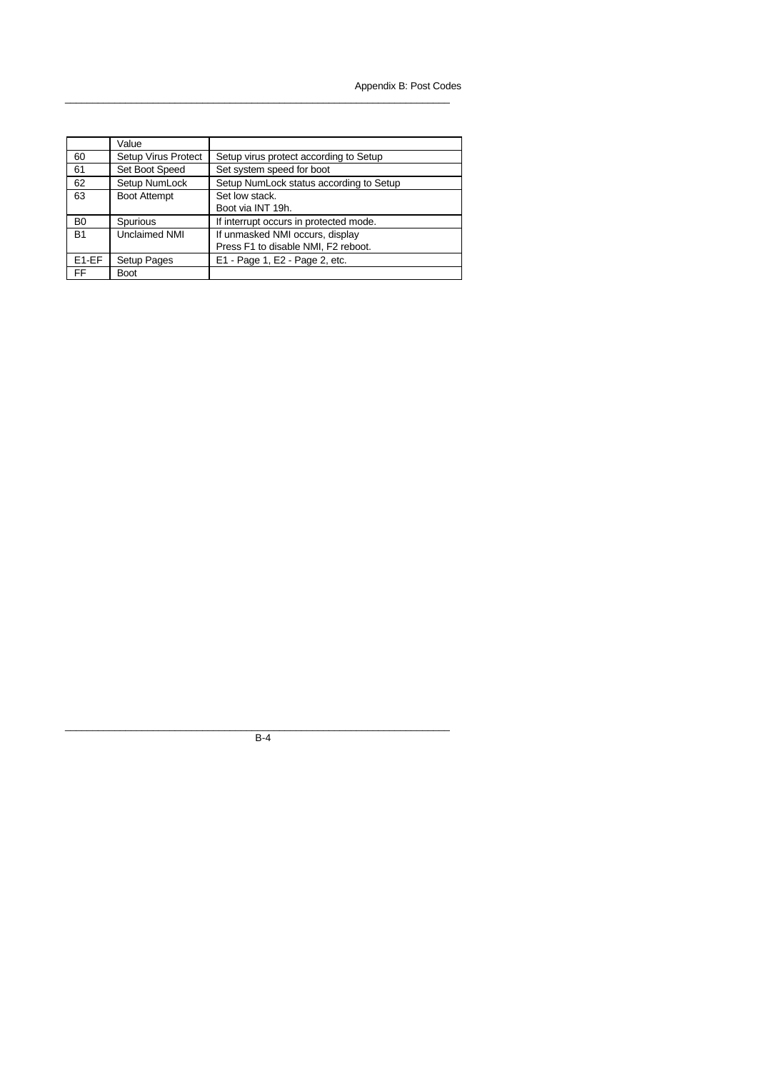|  | Value |  |
|---|---|---|
| 60 | Setup Virus Protect | Setup virus protect according to Setup |
| 61 | Set Boot Speed | Set system speed for boot |
| 62 | Setup NumLock | Setup NumLock status according to Setup |
| 63 | Boot Attempt | Set low stack.<br>Boot via INT 19h. |
| B0 | Spurious | If interrupt occurs in protected mode. |
| B1 | Unclaimed NMI | If unmasked NMI occurs, display<br>Press F1 to disable NMI, F2 reboot. |
| E1-EF | Setup Pages | E1 - Page 1, E2 - Page 2, etc. |
| FF | Boot |  |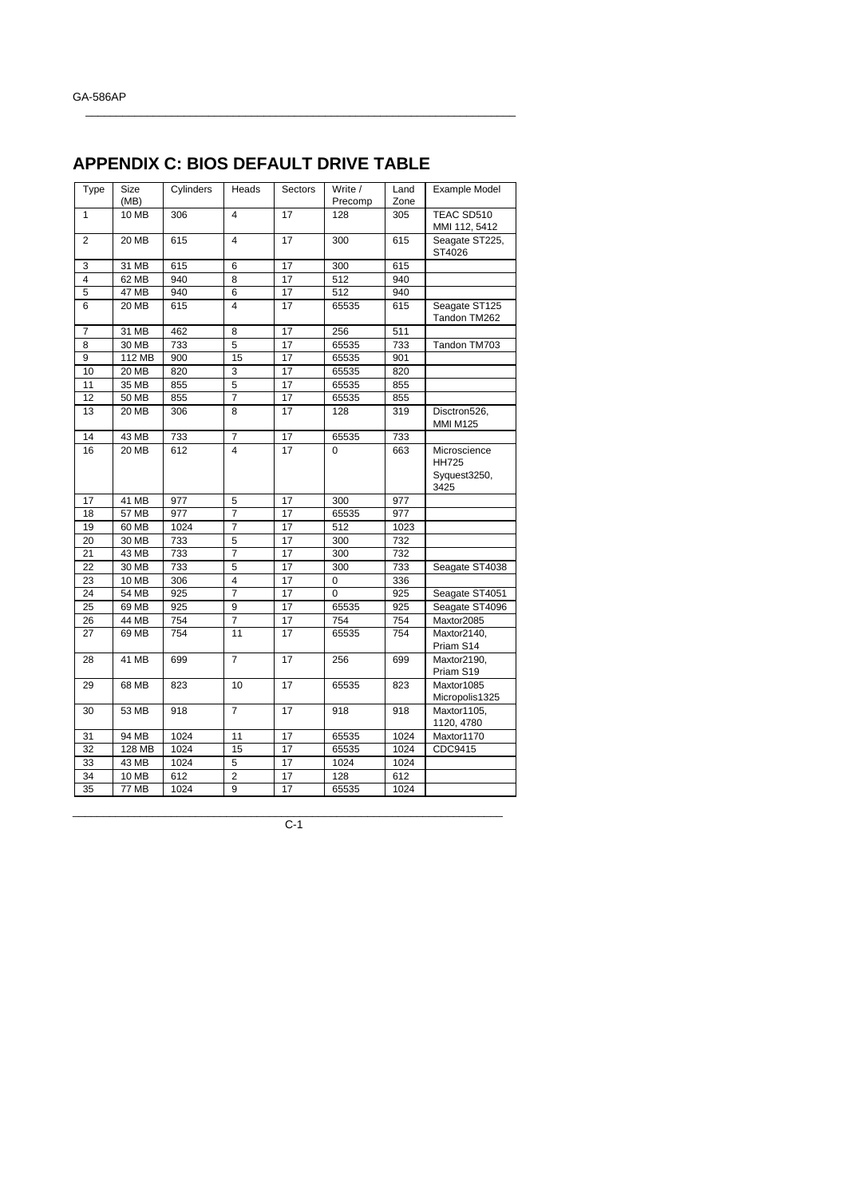# APPENDIX C: BIOS DEFAULT DRIVE TABLE

| Type | Size (MB) | Cylinders | Heads | Sectors | Write / Precomp | Land Zone | Example Model |
|---|---|---|---|---|---|---|---|
| 1 | 10 MB | 306 | 4 | 17 | 128 | 305 | TEAC SD510 MMI 112, 5412 |
| 2 | 20 MB | 615 | 4 | 17 | 300 | 615 | Seagate ST225, ST4026 |
| 3 | 31 MB | 615 | 6 | 17 | 300 | 615 | |
| 4 | 62 MB | 940 | 8 | 17 | 512 | 940 | |
| 5 | 47 MB | 940 | 6 | 17 | 512 | 940 | |
| 6 | 20 MB | 615 | 4 | 17 | 65535 | 615 | Seagate ST125 Tandon TM262 |
| 7 | 31 MB | 462 | 8 | 17 | 256 | 511 | |
| 8 | 30 MB | 733 | 5 | 17 | 65535 | 733 | Tandon TM703 |
| 9 | 112 MB | 900 | 15 | 17 | 65535 | 901 | |
| 10 | 20 MB | 820 | 3 | 17 | 65535 | 820 | |
| 11 | 35 MB | 855 | 5 | 17 | 65535 | 855 | |
| 12 | 50 MB | 855 | 7 | 17 | 65535 | 855 | |
| 13 | 20 MB | 306 | 8 | 17 | 128 | 319 | Disctron526, MMI M125 |
| 14 | 43 MB | 733 | 7 | 17 | 65535 | 733 | |
| 16 | 20 MB | 612 | 4 | 17 | 0 | 663 | Microscience HH725 Syquest3250, 3425 |
| 17 | 41 MB | 977 | 5 | 17 | 300 | 977 | |
| 18 | 57 MB | 977 | 7 | 17 | 65535 | 977 | |
| 19 | 60 MB | 1024 | 7 | 17 | 512 | 1023 | |
| 20 | 30 MB | 733 | 5 | 17 | 300 | 732 | |
| 21 | 43 MB | 733 | 7 | 17 | 300 | 732 | |
| 22 | 30 MB | 733 | 5 | 17 | 300 | 733 | Seagate ST4038 |
| 23 | 10 MB | 306 | 4 | 17 | 0 | 336 | |
| 24 | 54 MB | 925 | 7 | 17 | 0 | 925 | Seagate ST4051 |
| 25 | 69 MB | 925 | 9 | 17 | 65535 | 925 | Seagate ST4096 |
| 26 | 44 MB | 754 | 7 | 17 | 754 | 754 | Maxtor2085 |
| 27 | 69 MB | 754 | 11 | 17 | 65535 | 754 | Maxtor2140, Priam S14 |
| 28 | 41 MB | 699 | 7 | 17 | 256 | 699 | Maxtor2190, Priam S19 |
| 29 | 68 MB | 823 | 10 | 17 | 65535 | 823 | Maxtor1085 Micropolis1325 |
| 30 | 53 MB | 918 | 7 | 17 | 918 | 918 | Maxtor1105, 1120, 4780 |
| 31 | 94 MB | 1024 | 11 | 17 | 65535 | 1024 | Maxtor1170 |
| 32 | 128 MB | 1024 | 15 | 17 | 65535 | 1024 | CDC9415 |
| 33 | 43 MB | 1024 | 5 | 17 | 1024 | 1024 | |
| 34 | 10 MB | 612 | 2 | 17 | 128 | 612 | |
| 35 | 77 MB | 1024 | 9 | 17 | 65535 | 1024 | |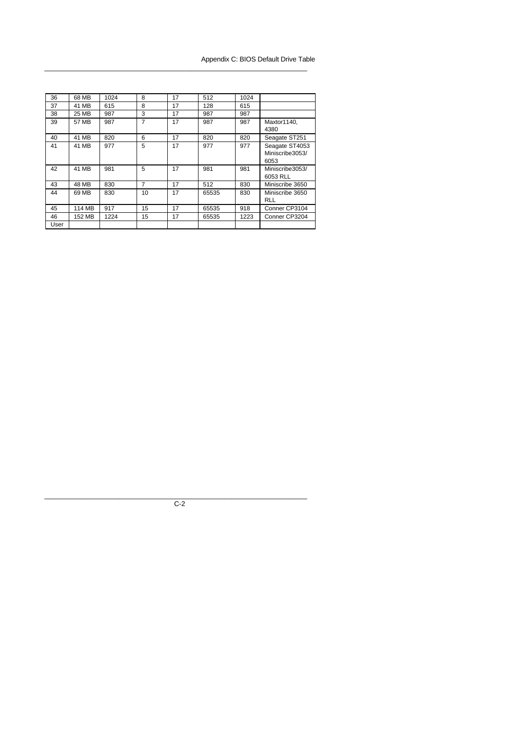| 36 | 68 MB | 1024 | 8 | 17 | 512 | 1024 | |
|---|---|---|---|---|---|---|---|
| 37 | 41 MB | 615 | 8 | 17 | 128 | 615 | |
| 38 | 25 MB | 987 | 3 | 17 | 987 | 987 | |
| 39 | 57 MB | 987 | 7 | 17 | 987 | 987 | Maxtor1140, 4380 |
| 40 | 41 MB | 820 | 6 | 17 | 820 | 820 | Seagate ST251 |
| 41 | 41 MB | 977 | 5 | 17 | 977 | 977 | Seagate ST4053 Miniscribe3053/ 6053 |
| 42 | 41 MB | 981 | 5 | 17 | 981 | 981 | Miniscribe3053/ 6053 RLL |
| 43 | 48 MB | 830 | 7 | 17 | 512 | 830 | Miniscribe 3650 |
| 44 | 69 MB | 830 | 10 | 17 | 65535 | 830 | Miniscribe 3650 RLL |
| 45 | 114 MB | 917 | 15 | 17 | 65535 | 918 | Conner CP3104 |
| 46 | 152 MB | 1224 | 15 | 17 | 65535 | 1223 | Conner CP3204 |
| User | | | | | | | |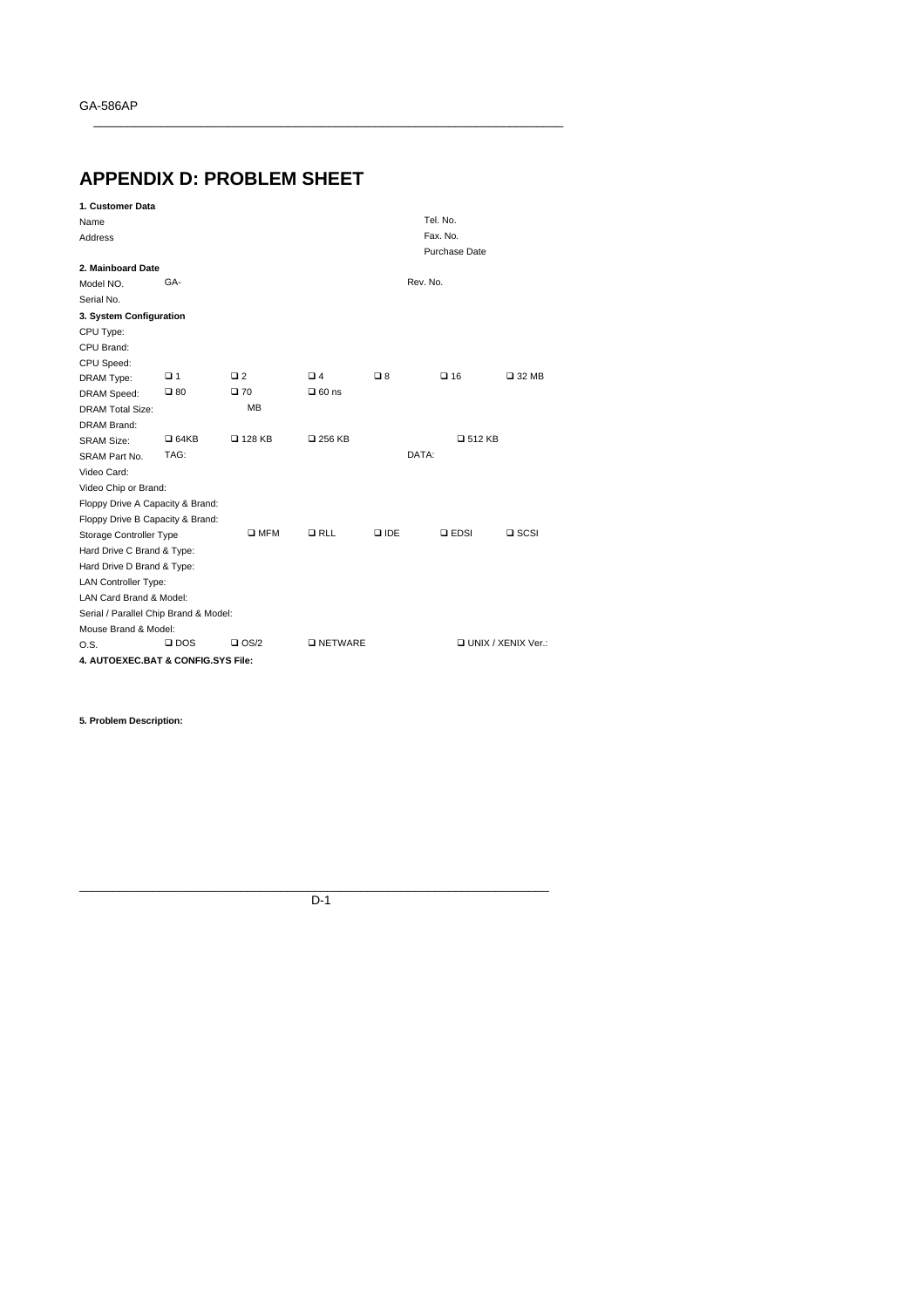# APPENDIX D: PROBLEM SHEET

**1. Customer Data**

| | | | | | | |
|---|---|---|---|---|---|---|
| Name | | | | | Tel. No. | |
| Address | | | | | Fax. No. | |
| | | | | | Purchase Date | |
| **2. Mainboard Date** | | | | | | |
| Model NO. | GA- | | | Rev. No. | | |
| Serial No. | | | | | | |
| **3. System Configuration** | | | | | | |
| CPU Type: | | | | | | |
| CPU Brand: | | | | | | |
| CPU Speed: | | | | | | |
| DRAM Type: | ❑ 1 | ❑ 2 | ❑ 4 | ❑ 8 | ❑ 16 | ❑ 32 MB |
| DRAM Speed: | ❑ 80 | ❑ 70 | ❑ 60 ns | | | |
| DRAM Total Size: | | MB | | | | |
| DRAM Brand: | | | | | | |
| SRAM Size: | ❑ 64KB | ❑ 128 KB | ❑ 256 KB | | ❑ 512 KB | |
| SRAM Part No. | TAG: | | | DATA: | | |
| Video Card: | | | | | | |
| Video Chip or Brand: | | | | | | |
| Floppy Drive A Capacity & Brand: | | | | | | |
| Floppy Drive B Capacity & Brand: | | | | | | |
| Storage Controller Type | | ❑ MFM | ❑ RLL | ❑ IDE | ❑ EDSI | ❑ SCSI |
| Hard Drive C Brand & Type: | | | | | | |
| Hard Drive D Brand & Type: | | | | | | |
| LAN Controller Type: | | | | | | |
| LAN Card Brand & Model: | | | | | | |
| Serial / Parallel Chip Brand & Model: | | | | | | |
| Mouse Brand & Model: | | | | | | |
| O.S. | ❑ DOS | ❑ OS/2 | ❑ NETWARE | | ❑ UNIX / XENIX Ver.: | |

**4. AUTOEXEC.BAT & CONFIG.SYS File:**

**5. Problem Description:**